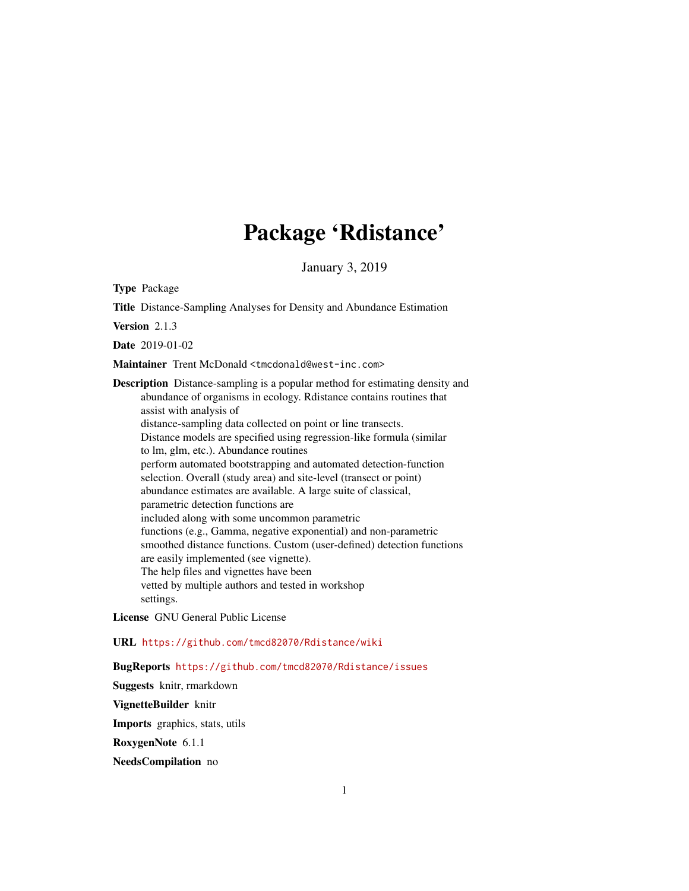# Package 'Rdistance'

January 3, 2019

**Type** Package

**Title** Distance-Sampling Analyses for Density and Abundance Estimation

**Version** 2.1.3

**Date** 2019-01-02

**Maintainer** Trent McDonald <tmcdonald@west-inc.com>

**Description** Distance-sampling is a popular method for estimating density and abundance of organisms in ecology. Rdistance contains routines that assist with analysis of distance-sampling data collected on point or line transects. Distance models are specified using regression-like formula (similar to lm, glm, etc.). Abundance routines perform automated bootstrapping and automated detection-function selection. Overall (study area) and site-level (transect or point) abundance estimates are available. A large suite of classical, parametric detection functions are included along with some uncommon parametric functions (e.g., Gamma, negative exponential) and non-parametric smoothed distance functions. Custom (user-defined) detection functions are easily implemented (see vignette). The help files and vignettes have been vetted by multiple authors and tested in workshop settings.

**License** GNU General Public License

**URL** https://github.com/tmcd82070/Rdistance/wiki

**BugReports** https://github.com/tmcd82070/Rdistance/issues

**Suggests** knitr, rmarkdown

**VignetteBuilder** knitr

**Imports** graphics, stats, utils

**RoxygenNote** 6.1.1

**NeedsCompilation** no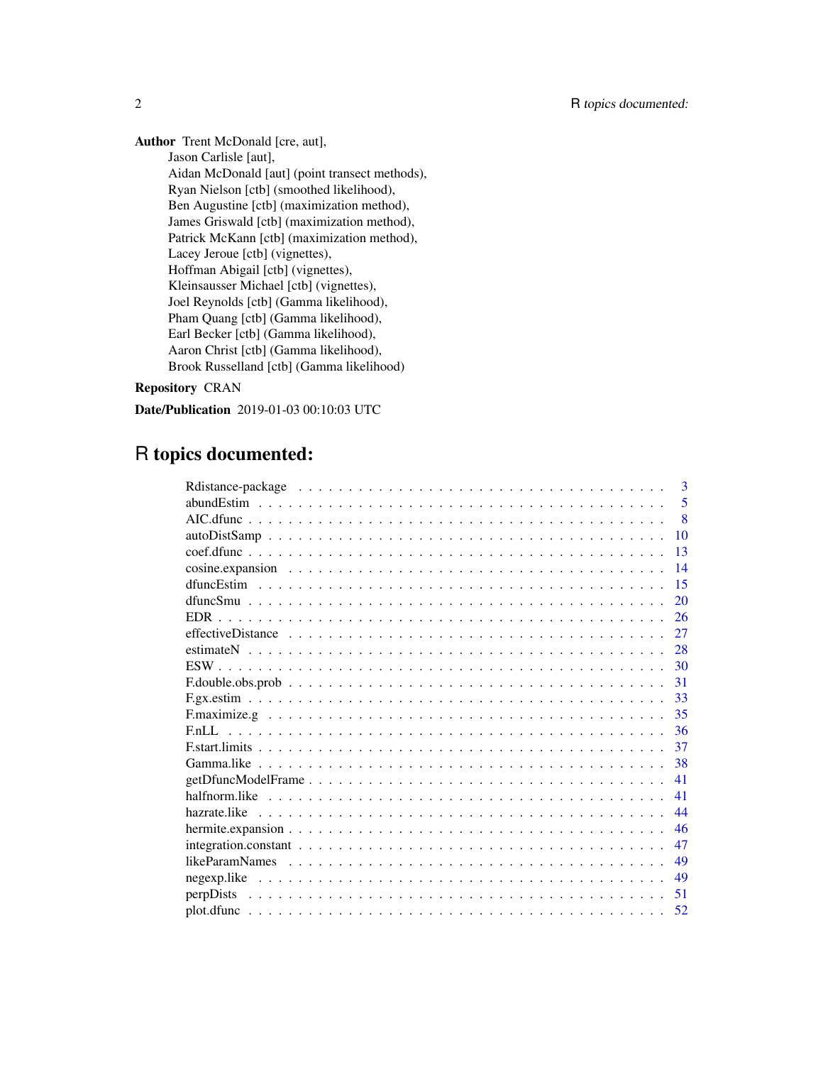**Author** Trent McDonald [cre, aut],
Jason Carlisle [aut],
Aidan McDonald [aut] (point transect methods),
Ryan Nielson [ctb] (smoothed likelihood),
Ben Augustine [ctb] (maximization method),
James Griswald [ctb] (maximization method),
Patrick McKann [ctb] (maximization method),
Lacey Jeroue [ctb] (vignettes),
Hoffman Abigail [ctb] (vignettes),
Kleinsausser Michael [ctb] (vignettes),
Joel Reynolds [ctb] (Gamma likelihood),
Pham Quang [ctb] (Gamma likelihood),
Earl Becker [ctb] (Gamma likelihood),
Aaron Christ [ctb] (Gamma likelihood),
Brook Russelland [ctb] (Gamma likelihood)

**Repository** CRAN

**Date/Publication** 2019-01-03 00:10:03 UTC

# R topics documented:

| | |
|---|---|
| Rdistance-package | 3 |
| abundEstim | 5 |
| AIC.dfunc | 8 |
| autoDistSamp | 10 |
| coef.dfunc | 13 |
| cosine.expansion | 14 |
| dfuncEstim | 15 |
| dfuncSmu | 20 |
| EDR | 26 |
| effectiveDistance | 27 |
| estimateN | 28 |
| ESW | 30 |
| F.double.obs.prob | 31 |
| F.gx.estim | 33 |
| F.maximize.g | 35 |
| F.nLL | 36 |
| F.start.limits | 37 |
| Gamma.like | 38 |
| getDfuncModelFrame | 41 |
| halfnorm.like | 41 |
| hazrate.like | 44 |
| hermite.expansion | 46 |
| integration.constant | 47 |
| likeParamNames | 49 |
| negexp.like | 49 |
| perpDists | 51 |
| plot.dfunc | 52 |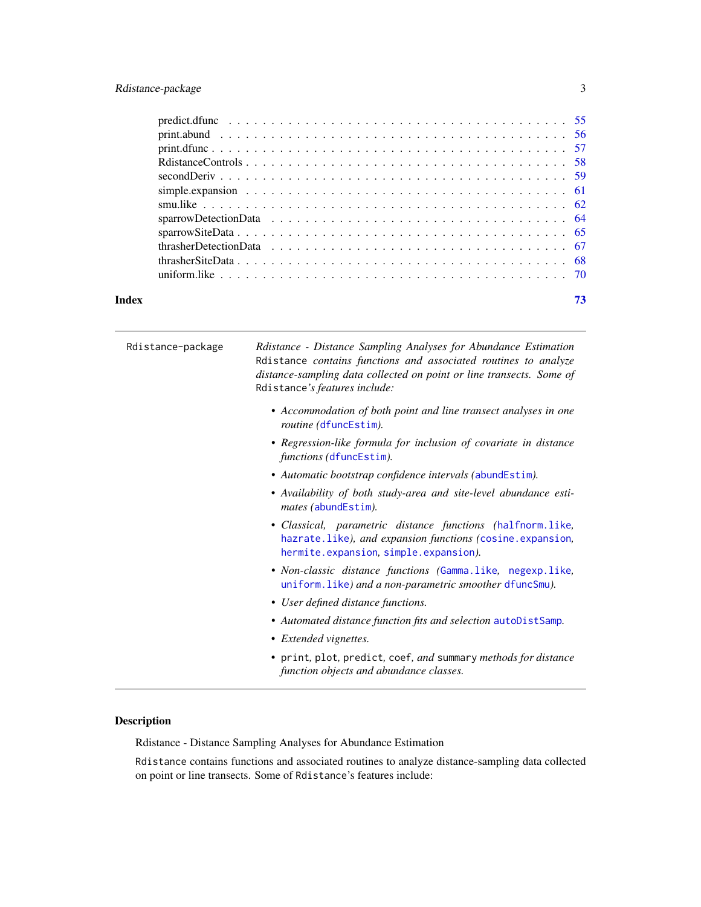predict.dfunc . . . . . . . . . . . . . . . . . . . . . . . . . . . . . . . . . . . . 55
print.abund . . . . . . . . . . . . . . . . . . . . . . . . . . . . . . . . . . . . 56
print.dfunc . . . . . . . . . . . . . . . . . . . . . . . . . . . . . . . . . . . . 57
RdistanceControls . . . . . . . . . . . . . . . . . . . . . . . . . . . . . . . . . 58
secondDeriv . . . . . . . . . . . . . . . . . . . . . . . . . . . . . . . . . . . . 59
simple.expansion . . . . . . . . . . . . . . . . . . . . . . . . . . . . . . . . . 61
smu.like . . . . . . . . . . . . . . . . . . . . . . . . . . . . . . . . . . . . . . 62
sparrowDetectionData . . . . . . . . . . . . . . . . . . . . . . . . . . . . . . 64
sparrowSiteData . . . . . . . . . . . . . . . . . . . . . . . . . . . . . . . . . 65
thrasherDetectionData . . . . . . . . . . . . . . . . . . . . . . . . . . . . . 67
thrasherSiteData . . . . . . . . . . . . . . . . . . . . . . . . . . . . . . . . . 68
uniform.like . . . . . . . . . . . . . . . . . . . . . . . . . . . . . . . . . . . . 70

**Index** **73**

---

`Rdistance-package` *Rdistance - Distance Sampling Analyses for Abundance Estimation* `Rdistance` *contains functions and associated routines to analyze distance-sampling data collected on point or line transects. Some of* `Rdistance`*'s features include:*

- *Accommodation of both point and line transect analyses in one routine (*`dfuncEstim`*).*
- *Regression-like formula for inclusion of covariate in distance functions (*`dfuncEstim`*).*
- *Automatic bootstrap confidence intervals (*`abundEstim`*).*
- *Availability of both study-area and site-level abundance estimates (*`abundEstim`*).*
- *Classical, parametric distance functions (*`halfnorm.like`*,* `hazrate.like`*), and expansion functions (*`cosine.expansion`*,* `hermite.expansion`*,* `simple.expansion`*).*
- *Non-classic distance functions (*`Gamma.like`*,* `negexp.like`*,* `uniform.like`*) and a non-parametric smoother* `dfuncSmu`*).*
- *User defined distance functions.*
- *Automated distance function fits and selection* `autoDistSamp`*.*
- *Extended vignettes.*
- `print`*,* `plot`*,* `predict`*,* `coef`*, and* `summary` *methods for distance function objects and abundance classes.*

---

## Description

Rdistance - Distance Sampling Analyses for Abundance Estimation

`Rdistance` contains functions and associated routines to analyze distance-sampling data collected on point or line transects. Some of `Rdistance`'s features include: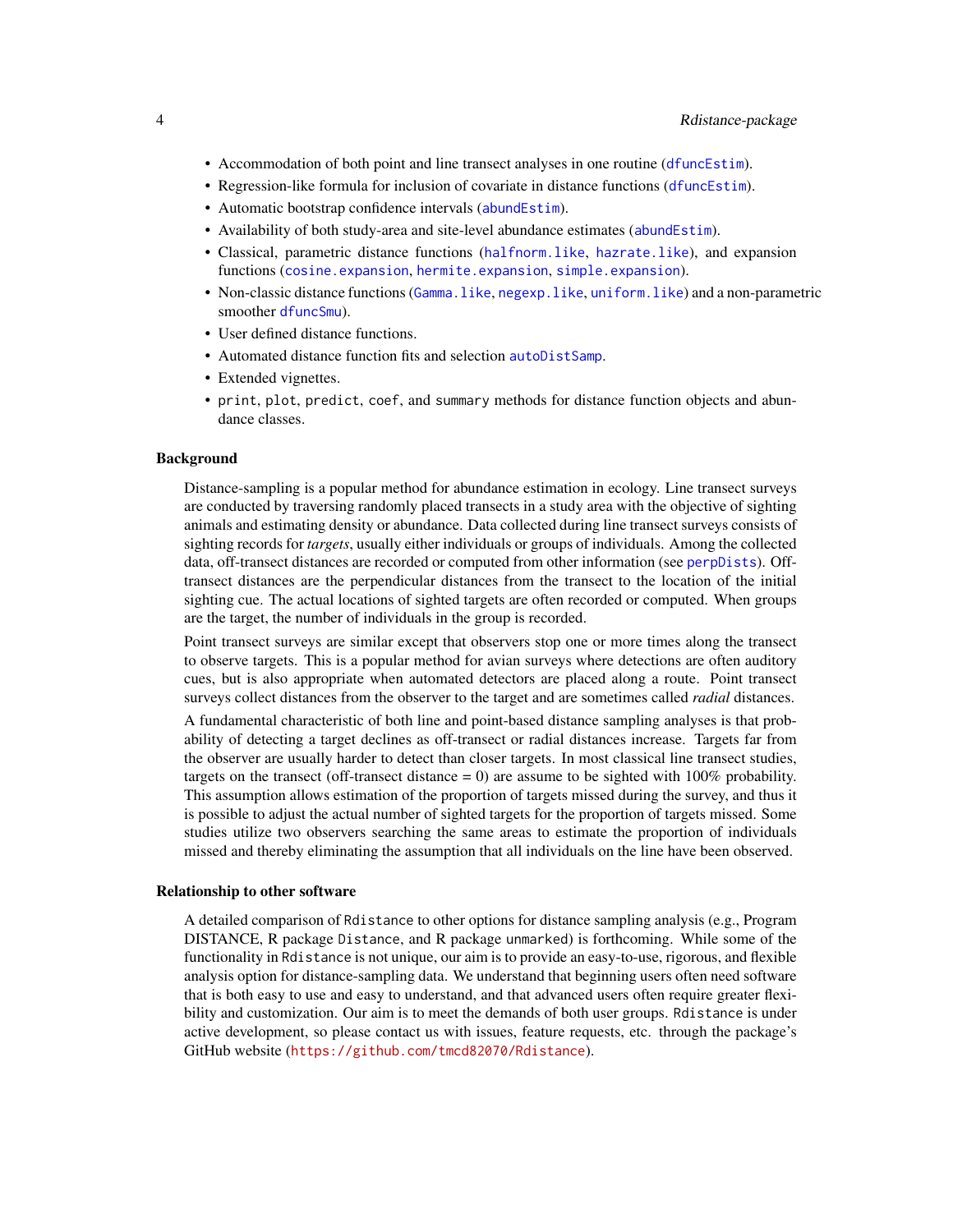- Accommodation of both point and line transect analyses in one routine (`dfuncEstim`).
- Regression-like formula for inclusion of covariate in distance functions (`dfuncEstim`).
- Automatic bootstrap confidence intervals (`abundEstim`).
- Availability of both study-area and site-level abundance estimates (`abundEstim`).
- Classical, parametric distance functions (`halfnorm.like`, `hazrate.like`), and expansion functions (`cosine.expansion`, `hermite.expansion`, `simple.expansion`).
- Non-classic distance functions (`Gamma.like`, `negexp.like`, `uniform.like`) and a non-parametric smoother `dfuncSmu`).
- User defined distance functions.
- Automated distance function fits and selection `autoDistSamp`.
- Extended vignettes.
- `print`, `plot`, `predict`, `coef`, and `summary` methods for distance function objects and abundance classes.

### Background

Distance-sampling is a popular method for abundance estimation in ecology. Line transect surveys are conducted by traversing randomly placed transects in a study area with the objective of sighting animals and estimating density or abundance. Data collected during line transect surveys consists of sighting records for *targets*, usually either individuals or groups of individuals. Among the collected data, off-transect distances are recorded or computed from other information (see `perpDists`). Off-transect distances are the perpendicular distances from the transect to the location of the initial sighting cue. The actual locations of sighted targets are often recorded or computed. When groups are the target, the number of individuals in the group is recorded.

Point transect surveys are similar except that observers stop one or more times along the transect to observe targets. This is a popular method for avian surveys where detections are often auditory cues, but is also appropriate when automated detectors are placed along a route. Point transect surveys collect distances from the observer to the target and are sometimes called *radial* distances.

A fundamental characteristic of both line and point-based distance sampling analyses is that probability of detecting a target declines as off-transect or radial distances increase. Targets far from the observer are usually harder to detect than closer targets. In most classical line transect studies, targets on the transect (off-transect distance = 0) are assume to be sighted with 100% probability. This assumption allows estimation of the proportion of targets missed during the survey, and thus it is possible to adjust the actual number of sighted targets for the proportion of targets missed. Some studies utilize two observers searching the same areas to estimate the proportion of individuals missed and thereby eliminating the assumption that all individuals on the line have been observed.

### Relationship to other software

A detailed comparison of `Rdistance` to other options for distance sampling analysis (e.g., Program DISTANCE, R package `Distance`, and R package `unmarked`) is forthcoming. While some of the functionality in `Rdistance` is not unique, our aim is to provide an easy-to-use, rigorous, and flexible analysis option for distance-sampling data. We understand that beginning users often need software that is both easy to use and easy to understand, and that advanced users often require greater flexibility and customization. Our aim is to meet the demands of both user groups. `Rdistance` is under active development, so please contact us with issues, feature requests, etc. through the package's GitHub website (https://github.com/tmcd82070/Rdistance).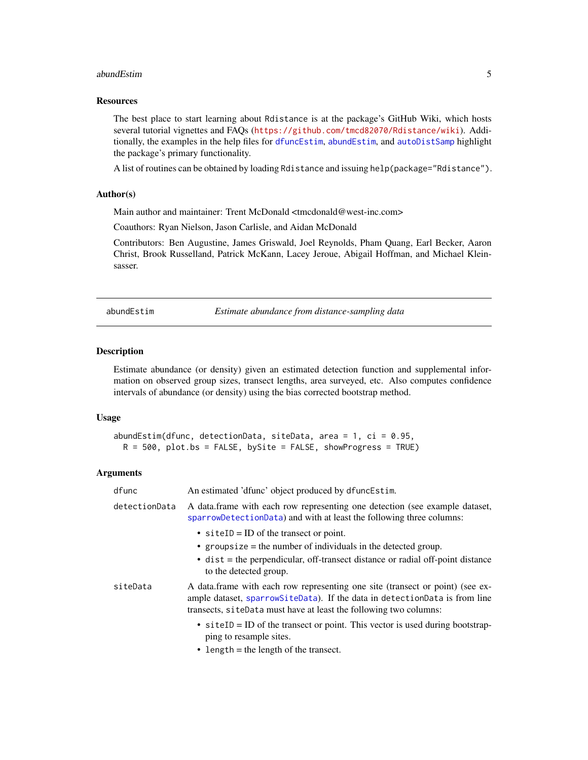### Resources

The best place to start learning about `Rdistance` is at the package's GitHub Wiki, which hosts several tutorial vignettes and FAQs (https://github.com/tmcd82070/Rdistance/wiki). Additionally, the examples in the help files for `dfuncEstim`, `abundEstim`, and `autoDistSamp` highlight the package's primary functionality.

A list of routines can be obtained by loading `Rdistance` and issuing `help(package="Rdistance")`.

### Author(s)

Main author and maintainer: Trent McDonald <tmcdonald@west-inc.com>

Coauthors: Ryan Nielson, Jason Carlisle, and Aidan McDonald

Contributors: Ben Augustine, James Griswald, Joel Reynolds, Pham Quang, Earl Becker, Aaron Christ, Brook Russelland, Patrick McKann, Lacey Jeroue, Abigail Hoffman, and Michael Kleinsasser.

---

## abundEstim — *Estimate abundance from distance-sampling data*

---

### Description

Estimate abundance (or density) given an estimated detection function and supplemental information on observed group sizes, transect lengths, area surveyed, etc. Also computes confidence intervals of abundance (or density) using the bias corrected bootstrap method.

### Usage

```
abundEstim(dfunc, detectionData, siteData, area = 1, ci = 0.95,
  R = 500, plot.bs = FALSE, bySite = FALSE, showProgress = TRUE)
```

### Arguments

**dfunc** — An estimated 'dfunc' object produced by `dfuncEstim`.

**detectionData** — A data.frame with each row representing one detection (see example dataset, `sparrowDetectionData`) and with at least the following three columns:

- `siteID` = ID of the transect or point.
- `groupsize` = the number of individuals in the detected group.
- `dist` = the perpendicular, off-transect distance or radial off-point distance to the detected group.

**siteData** — A data.frame with each row representing one site (transect or point) (see example dataset, `sparrowSiteData`). If the data in `detectionData` is from line transects, `siteData` must have at least the following two columns:

- `siteID` = ID of the transect or point. This vector is used during bootstrapping to resample sites.
- `length` = the length of the transect.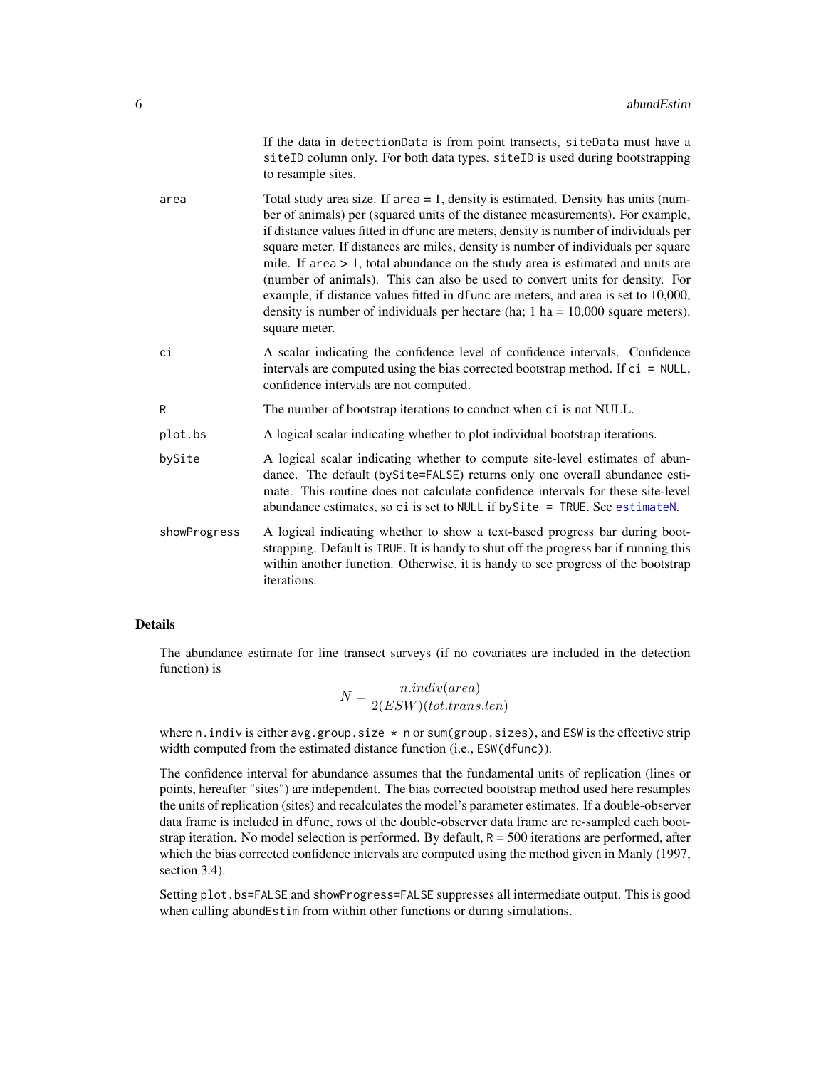If the data in detectionData is from point transects, siteData must have a siteID column only. For both data types, siteID is used during bootstrapping to resample sites.

area
: Total study area size. If area = 1, density is estimated. Density has units (number of animals) per (squared units of the distance measurements). For example, if distance values fitted in dfunc are meters, density is number of individuals per square meter. If distances are miles, density is number of individuals per square mile. If area > 1, total abundance on the study area is estimated and units are (number of animals). This can also be used to convert units for density. For example, if distance values fitted in dfunc are meters, and area is set to 10,000, density is number of individuals per hectare (ha; 1 ha = 10,000 square meters). square meter.

ci
: A scalar indicating the confidence level of confidence intervals. Confidence intervals are computed using the bias corrected bootstrap method. If ci = NULL, confidence intervals are not computed.

R
: The number of bootstrap iterations to conduct when ci is not NULL.

plot.bs
: A logical scalar indicating whether to plot individual bootstrap iterations.

bySite
: A logical scalar indicating whether to compute site-level estimates of abundance. The default (bySite=FALSE) returns only one overall abundance estimate. This routine does not calculate confidence intervals for these site-level abundance estimates, so ci is set to NULL if bySite = TRUE. See estimateN.

showProgress
: A logical indicating whether to show a text-based progress bar during bootstrapping. Default is TRUE. It is handy to shut off the progress bar if running this within another function. Otherwise, it is handy to see progress of the bootstrap iterations.

### Details

The abundance estimate for line transect surveys (if no covariates are included in the detection function) is

$$N = \frac{n.indiv(area)}{2(ESW)(tot.trans.len)}$$

where n.indiv is either avg.group.size * n or sum(group.sizes), and ESW is the effective strip width computed from the estimated distance function (i.e., ESW(dfunc)).

The confidence interval for abundance assumes that the fundamental units of replication (lines or points, hereafter "sites") are independent. The bias corrected bootstrap method used here resamples the units of replication (sites) and recalculates the model's parameter estimates. If a double-observer data frame is included in dfunc, rows of the double-observer data frame are re-sampled each bootstrap iteration. No model selection is performed. By default, R = 500 iterations are performed, after which the bias corrected confidence intervals are computed using the method given in Manly (1997, section 3.4).

Setting plot.bs=FALSE and showProgress=FALSE suppresses all intermediate output. This is good when calling abundEstim from within other functions or during simulations.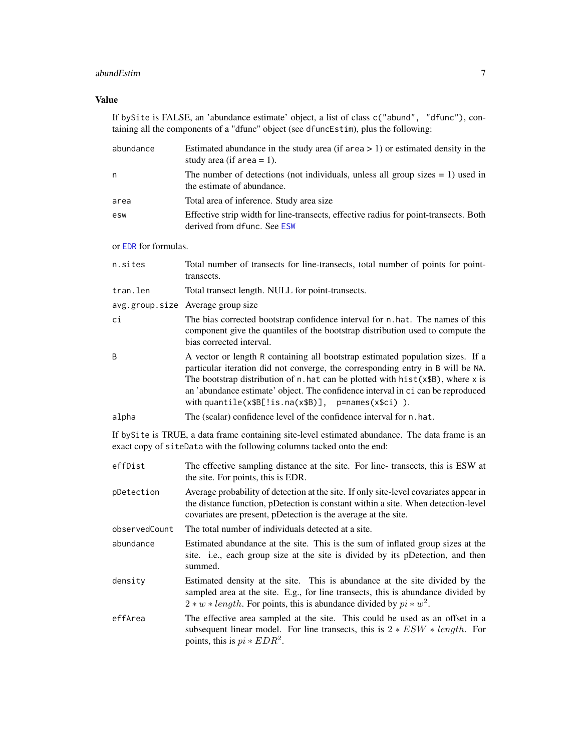## Value

If `bySite` is FALSE, an 'abundance estimate' object, a list of class `c("abund", "dfunc")`, containing all the components of a "dfunc" object (see `dfuncEstim`), plus the following:

- **abundance**: Estimated abundance in the study area (if `area` > 1) or estimated density in the study area (if `area` = 1).
- **n**: The number of detections (not individuals, unless all group sizes = 1) used in the estimate of abundance.
- **area**: Total area of inference. Study area size
- **esw**: Effective strip width for line-transects, effective radius for point-transects. Both derived from `dfunc`. See ESW

or EDR for formulas.

- **n.sites**: Total number of transects for line-transects, total number of points for point-transects.
- **tran.len**: Total transect length. NULL for point-transects.
- **avg.group.size**: Average group size
- **ci**: The bias corrected bootstrap confidence interval for `n.hat`. The names of this component give the quantiles of the bootstrap distribution used to compute the bias corrected interval.
- **B**: A vector or length `R` containing all bootstrap estimated population sizes. If a particular iteration did not converge, the corresponding entry in `B` will be `NA`. The bootstrap distribution of `n.hat` can be plotted with `hist(x$B)`, where `x` is an 'abundance estimate' object. The confidence interval in `ci` can be reproduced with `quantile(x$B[!is.na(x$B)], p=names(x$ci) )`.
- **alpha**: The (scalar) confidence level of the confidence interval for `n.hat`.

If `bySite` is TRUE, a data frame containing site-level estimated abundance. The data frame is an exact copy of `siteData` with the following columns tacked onto the end:

- **effDist**: The effective sampling distance at the site. For line- transects, this is ESW at the site. For points, this is EDR.
- **pDetection**: Average probability of detection at the site. If only site-level covariates appear in the distance function, pDetection is constant within a site. When detection-level covariates are present, pDetection is the average at the site.
- **observedCount**: The total number of individuals detected at a site.
- **abundance**: Estimated abundance at the site. This is the sum of inflated group sizes at the site. i.e., each group size at the site is divided by its pDetection, and then summed.
- **density**: Estimated density at the site. This is abundance at the site divided by the sampled area at the site. E.g., for line transects, this is abundance divided by $2 * w * length$. For points, this is abundance divided by $pi * w^2$.
- **effArea**: The effective area sampled at the site. This could be used as an offset in a subsequent linear model. For line transects, this is $2 * ESW * length$. For points, this is $pi * EDR^2$.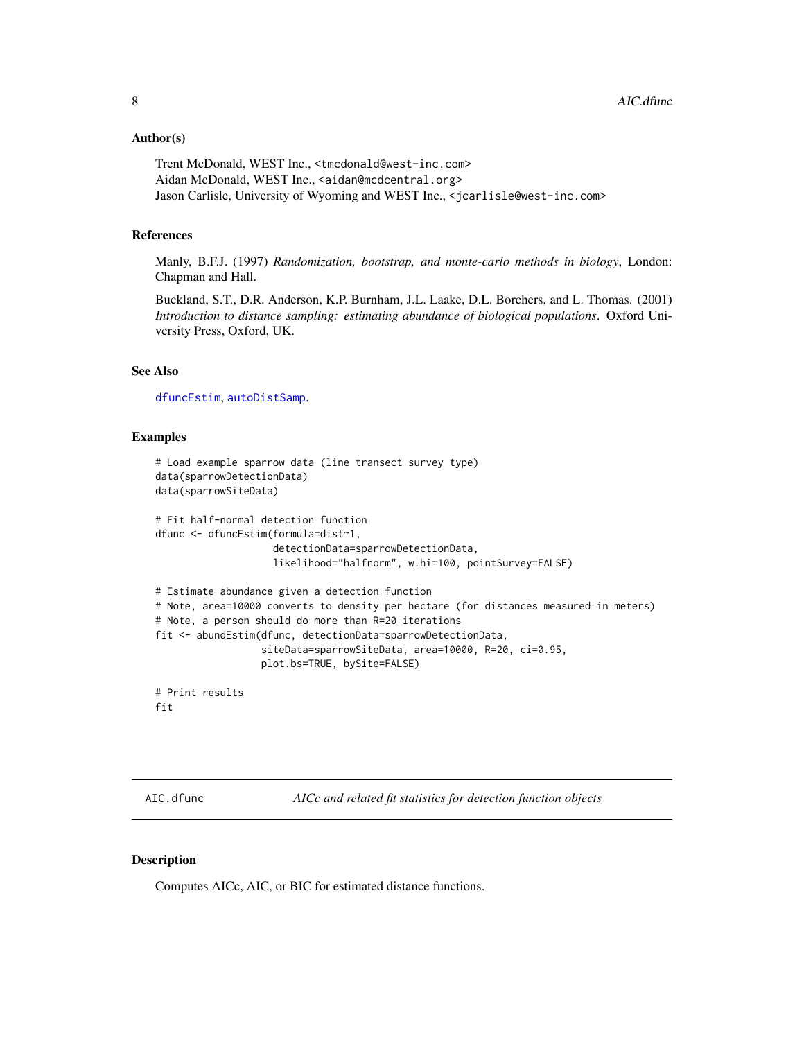### Author(s)

Trent McDonald, WEST Inc., <tmcdonald@west-inc.com>
Aidan McDonald, WEST Inc., <aidan@mcdcentral.org>
Jason Carlisle, University of Wyoming and WEST Inc., <jcarlisle@west-inc.com>

### References

Manly, B.F.J. (1997) *Randomization, bootstrap, and monte-carlo methods in biology*, London: Chapman and Hall.

Buckland, S.T., D.R. Anderson, K.P. Burnham, J.L. Laake, D.L. Borchers, and L. Thomas. (2001) *Introduction to distance sampling: estimating abundance of biological populations*. Oxford University Press, Oxford, UK.

### See Also

dfuncEstim, autoDistSamp.

### Examples

```
# Load example sparrow data (line transect survey type)
data(sparrowDetectionData)
data(sparrowSiteData)

# Fit half-normal detection function
dfunc <- dfuncEstim(formula=dist~1,
                    detectionData=sparrowDetectionData,
                    likelihood="halfnorm", w.hi=100, pointSurvey=FALSE)

# Estimate abundance given a detection function
# Note, area=10000 converts to density per hectare (for distances measured in meters)
# Note, a person should do more than R=20 iterations
fit <- abundEstim(dfunc, detectionData=sparrowDetectionData,
                  siteData=sparrowSiteData, area=10000, R=20, ci=0.95,
                  plot.bs=TRUE, bySite=FALSE)

# Print results
fit
```

---

## AIC.dfunc — *AICc and related fit statistics for detection function objects*

### Description

Computes AICc, AIC, or BIC for estimated distance functions.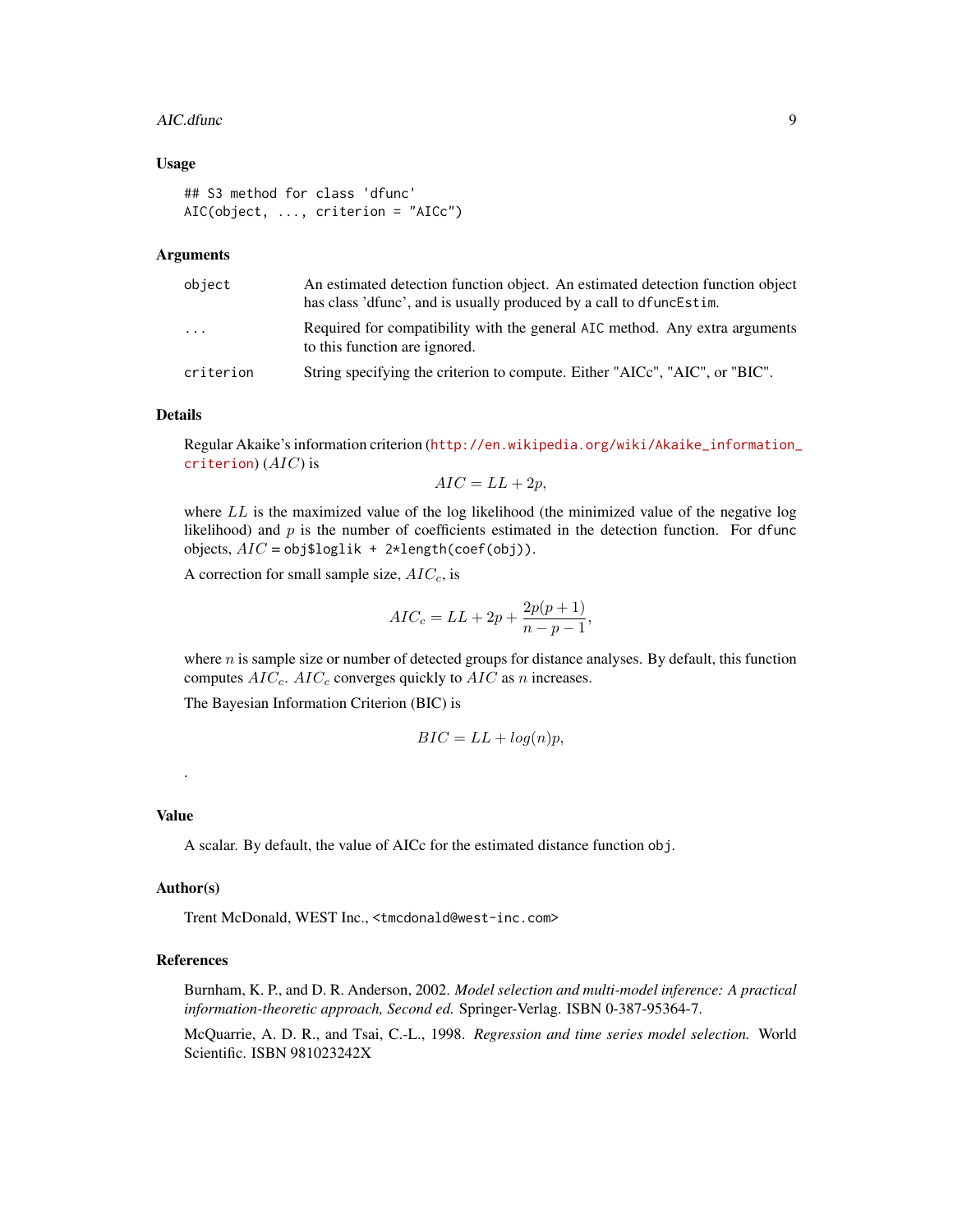## Usage

```
## S3 method for class 'dfunc'
AIC(object, ..., criterion = "AICc")
```

## Arguments

| | |
|---|---|
| object | An estimated detection function object. An estimated detection function object has class 'dfunc', and is usually produced by a call to `dfuncEstim`. |
| ... | Required for compatibility with the general `AIC` method. Any extra arguments to this function are ignored. |
| criterion | String specifying the criterion to compute. Either "AICc", "AIC", or "BIC". |

## Details

Regular Akaike's information criterion (http://en.wikipedia.org/wiki/Akaike_information_criterion) ($AIC$) is

$$AIC = LL + 2p,$$

where $LL$ is the maximized value of the log likelihood (the minimized value of the negative log likelihood) and $p$ is the number of coefficients estimated in the detection function. For `dfunc` objects, $AIC$ = `obj$loglik + 2*length(coef(obj))`.

A correction for small sample size, $AIC_c$, is

$$AIC_c = LL + 2p + \frac{2p(p+1)}{n-p-1},$$

where $n$ is sample size or number of detected groups for distance analyses. By default, this function computes $AIC_c$. $AIC_c$ converges quickly to $AIC$ as $n$ increases.

The Bayesian Information Criterion (BIC) is

$$BIC = LL + log(n)p,$$

.

## Value

A scalar. By default, the value of AICc for the estimated distance function `obj`.

## Author(s)

Trent McDonald, WEST Inc., <tmcdonald@west-inc.com>

## References

Burnham, K. P., and D. R. Anderson, 2002. *Model selection and multi-model inference: A practical information-theoretic approach, Second ed.* Springer-Verlag. ISBN 0-387-95364-7.

McQuarrie, A. D. R., and Tsai, C.-L., 1998. *Regression and time series model selection.* World Scientific. ISBN 981023242X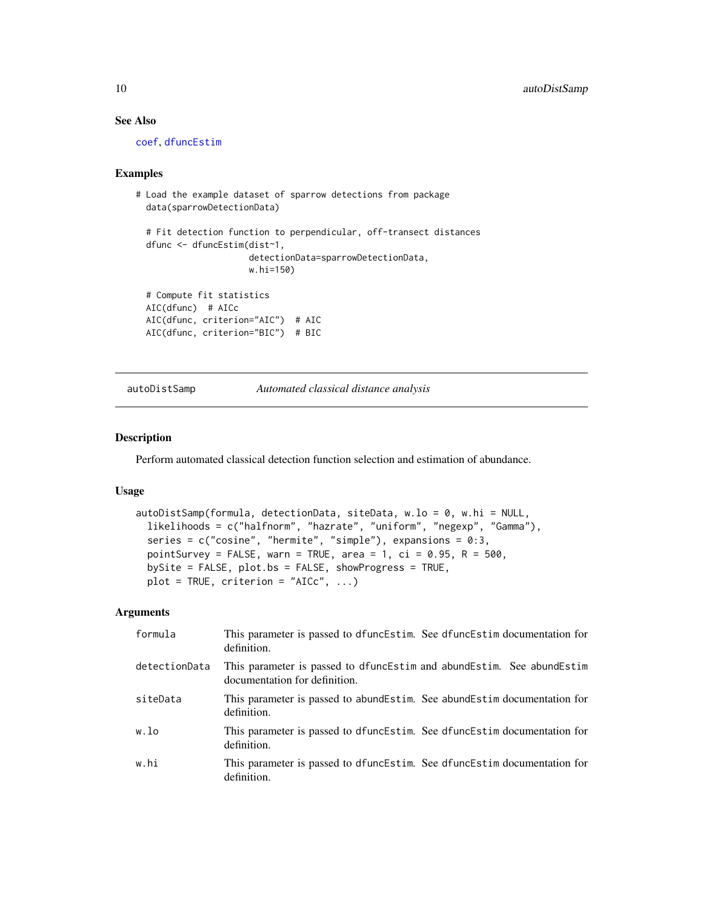### See Also

coef, dfuncEstim

### Examples

```
# Load the example dataset of sparrow detections from package
  data(sparrowDetectionData)

  # Fit detection function to perpendicular, off-transect distances
  dfunc <- dfuncEstim(dist~1,
                      detectionData=sparrowDetectionData,
                      w.hi=150)

  # Compute fit statistics
  AIC(dfunc)  # AICc
  AIC(dfunc, criterion="AIC")  # AIC
  AIC(dfunc, criterion="BIC")  # BIC
```

---

## autoDistSamp    *Automated classical distance analysis*

---

### Description

Perform automated classical detection function selection and estimation of abundance.

### Usage

```
autoDistSamp(formula, detectionData, siteData, w.lo = 0, w.hi = NULL,
  likelihoods = c("halfnorm", "hazrate", "uniform", "negexp", "Gamma"),
  series = c("cosine", "hermite", "simple"), expansions = 0:3,
  pointSurvey = FALSE, warn = TRUE, area = 1, ci = 0.95, R = 500,
  bySite = FALSE, plot.bs = FALSE, showProgress = TRUE,
  plot = TRUE, criterion = "AICc", ...)
```

### Arguments

| | |
|---|---|
| formula | This parameter is passed to dfuncEstim. See dfuncEstim documentation for definition. |
| detectionData | This parameter is passed to dfuncEstim and abundEstim. See abundEstim documentation for definition. |
| siteData | This parameter is passed to abundEstim. See abundEstim documentation for definition. |
| w.lo | This parameter is passed to dfuncEstim. See dfuncEstim documentation for definition. |
| w.hi | This parameter is passed to dfuncEstim. See dfuncEstim documentation for definition. |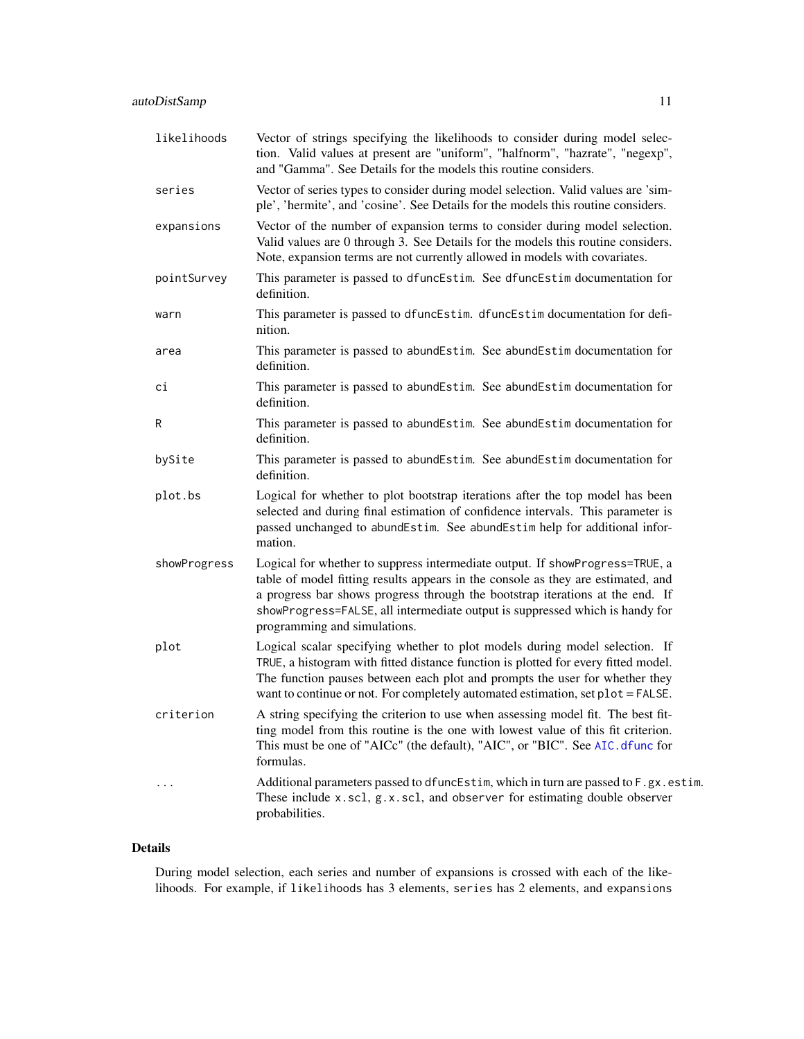| | |
|---|---|
| `likelihoods` | Vector of strings specifying the likelihoods to consider during model selection. Valid values at present are "uniform", "halfnorm", "hazrate", "negexp", and "Gamma". See Details for the models this routine considers. |
| `series` | Vector of series types to consider during model selection. Valid values are 'simple', 'hermite', and 'cosine'. See Details for the models this routine considers. |
| `expansions` | Vector of the number of expansion terms to consider during model selection. Valid values are 0 through 3. See Details for the models this routine considers. Note, expansion terms are not currently allowed in models with covariates. |
| `pointSurvey` | This parameter is passed to `dfuncEstim`. See `dfuncEstim` documentation for definition. |
| `warn` | This parameter is passed to `dfuncEstim`. `dfuncEstim` documentation for definition. |
| `area` | This parameter is passed to `abundEstim`. See `abundEstim` documentation for definition. |
| `ci` | This parameter is passed to `abundEstim`. See `abundEstim` documentation for definition. |
| `R` | This parameter is passed to `abundEstim`. See `abundEstim` documentation for definition. |
| `bySite` | This parameter is passed to `abundEstim`. See `abundEstim` documentation for definition. |
| `plot.bs` | Logical for whether to plot bootstrap iterations after the top model has been selected and during final estimation of confidence intervals. This parameter is passed unchanged to `abundEstim`. See `abundEstim` help for additional information. |
| `showProgress` | Logical for whether to suppress intermediate output. If `showProgress=TRUE`, a table of model fitting results appears in the console as they are estimated, and a progress bar shows progress through the bootstrap iterations at the end. If `showProgress=FALSE`, all intermediate output is suppressed which is handy for programming and simulations. |
| `plot` | Logical scalar specifying whether to plot models during model selection. If `TRUE`, a histogram with fitted distance function is plotted for every fitted model. The function pauses between each plot and prompts the user for whether they want to continue or not. For completely automated estimation, set `plot = FALSE`. |
| `criterion` | A string specifying the criterion to use when assessing model fit. The best fitting model from this routine is the one with lowest value of this fit criterion. This must be one of "AICc" (the default), "AIC", or "BIC". See `AIC.dfunc` for formulas. |
| `...` | Additional parameters passed to `dfuncEstim`, which in turn are passed to `F.gx.estim`. These include `x.scl`, `g.x.scl`, and `observer` for estimating double observer probabilities. |

### Details

During model selection, each series and number of expansions is crossed with each of the likelihoods. For example, if `likelihoods` has 3 elements, `series` has 2 elements, and `expansions`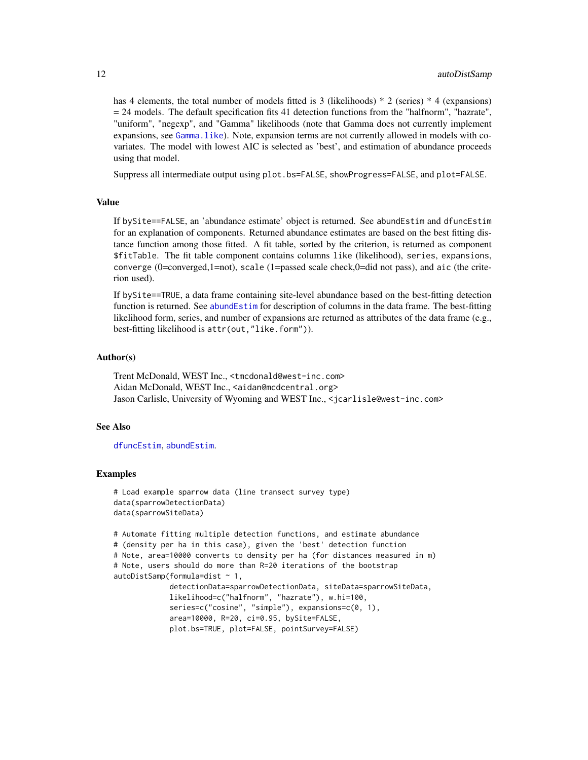has 4 elements, the total number of models fitted is 3 (likelihoods) * 2 (series) * 4 (expansions) = 24 models. The default specification fits 41 detection functions from the "halfnorm", "hazrate", "uniform", "negexp", and "Gamma" likelihoods (note that Gamma does not currently implement expansions, see Gamma.like). Note, expansion terms are not currently allowed in models with covariates. The model with lowest AIC is selected as 'best', and estimation of abundance proceeds using that model.

Suppress all intermediate output using `plot.bs=FALSE`, `showProgress=FALSE`, and `plot=FALSE`.

### Value

If `bySite==FALSE`, an 'abundance estimate' object is returned. See `abundEstim` and `dfuncEstim` for an explanation of components. Returned abundance estimates are based on the best fitting distance function among those fitted. A fit table, sorted by the criterion, is returned as component `$fitTable`. The fit table component contains columns `like` (likelihood), `series`, `expansions`, `converge` (0=converged,1=not), `scale` (1=passed scale check,0=did not pass), and `aic` (the criterion used).

If `bySite==TRUE`, a data frame containing site-level abundance based on the best-fitting detection function is returned. See abundEstim for description of columns in the data frame. The best-fitting likelihood form, series, and number of expansions are returned as attributes of the data frame (e.g., best-fitting likelihood is `attr(out,"like.form")`).

### Author(s)

Trent McDonald, WEST Inc., <tmcdonald@west-inc.com>
Aidan McDonald, WEST Inc., <aidan@mcdcentral.org>
Jason Carlisle, University of Wyoming and WEST Inc., <jcarlisle@west-inc.com>

### See Also

dfuncEstim, abundEstim.

### Examples

```
# Load example sparrow data (line transect survey type)
data(sparrowDetectionData)
data(sparrowSiteData)

# Automate fitting multiple detection functions, and estimate abundance
# (density per ha in this case), given the 'best' detection function
# Note, area=10000 converts to density per ha (for distances measured in m)
# Note, users should do more than R=20 iterations of the bootstrap
autoDistSamp(formula=dist ~ 1,
             detectionData=sparrowDetectionData, siteData=sparrowSiteData,
             likelihood=c("halfnorm", "hazrate"), w.hi=100,
             series=c("cosine", "simple"), expansions=c(0, 1),
             area=10000, R=20, ci=0.95, bySite=FALSE,
             plot.bs=TRUE, plot=FALSE, pointSurvey=FALSE)
```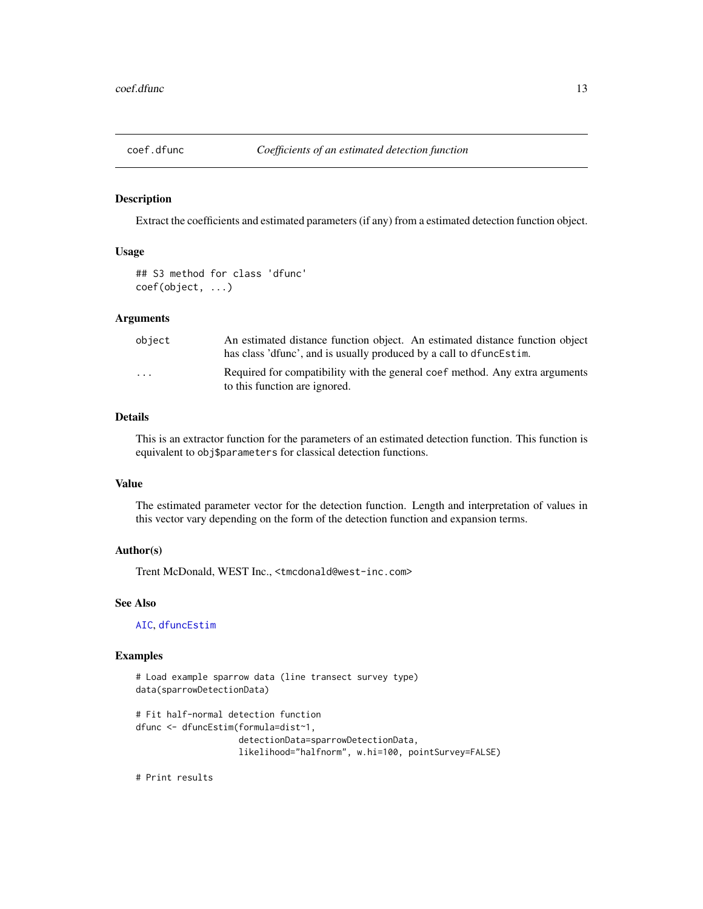## coef.dfunc — *Coefficients of an estimated detection function*

### Description

Extract the coefficients and estimated parameters (if any) from a estimated detection function object.

### Usage

```
## S3 method for class 'dfunc'
coef(object, ...)
```

### Arguments

| | |
|---|---|
| `object` | An estimated distance function object. An estimated distance function object has class 'dfunc', and is usually produced by a call to `dfuncEstim`. |
| `...` | Required for compatibility with the general `coef` method. Any extra arguments to this function are ignored. |

### Details

This is an extractor function for the parameters of an estimated detection function. This function is equivalent to `obj$parameters` for classical detection functions.

### Value

The estimated parameter vector for the detection function. Length and interpretation of values in this vector vary depending on the form of the detection function and expansion terms.

### Author(s)

Trent McDonald, WEST Inc., <tmcdonald@west-inc.com>

### See Also

AIC, dfuncEstim

### Examples

```
# Load example sparrow data (line transect survey type)
data(sparrowDetectionData)

# Fit half-normal detection function
dfunc <- dfuncEstim(formula=dist~1,
                    detectionData=sparrowDetectionData,
                    likelihood="halfnorm", w.hi=100, pointSurvey=FALSE)

# Print results
```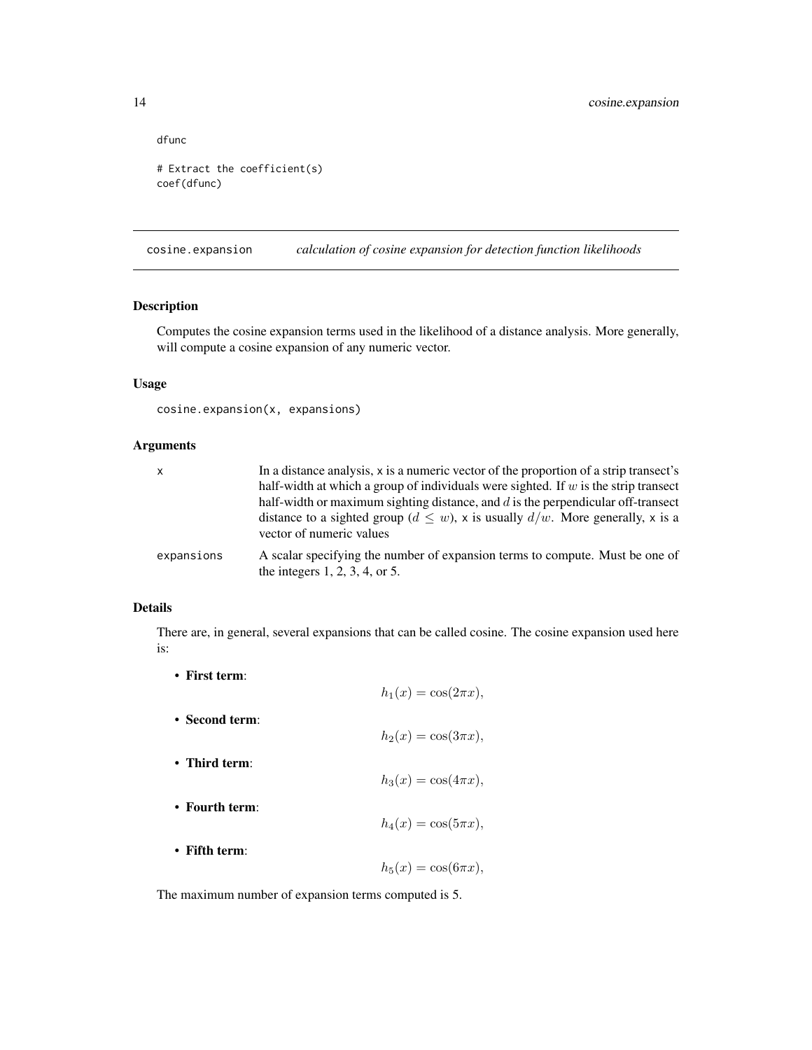```
dfunc

# Extract the coefficient(s)
coef(dfunc)
```

## cosine.expansion *calculation of cosine expansion for detection function likelihoods*

### Description

Computes the cosine expansion terms used in the likelihood of a distance analysis. More generally, will compute a cosine expansion of any numeric vector.

### Usage

```
cosine.expansion(x, expansions)
```

### Arguments

| | |
|---|---|
| x | In a distance analysis, x is a numeric vector of the proportion of a strip transect's half-width at which a group of individuals were sighted. If $w$ is the strip transect half-width or maximum sighting distance, and $d$ is the perpendicular off-transect distance to a sighted group ($d \leq w$), x is usually $d/w$. More generally, x is a vector of numeric values |
| expansions | A scalar specifying the number of expansion terms to compute. Must be one of the integers 1, 2, 3, 4, or 5. |

### Details

There are, in general, several expansions that can be called cosine. The cosine expansion used here is:

- **First term**:
$$h_1(x) = \cos(2\pi x),$$
- **Second term**:
$$h_2(x) = \cos(3\pi x),$$
- **Third term**:
$$h_3(x) = \cos(4\pi x),$$
- **Fourth term**:
$$h_4(x) = \cos(5\pi x),$$
- **Fifth term**:
$$h_5(x) = \cos(6\pi x),$$

The maximum number of expansion terms computed is 5.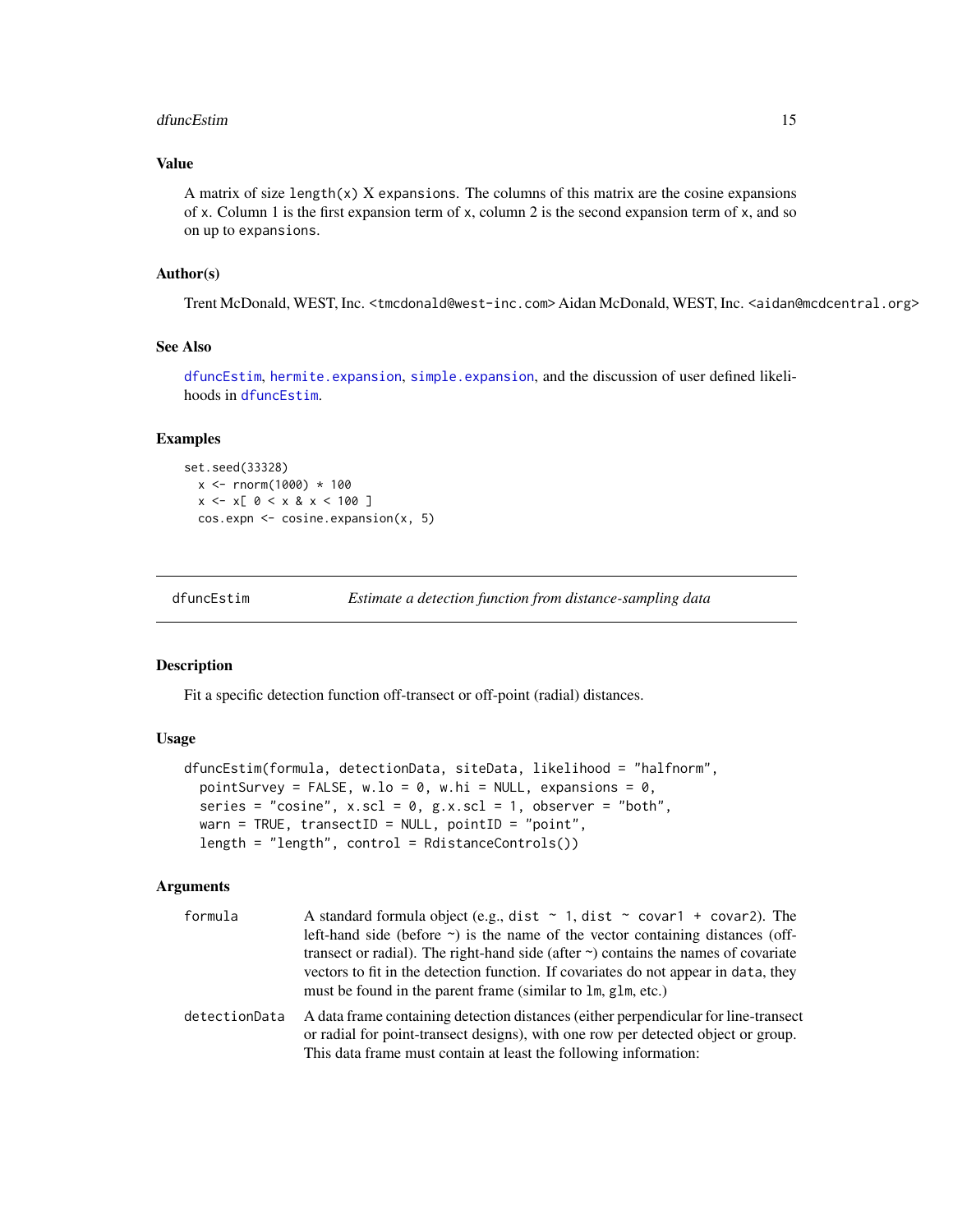### Value

A matrix of size length(x) X expansions. The columns of this matrix are the cosine expansions of x. Column 1 is the first expansion term of x, column 2 is the second expansion term of x, and so on up to expansions.

### Author(s)

Trent McDonald, WEST, Inc. <tmcdonald@west-inc.com> Aidan McDonald, WEST, Inc. <aidan@mcdcentral.org>

### See Also

dfuncEstim, hermite.expansion, simple.expansion, and the discussion of user defined likelihoods in dfuncEstim.

### Examples

```
set.seed(33328)
  x <- rnorm(1000) * 100
  x <- x[ 0 < x & x < 100 ]
  cos.expn <- cosine.expansion(x, 5)
```

---

## dfuncEstim — *Estimate a detection function from distance-sampling data*

### Description

Fit a specific detection function off-transect or off-point (radial) distances.

### Usage

```
dfuncEstim(formula, detectionData, siteData, likelihood = "halfnorm",
  pointSurvey = FALSE, w.lo = 0, w.hi = NULL, expansions = 0,
  series = "cosine", x.scl = 0, g.x.scl = 1, observer = "both",
  warn = TRUE, transectID = NULL, pointID = "point",
  length = "length", control = RdistanceControls())
```

### Arguments

| | |
|---|---|
| formula | A standard formula object (e.g., dist ~ 1, dist ~ covar1 + covar2). The left-hand side (before ~) is the name of the vector containing distances (off-transect or radial). The right-hand side (after ~) contains the names of covariate vectors to fit in the detection function. If covariates do not appear in data, they must be found in the parent frame (similar to lm, glm, etc.) |
| detectionData | A data frame containing detection distances (either perpendicular for line-transect or radial for point-transect designs), with one row per detected object or group. This data frame must contain at least the following information: |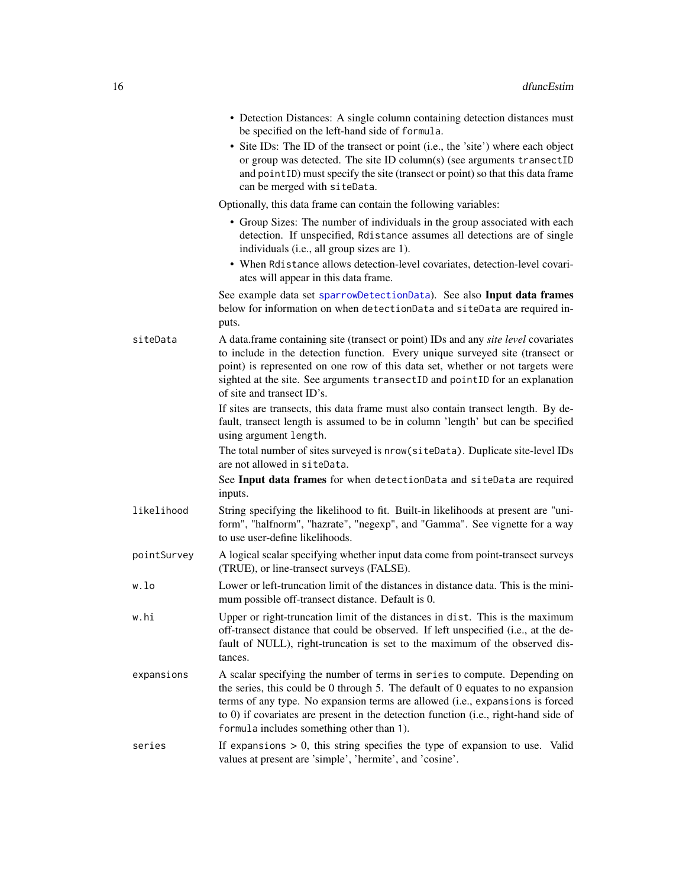- Detection Distances: A single column containing detection distances must be specified on the left-hand side of `formula`.
- Site IDs: The ID of the transect or point (i.e., the 'site') where each object or group was detected. The site ID column(s) (see arguments `transectID` and `pointID`) must specify the site (transect or point) so that this data frame can be merged with `siteData`.

Optionally, this data frame can contain the following variables:

- Group Sizes: The number of individuals in the group associated with each detection. If unspecified, `Rdistance` assumes all detections are of single individuals (i.e., all group sizes are 1).
- When `Rdistance` allows detection-level covariates, detection-level covariates will appear in this data frame.

See example data set `sparrowDetectionData`). See also **Input data frames** below for information on when `detectionData` and `siteData` are required inputs.

`siteData`
: A data.frame containing site (transect or point) IDs and any *site level* covariates to include in the detection function. Every unique surveyed site (transect or point) is represented on one row of this data set, whether or not targets were sighted at the site. See arguments `transectID` and `pointID` for an explanation of site and transect ID's.

  If sites are transects, this data frame must also contain transect length. By default, transect length is assumed to be in column 'length' but can be specified using argument `length`.

  The total number of sites surveyed is `nrow(siteData)`. Duplicate site-level IDs are not allowed in `siteData`.

  See **Input data frames** for when `detectionData` and `siteData` are required inputs.

`likelihood`
: String specifying the likelihood to fit. Built-in likelihoods at present are "uniform", "halfnorm", "hazrate", "negexp", and "Gamma". See vignette for a way to use user-define likelihoods.

`pointSurvey`
: A logical scalar specifying whether input data come from point-transect surveys (TRUE), or line-transect surveys (FALSE).

`w.lo`
: Lower or left-truncation limit of the distances in distance data. This is the minimum possible off-transect distance. Default is 0.

`w.hi`
: Upper or right-truncation limit of the distances in `dist`. This is the maximum off-transect distance that could be observed. If left unspecified (i.e., at the default of NULL), right-truncation is set to the maximum of the observed distances.

`expansions`
: A scalar specifying the number of terms in `series` to compute. Depending on the series, this could be 0 through 5. The default of 0 equates to no expansion terms of any type. No expansion terms are allowed (i.e., `expansions` is forced to 0) if covariates are present in the detection function (i.e., right-hand side of `formula` includes something other than `1`).

`series`
: If `expansions` > 0, this string specifies the type of expansion to use. Valid values at present are 'simple', 'hermite', and 'cosine'.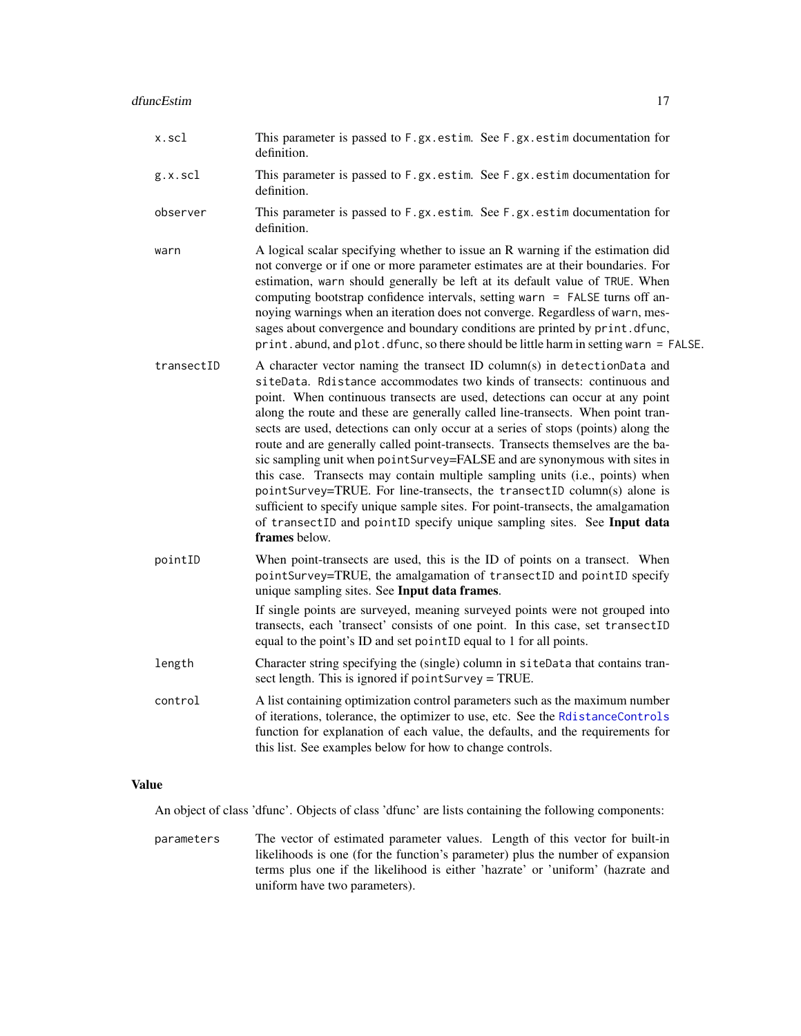`x.scl` This parameter is passed to `F.gx.estim`. See `F.gx.estim` documentation for definition.

`g.x.scl` This parameter is passed to `F.gx.estim`. See `F.gx.estim` documentation for definition.

`observer` This parameter is passed to `F.gx.estim`. See `F.gx.estim` documentation for definition.

`warn` A logical scalar specifying whether to issue an R warning if the estimation did not converge or if one or more parameter estimates are at their boundaries. For estimation, `warn` should generally be left at its default value of `TRUE`. When computing bootstrap confidence intervals, setting `warn = FALSE` turns off annoying warnings when an iteration does not converge. Regardless of `warn`, messages about convergence and boundary conditions are printed by `print.dfunc`, `print.abund`, and `plot.dfunc`, so there should be little harm in setting `warn = FALSE`.

`transectID` A character vector naming the transect ID column(s) in `detectionData` and `siteData`. `Rdistance` accommodates two kinds of transects: continuous and point. When continuous transects are used, detections can occur at any point along the route and these are generally called line-transects. When point transects are used, detections can only occur at a series of stops (points) along the route and are generally called point-transects. Transects themselves are the basic sampling unit when `pointSurvey`=FALSE and are synonymous with sites in this case. Transects may contain multiple sampling units (i.e., points) when `pointSurvey`=TRUE. For line-transects, the `transectID` column(s) alone is sufficient to specify unique sample sites. For point-transects, the amalgamation of `transectID` and `pointID` specify unique sampling sites. See **Input data frames** below.

`pointID` When point-transects are used, this is the ID of points on a transect. When `pointSurvey`=TRUE, the amalgamation of `transectID` and `pointID` specify unique sampling sites. See **Input data frames**.

If single points are surveyed, meaning surveyed points were not grouped into transects, each 'transect' consists of one point. In this case, set `transectID` equal to the point's ID and set `pointID` equal to 1 for all points.

`length` Character string specifying the (single) column in `siteData` that contains transect length. This is ignored if `pointSurvey` = TRUE.

`control` A list containing optimization control parameters such as the maximum number of iterations, tolerance, the optimizer to use, etc. See the `RdistanceControls` function for explanation of each value, the defaults, and the requirements for this list. See examples below for how to change controls.

## Value

An object of class 'dfunc'. Objects of class 'dfunc' are lists containing the following components:

`parameters` The vector of estimated parameter values. Length of this vector for built-in likelihoods is one (for the function's parameter) plus the number of expansion terms plus one if the likelihood is either 'hazrate' or 'uniform' (hazrate and uniform have two parameters).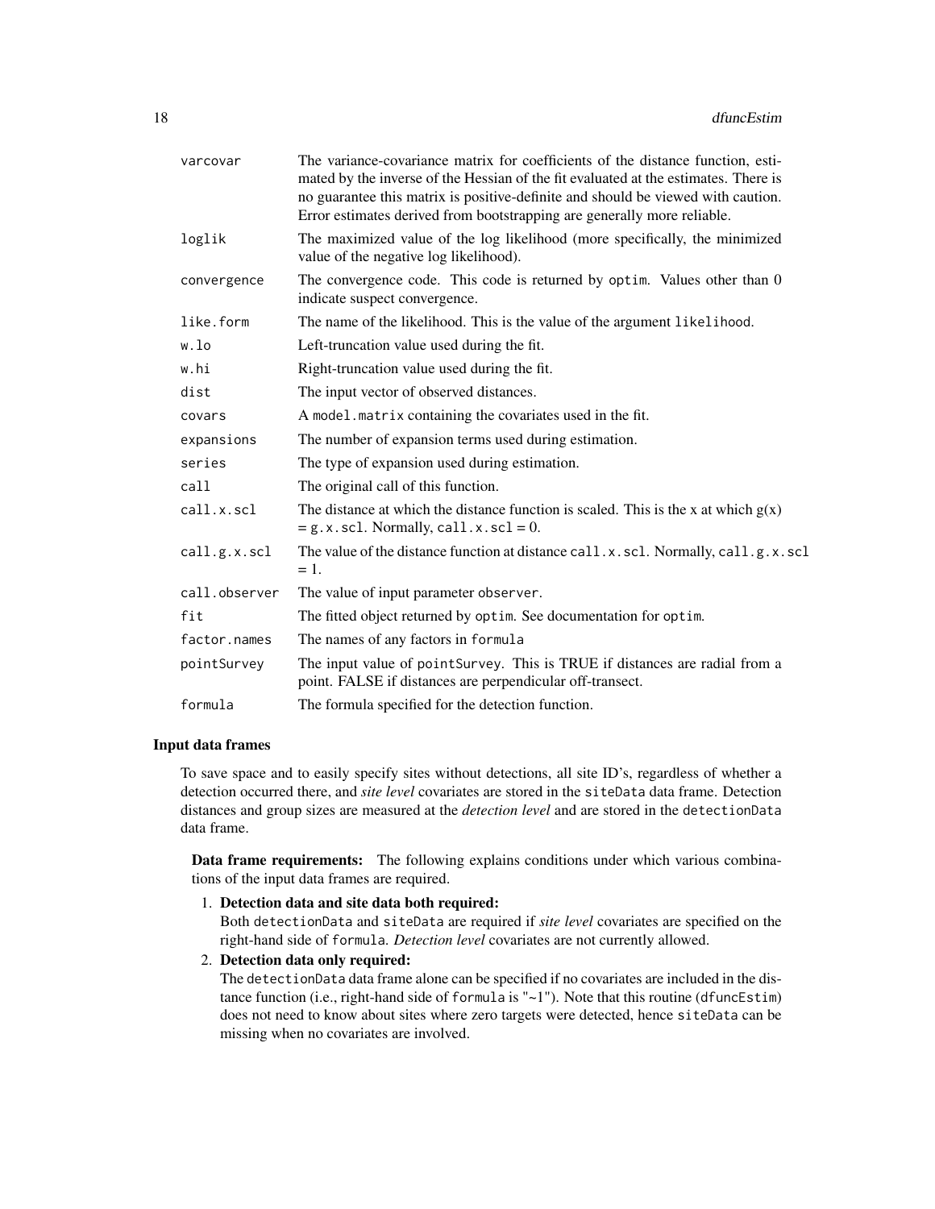| | |
|---|---|
| `varcovar` | The variance-covariance matrix for coefficients of the distance function, estimated by the inverse of the Hessian of the fit evaluated at the estimates. There is no guarantee this matrix is positive-definite and should be viewed with caution. Error estimates derived from bootstrapping are generally more reliable. |
| `loglik` | The maximized value of the log likelihood (more specifically, the minimized value of the negative log likelihood). |
| `convergence` | The convergence code. This code is returned by `optim`. Values other than 0 indicate suspect convergence. |
| `like.form` | The name of the likelihood. This is the value of the argument `likelihood`. |
| `w.lo` | Left-truncation value used during the fit. |
| `w.hi` | Right-truncation value used during the fit. |
| `dist` | The input vector of observed distances. |
| `covars` | A `model.matrix` containing the covariates used in the fit. |
| `expansions` | The number of expansion terms used during estimation. |
| `series` | The type of expansion used during estimation. |
| `call` | The original call of this function. |
| `call.x.scl` | The distance at which the distance function is scaled. This is the x at which g(x) = `g.x.scl`. Normally, `call.x.scl` = 0. |
| `call.g.x.scl` | The value of the distance function at distance `call.x.scl`. Normally, `call.g.x.scl` = 1. |
| `call.observer` | The value of input parameter `observer`. |
| `fit` | The fitted object returned by `optim`. See documentation for `optim`. |
| `factor.names` | The names of any factors in `formula` |
| `pointSurvey` | The input value of `pointSurvey`. This is TRUE if distances are radial from a point. FALSE if distances are perpendicular off-transect. |
| `formula` | The formula specified for the detection function. |

## Input data frames

To save space and to easily specify sites without detections, all site ID's, regardless of whether a detection occurred there, and *site level* covariates are stored in the `siteData` data frame. Detection distances and group sizes are measured at the *detection level* and are stored in the `detectionData` data frame.

**Data frame requirements:** The following explains conditions under which various combinations of the input data frames are required.

1. **Detection data and site data both required:**
   Both `detectionData` and `siteData` are required if *site level* covariates are specified on the right-hand side of `formula`. *Detection level* covariates are not currently allowed.

2. **Detection data only required:**
   The `detectionData` data frame alone can be specified if no covariates are included in the distance function (i.e., right-hand side of `formula` is "~1"). Note that this routine (`dfuncEstim`) does not need to know about sites where zero targets were detected, hence `siteData` can be missing when no covariates are involved.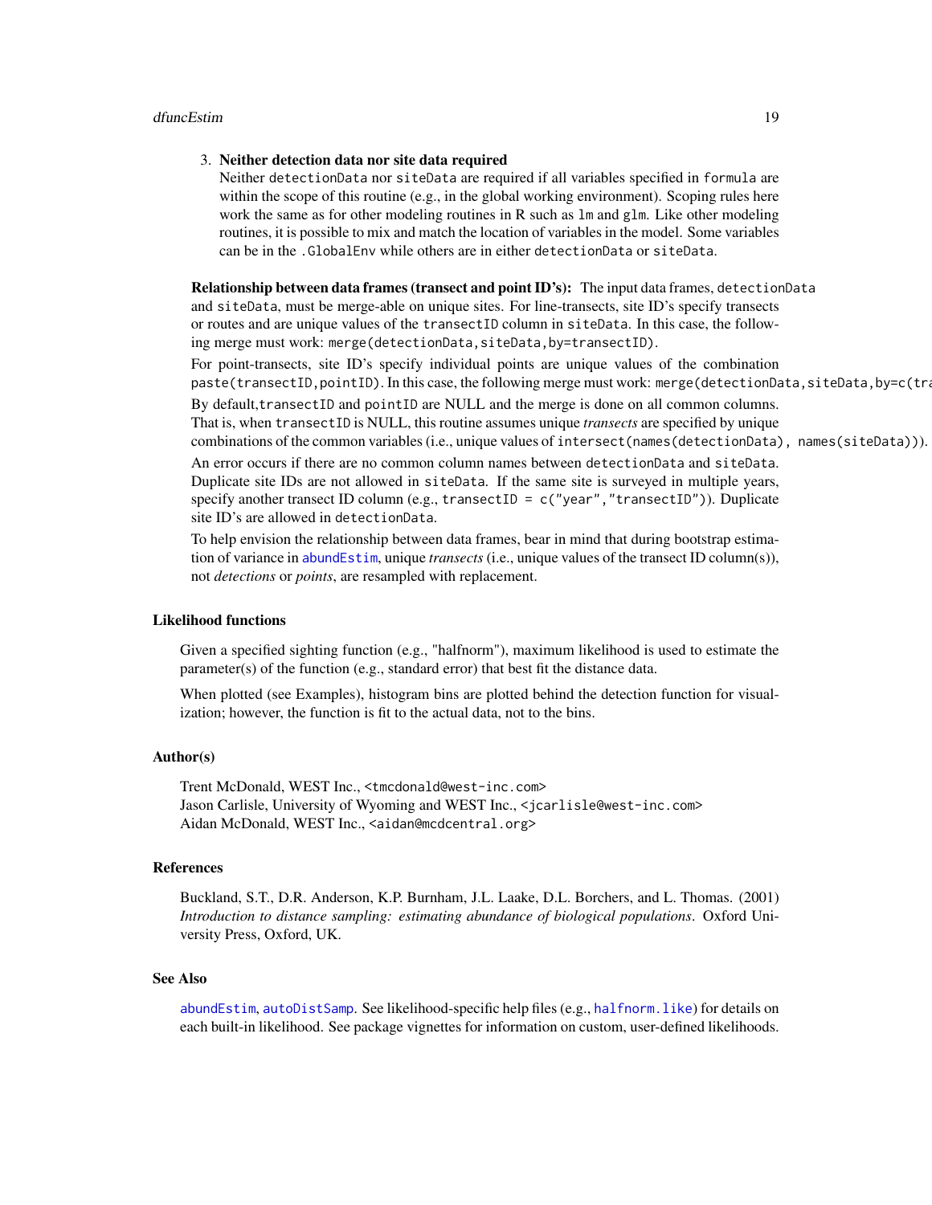3. **Neither detection data nor site data required**
   Neither `detectionData` nor `siteData` are required if all variables specified in `formula` are within the scope of this routine (e.g., in the global working environment). Scoping rules here work the same as for other modeling routines in R such as `lm` and `glm`. Like other modeling routines, it is possible to mix and match the location of variables in the model. Some variables can be in the `.GlobalEnv` while others are in either `detectionData` or `siteData`.

**Relationship between data frames (transect and point ID's):** The input data frames, `detectionData` and `siteData`, must be merge-able on unique sites. For line-transects, site ID's specify transects or routes and are unique values of the `transectID` column in `siteData`. In this case, the following merge must work: `merge(detectionData,siteData,by=transectID)`.

For point-transects, site ID's specify individual points are unique values of the combination `paste(transectID,pointID)`. In this case, the following merge must work: `merge(detectionData,siteData,by=c(tra`

By default,`transectID` and `pointID` are NULL and the merge is done on all common columns. That is, when `transectID` is NULL, this routine assumes unique *transects* are specified by unique combinations of the common variables (i.e., unique values of `intersect(names(detectionData), names(siteData))`).

An error occurs if there are no common column names between `detectionData` and `siteData`. Duplicate site IDs are not allowed in `siteData`. If the same site is surveyed in multiple years, specify another transect ID column (e.g., `transectID = c("year","transectID")`). Duplicate site ID's are allowed in `detectionData`.

To help envision the relationship between data frames, bear in mind that during bootstrap estimation of variance in `abundEstim`, unique *transects* (i.e., unique values of the transect ID column(s)), not *detections* or *points*, are resampled with replacement.

## Likelihood functions

Given a specified sighting function (e.g., "halfnorm"), maximum likelihood is used to estimate the parameter(s) of the function (e.g., standard error) that best fit the distance data.

When plotted (see Examples), histogram bins are plotted behind the detection function for visualization; however, the function is fit to the actual data, not to the bins.

## Author(s)

Trent McDonald, WEST Inc., <tmcdonald@west-inc.com>
Jason Carlisle, University of Wyoming and WEST Inc., <jcarlisle@west-inc.com>
Aidan McDonald, WEST Inc., <aidan@mcdcentral.org>

## References

Buckland, S.T., D.R. Anderson, K.P. Burnham, J.L. Laake, D.L. Borchers, and L. Thomas. (2001) *Introduction to distance sampling: estimating abundance of biological populations*. Oxford University Press, Oxford, UK.

## See Also

`abundEstim`, `autoDistSamp`. See likelihood-specific help files (e.g., `halfnorm.like`) for details on each built-in likelihood. See package vignettes for information on custom, user-defined likelihoods.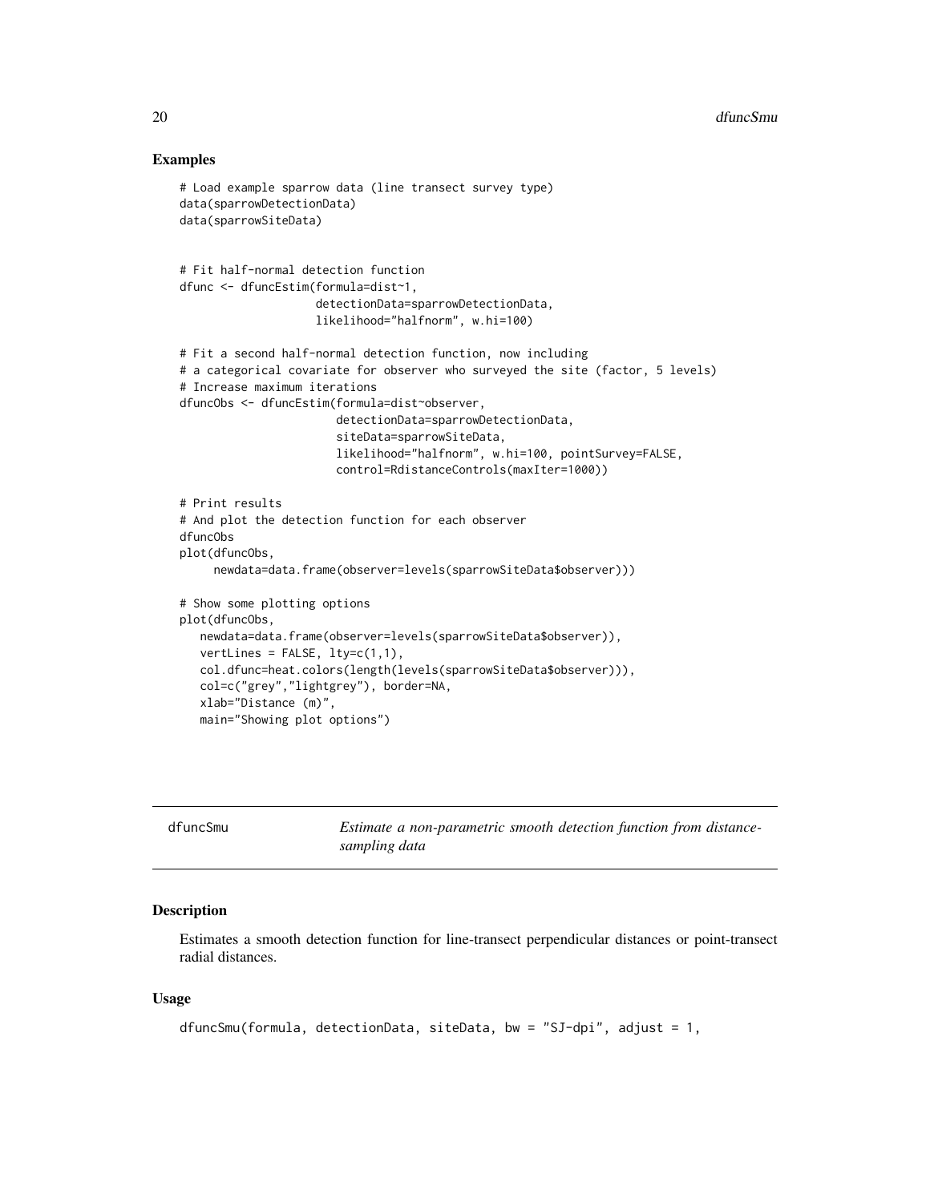### Examples

```
# Load example sparrow data (line transect survey type)
data(sparrowDetectionData)
data(sparrowSiteData)


# Fit half-normal detection function
dfunc <- dfuncEstim(formula=dist~1,
                    detectionData=sparrowDetectionData,
                    likelihood="halfnorm", w.hi=100)

# Fit a second half-normal detection function, now including
# a categorical covariate for observer who surveyed the site (factor, 5 levels)
# Increase maximum iterations
dfuncObs <- dfuncEstim(formula=dist~observer,
                       detectionData=sparrowDetectionData,
                       siteData=sparrowSiteData,
                       likelihood="halfnorm", w.hi=100, pointSurvey=FALSE,
                       control=RdistanceControls(maxIter=1000))

# Print results
# And plot the detection function for each observer
dfuncObs
plot(dfuncObs,
     newdata=data.frame(observer=levels(sparrowSiteData$observer)))

# Show some plotting options
plot(dfuncObs,
   newdata=data.frame(observer=levels(sparrowSiteData$observer)),
   vertLines = FALSE, lty=c(1,1),
   col.dfunc=heat.colors(length(levels(sparrowSiteData$observer))),
   col=c("grey","lightgrey"), border=NA,
   xlab="Distance (m)",
   main="Showing plot options")
```

---

## dfuncSmu — *Estimate a non-parametric smooth detection function from distance-sampling data*

### Description

Estimates a smooth detection function for line-transect perpendicular distances or point-transect radial distances.

### Usage

```
dfuncSmu(formula, detectionData, siteData, bw = "SJ-dpi", adjust = 1,
```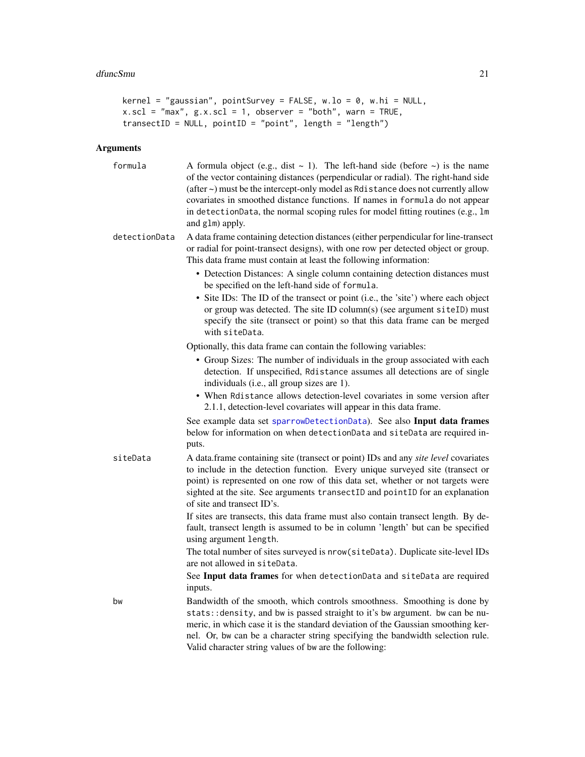```
kernel = "gaussian", pointSurvey = FALSE, w.lo = 0, w.hi = NULL,
x.scl = "max", g.x.scl = 1, observer = "both", warn = TRUE,
transectID = NULL, pointID = "point", length = "length")
```

## Arguments

`formula` — A formula object (e.g., dist ~ 1). The left-hand side (before ~) is the name of the vector containing distances (perpendicular or radial). The right-hand side (after ~) must be the intercept-only model as `Rdistance` does not currently allow covariates in smoothed distance functions. If names in `formula` do not appear in `detectionData`, the normal scoping rules for model fitting routines (e.g., `lm` and `glm`) apply.

`detectionData` — A data frame containing detection distances (either perpendicular for line-transect or radial for point-transect designs), with one row per detected object or group. This data frame must contain at least the following information:

- Detection Distances: A single column containing detection distances must be specified on the left-hand side of `formula`.
- Site IDs: The ID of the transect or point (i.e., the 'site') where each object or group was detected. The site ID column(s) (see argument `siteID`) must specify the site (transect or point) so that this data frame can be merged with `siteData`.

Optionally, this data frame can contain the following variables:

- Group Sizes: The number of individuals in the group associated with each detection. If unspecified, `Rdistance` assumes all detections are of single individuals (i.e., all group sizes are 1).
- When `Rdistance` allows detection-level covariates in some version after 2.1.1, detection-level covariates will appear in this data frame.

See example data set `sparrowDetectionData`). See also **Input data frames** below for information on when `detectionData` and `siteData` are required inputs.

`siteData` — A data.frame containing site (transect or point) IDs and any *site level* covariates to include in the detection function. Every unique surveyed site (transect or point) is represented on one row of this data set, whether or not targets were sighted at the site. See arguments `transectID` and `pointID` for an explanation of site and transect ID's.

If sites are transects, this data frame must also contain transect length. By default, transect length is assumed to be in column 'length' but can be specified using argument `length`.

The total number of sites surveyed is `nrow(siteData)`. Duplicate site-level IDs are not allowed in `siteData`.

See **Input data frames** for when `detectionData` and `siteData` are required inputs.

`bw` — Bandwidth of the smooth, which controls smoothness. Smoothing is done by `stats::density`, and `bw` is passed straight to it's `bw` argument. `bw` can be numeric, in which case it is the standard deviation of the Gaussian smoothing kernel. Or, `bw` can be a character string specifying the bandwidth selection rule. Valid character string values of `bw` are the following: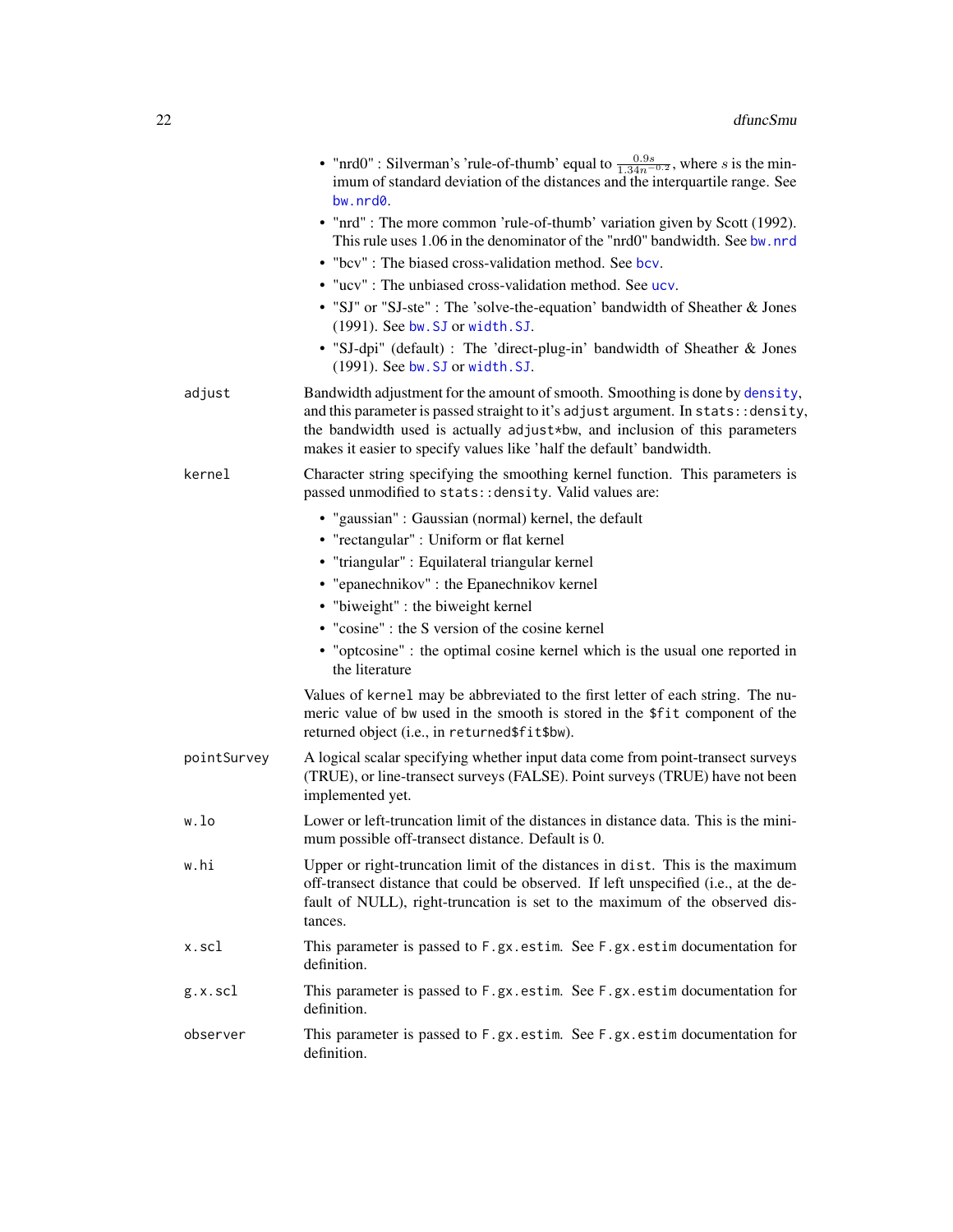- "nrd0" : Silverman's 'rule-of-thumb' equal to $\frac{0.9s}{1.34n^{-0.2}}$, where $s$ is the minimum of standard deviation of the distances and the interquartile range. See bw.nrd0.
- "nrd" : The more common 'rule-of-thumb' variation given by Scott (1992). This rule uses 1.06 in the denominator of the "nrd0" bandwidth. See bw.nrd
- "bcv" : The biased cross-validation method. See bcv.
- "ucv" : The unbiased cross-validation method. See ucv.
- "SJ" or "SJ-ste" : The 'solve-the-equation' bandwidth of Sheather & Jones (1991). See bw.SJ or width.SJ.
- "SJ-dpi" (default) : The 'direct-plug-in' bandwidth of Sheather & Jones (1991). See bw.SJ or width.SJ.

`adjust`
: Bandwidth adjustment for the amount of smooth. Smoothing is done by density, and this parameter is passed straight to it's `adjust` argument. In `stats::density`, the bandwidth used is actually `adjust*bw`, and inclusion of this parameters makes it easier to specify values like 'half the default' bandwidth.

`kernel`
: Character string specifying the smoothing kernel function. This parameters is passed unmodified to `stats::density`. Valid values are:

- "gaussian" : Gaussian (normal) kernel, the default
- "rectangular" : Uniform or flat kernel
- "triangular" : Equilateral triangular kernel
- "epanechnikov" : the Epanechnikov kernel
- "biweight" : the biweight kernel
- "cosine" : the S version of the cosine kernel
- "optcosine" : the optimal cosine kernel which is the usual one reported in the literature

Values of `kernel` may be abbreviated to the first letter of each string. The numeric value of `bw` used in the smooth is stored in the `$fit` component of the returned object (i.e., in `returned$fit$bw`).

`pointSurvey`
: A logical scalar specifying whether input data come from point-transect surveys (TRUE), or line-transect surveys (FALSE). Point surveys (TRUE) have not been implemented yet.

`w.lo`
: Lower or left-truncation limit of the distances in distance data. This is the minimum possible off-transect distance. Default is 0.

`w.hi`
: Upper or right-truncation limit of the distances in `dist`. This is the maximum off-transect distance that could be observed. If left unspecified (i.e., at the default of NULL), right-truncation is set to the maximum of the observed distances.

`x.scl`
: This parameter is passed to `F.gx.estim`. See `F.gx.estim` documentation for definition.

`g.x.scl`
: This parameter is passed to `F.gx.estim`. See `F.gx.estim` documentation for definition.

`observer`
: This parameter is passed to `F.gx.estim`. See `F.gx.estim` documentation for definition.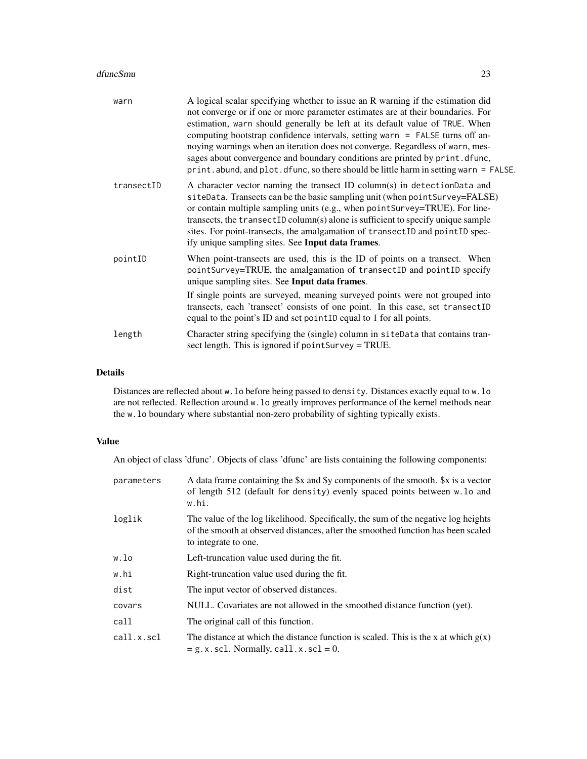| | |
|---|---|
| `warn` | A logical scalar specifying whether to issue an R warning if the estimation did not converge or if one or more parameter estimates are at their boundaries. For estimation, `warn` should generally be left at its default value of `TRUE`. When computing bootstrap confidence intervals, setting `warn = FALSE` turns off annoying warnings when an iteration does not converge. Regardless of `warn`, messages about convergence and boundary conditions are printed by `print.dfunc`, `print.abund`, and `plot.dfunc`, so there should be little harm in setting `warn = FALSE`. |
| `transectID` | A character vector naming the transect ID column(s) in `detectionData` and `siteData`. Transects can be the basic sampling unit (when `pointSurvey=FALSE`) or contain multiple sampling units (e.g., when `pointSurvey=TRUE`). For line-transects, the `transectID` column(s) alone is sufficient to specify unique sample sites. For point-transects, the amalgamation of `transectID` and `pointID` specify unique sampling sites. See **Input data frames**. |
| `pointID` | When point-transects are used, this is the ID of points on a transect. When `pointSurvey=TRUE`, the amalgamation of `transectID` and `pointID` specify unique sampling sites. See **Input data frames**.<br><br>If single points are surveyed, meaning surveyed points were not grouped into transects, each 'transect' consists of one point. In this case, set `transectID` equal to the point's ID and set `pointID` equal to 1 for all points. |
| `length` | Character string specifying the (single) column in `siteData` that contains transect length. This is ignored if `pointSurvey = TRUE`. |

## Details

Distances are reflected about `w.lo` before being passed to `density`. Distances exactly equal to `w.lo` are not reflected. Reflection around `w.lo` greatly improves performance of the kernel methods near the `w.lo` boundary where substantial non-zero probability of sighting typically exists.

## Value

An object of class 'dfunc'. Objects of class 'dfunc' are lists containing the following components:

| | |
|---|---|
| `parameters` | A data frame containing the $x and $y components of the smooth. $x is a vector of length 512 (default for `density`) evenly spaced points between `w.lo` and `w.hi`. |
| `loglik` | The value of the log likelihood. Specifically, the sum of the negative log heights of the smooth at observed distances, after the smoothed function has been scaled to integrate to one. |
| `w.lo` | Left-truncation value used during the fit. |
| `w.hi` | Right-truncation value used during the fit. |
| `dist` | The input vector of observed distances. |
| `covars` | NULL. Covariates are not allowed in the smoothed distance function (yet). |
| `call` | The original call of this function. |
| `call.x.scl` | The distance at which the distance function is scaled. This is the x at which g(x) = `g.x.scl`. Normally, `call.x.scl` = 0. |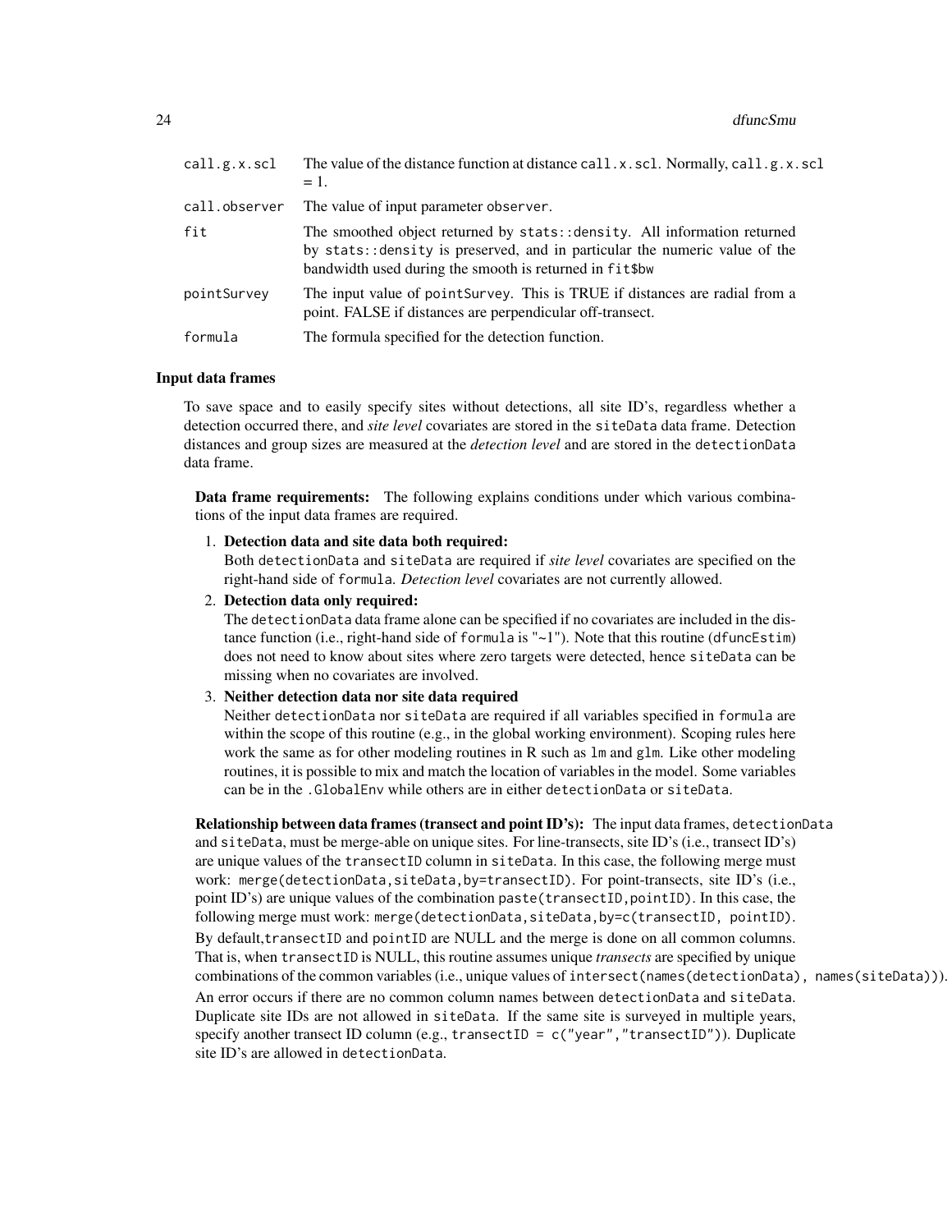| | |
|---|---|
| `call.g.x.scl` | The value of the distance function at distance `call.x.scl`. Normally, `call.g.x.scl` = 1. |
| `call.observer` | The value of input parameter `observer`. |
| `fit` | The smoothed object returned by `stats::density`. All information returned by `stats::density` is preserved, and in particular the numeric value of the bandwidth used during the smooth is returned in `fit$bw` |
| `pointSurvey` | The input value of `pointSurvey`. This is TRUE if distances are radial from a point. FALSE if distances are perpendicular off-transect. |
| `formula` | The formula specified for the detection function. |

### Input data frames

To save space and to easily specify sites without detections, all site ID's, regardless whether a detection occurred there, and *site level* covariates are stored in the `siteData` data frame. Detection distances and group sizes are measured at the *detection level* and are stored in the `detectionData` data frame.

**Data frame requirements:** The following explains conditions under which various combinations of the input data frames are required.

1. **Detection data and site data both required:**
   Both `detectionData` and `siteData` are required if *site level* covariates are specified on the right-hand side of `formula`. *Detection level* covariates are not currently allowed.
2. **Detection data only required:**
   The `detectionData` data frame alone can be specified if no covariates are included in the distance function (i.e., right-hand side of `formula` is "~1"). Note that this routine (`dfuncEstim`) does not need to know about sites where zero targets were detected, hence `siteData` can be missing when no covariates are involved.
3. **Neither detection data nor site data required**
   Neither `detectionData` nor `siteData` are required if all variables specified in `formula` are within the scope of this routine (e.g., in the global working environment). Scoping rules here work the same as for other modeling routines in R such as `lm` and `glm`. Like other modeling routines, it is possible to mix and match the location of variables in the model. Some variables can be in the `.GlobalEnv` while others are in either `detectionData` or `siteData`.

**Relationship between data frames (transect and point ID's):** The input data frames, `detectionData` and `siteData`, must be merge-able on unique sites. For line-transects, site ID's (i.e., transect ID's) are unique values of the `transectID` column in `siteData`. In this case, the following merge must work: `merge(detectionData,siteData,by=transectID)`. For point-transects, site ID's (i.e., point ID's) are unique values of the combination `paste(transectID,pointID)`. In this case, the following merge must work: `merge(detectionData,siteData,by=c(transectID, pointID)`.

By default,`transectID` and `pointID` are NULL and the merge is done on all common columns. That is, when `transectID` is NULL, this routine assumes unique *transects* are specified by unique combinations of the common variables (i.e., unique values of `intersect(names(detectionData), names(siteData))`).

An error occurs if there are no common column names between `detectionData` and `siteData`. Duplicate site IDs are not allowed in `siteData`. If the same site is surveyed in multiple years, specify another transect ID column (e.g., `transectID = c("year","transectID")`). Duplicate site ID's are allowed in `detectionData`.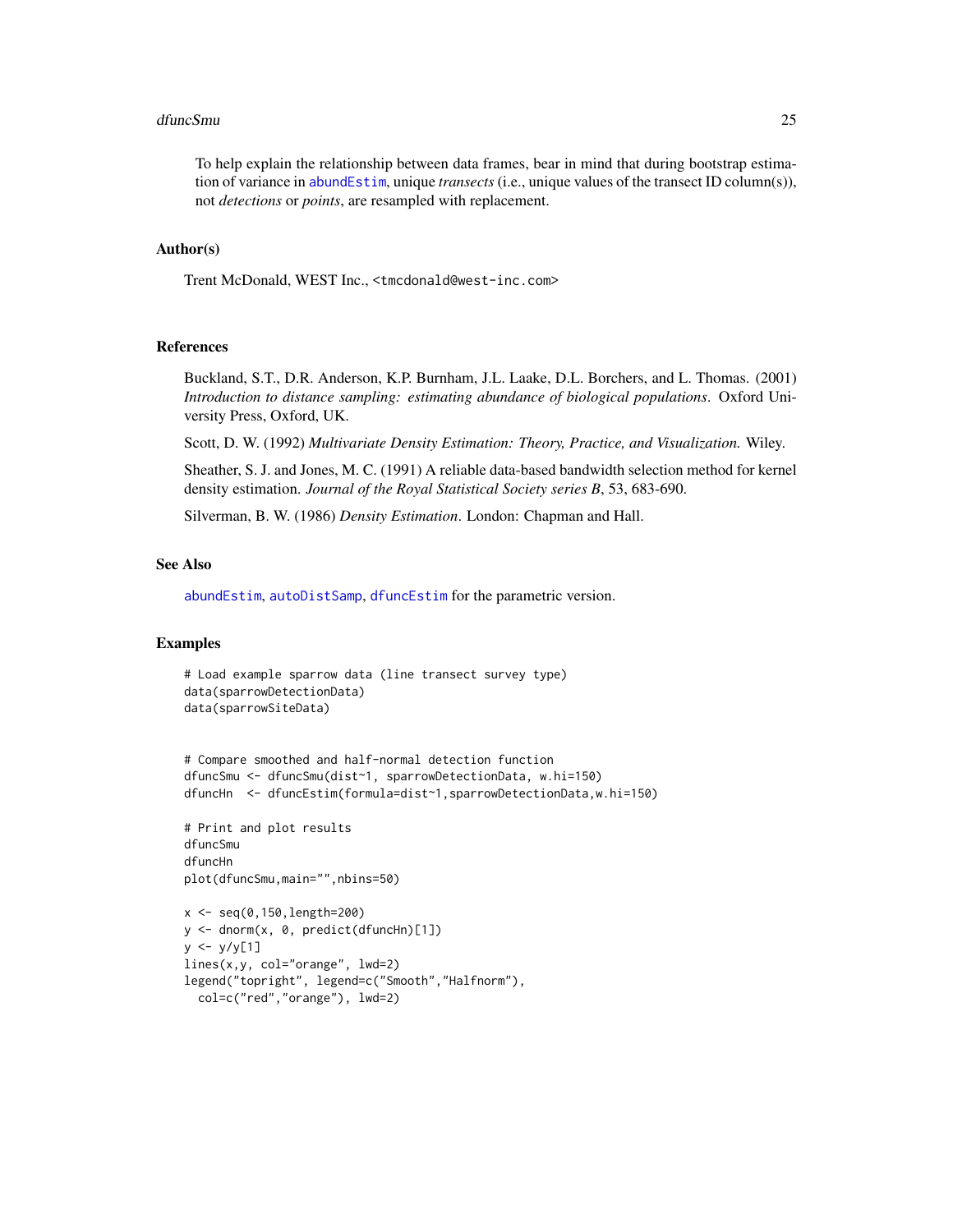To help explain the relationship between data frames, bear in mind that during bootstrap estimation of variance in abundEstim, unique *transects* (i.e., unique values of the transect ID column(s)), not *detections* or *points*, are resampled with replacement.

## Author(s)

Trent McDonald, WEST Inc., <tmcdonald@west-inc.com>

## References

Buckland, S.T., D.R. Anderson, K.P. Burnham, J.L. Laake, D.L. Borchers, and L. Thomas. (2001) *Introduction to distance sampling: estimating abundance of biological populations*. Oxford University Press, Oxford, UK.

Scott, D. W. (1992) *Multivariate Density Estimation: Theory, Practice, and Visualization.* Wiley.

Sheather, S. J. and Jones, M. C. (1991) A reliable data-based bandwidth selection method for kernel density estimation. *Journal of the Royal Statistical Society series B*, 53, 683-690.

Silverman, B. W. (1986) *Density Estimation*. London: Chapman and Hall.

## See Also

abundEstim, autoDistSamp, dfuncEstim for the parametric version.

## Examples

```
# Load example sparrow data (line transect survey type)
data(sparrowDetectionData)
data(sparrowSiteData)


# Compare smoothed and half-normal detection function
dfuncSmu <- dfuncSmu(dist~1, sparrowDetectionData, w.hi=150)
dfuncHn  <- dfuncEstim(formula=dist~1,sparrowDetectionData,w.hi=150)

# Print and plot results
dfuncSmu
dfuncHn
plot(dfuncSmu,main="",nbins=50)

x <- seq(0,150,length=200)
y <- dnorm(x, 0, predict(dfuncHn)[1])
y <- y/y[1]
lines(x,y, col="orange", lwd=2)
legend("topright", legend=c("Smooth","Halfnorm"),
  col=c("red","orange"), lwd=2)
```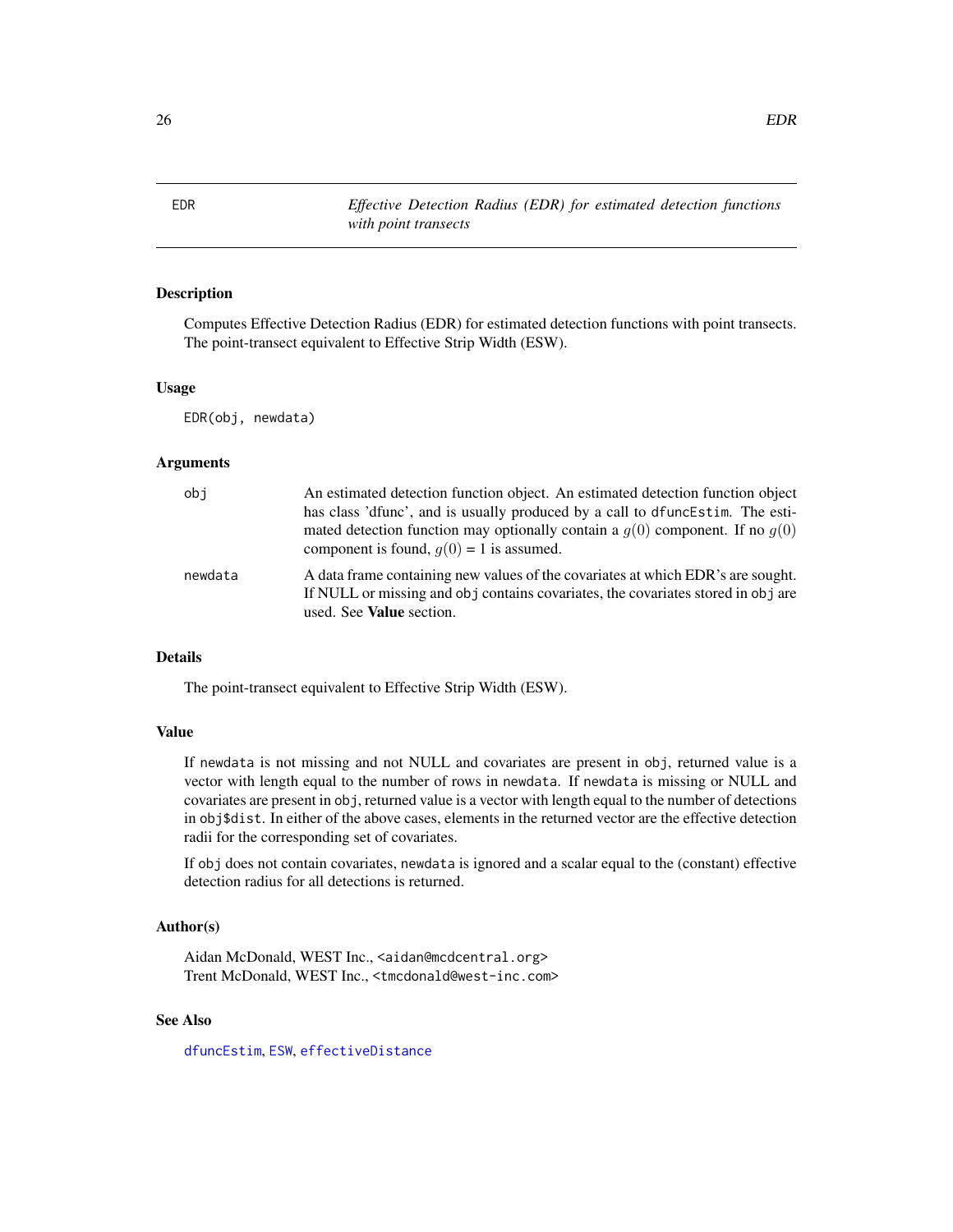# EDR — *Effective Detection Radius (EDR) for estimated detection functions with point transects*

## Description

Computes Effective Detection Radius (EDR) for estimated detection functions with point transects. The point-transect equivalent to Effective Strip Width (ESW).

## Usage

```
EDR(obj, newdata)
```

## Arguments

| | |
|---|---|
| obj | An estimated detection function object. An estimated detection function object has class 'dfunc', and is usually produced by a call to `dfuncEstim`. The estimated detection function may optionally contain a $g(0)$ component. If no $g(0)$ component is found, $g(0)$ = 1 is assumed. |
| newdata | A data frame containing new values of the covariates at which EDR's are sought. If NULL or missing and `obj` contains covariates, the covariates stored in `obj` are used. See **Value** section. |

## Details

The point-transect equivalent to Effective Strip Width (ESW).

## Value

If `newdata` is not missing and not NULL and covariates are present in `obj`, returned value is a vector with length equal to the number of rows in `newdata`. If `newdata` is missing or NULL and covariates are present in `obj`, returned value is a vector with length equal to the number of detections in `obj$dist`. In either of the above cases, elements in the returned vector are the effective detection radii for the corresponding set of covariates.

If `obj` does not contain covariates, `newdata` is ignored and a scalar equal to the (constant) effective detection radius for all detections is returned.

## Author(s)

Aidan McDonald, WEST Inc., <aidan@mcdcentral.org>
Trent McDonald, WEST Inc., <tmcdonald@west-inc.com>

## See Also

`dfuncEstim`, `ESW`, `effectiveDistance`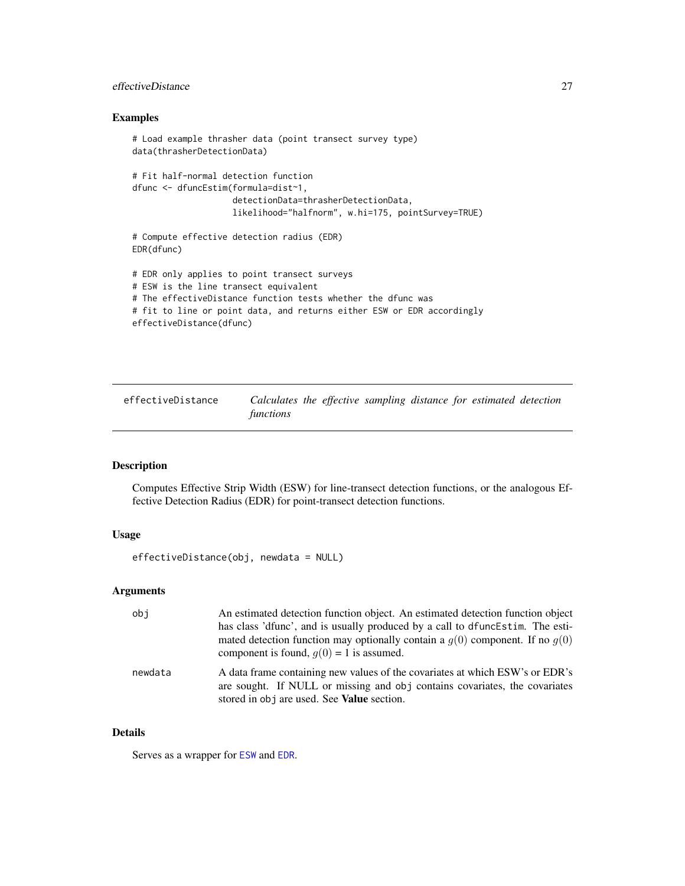## Examples

```
# Load example thrasher data (point transect survey type)
data(thrasherDetectionData)

# Fit half-normal detection function
dfunc <- dfuncEstim(formula=dist~1,
                    detectionData=thrasherDetectionData,
                    likelihood="halfnorm", w.hi=175, pointSurvey=TRUE)

# Compute effective detection radius (EDR)
EDR(dfunc)

# EDR only applies to point transect surveys
# ESW is the line transect equivalent
# The effectiveDistance function tests whether the dfunc was
# fit to line or point data, and returns either ESW or EDR accordingly
effectiveDistance(dfunc)
```

---

# effectiveDistance — *Calculates the effective sampling distance for estimated detection functions*

---

## Description

Computes Effective Strip Width (ESW) for line-transect detection functions, or the analogous Effective Detection Radius (EDR) for point-transect detection functions.

## Usage

```
effectiveDistance(obj, newdata = NULL)
```

## Arguments

| | |
|---|---|
| `obj` | An estimated detection function object. An estimated detection function object has class 'dfunc', and is usually produced by a call to `dfuncEstim`. The estimated detection function may optionally contain a $g(0)$ component. If no $g(0)$ component is found, $g(0) = 1$ is assumed. |
| `newdata` | A data frame containing new values of the covariates at which ESW's or EDR's are sought. If NULL or missing and `obj` contains covariates, the covariates stored in `obj` are used. See **Value** section. |

## Details

Serves as a wrapper for `ESW` and `EDR`.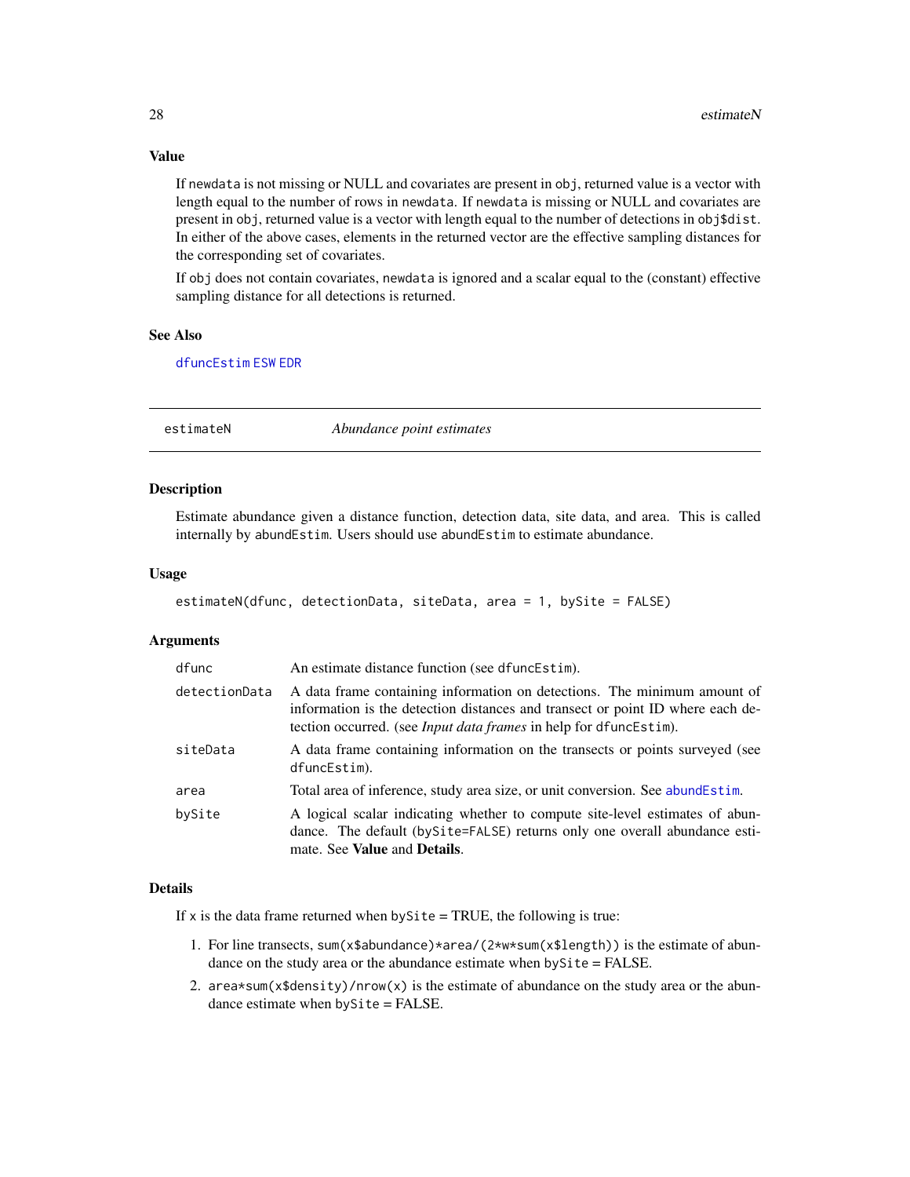## Value

If `newdata` is not missing or NULL and covariates are present in `obj`, returned value is a vector with length equal to the number of rows in `newdata`. If `newdata` is missing or NULL and covariates are present in `obj`, returned value is a vector with length equal to the number of detections in `obj$dist`. In either of the above cases, elements in the returned vector are the effective sampling distances for the corresponding set of covariates.

If `obj` does not contain covariates, `newdata` is ignored and a scalar equal to the (constant) effective sampling distance for all detections is returned.

## See Also

`dfuncEstim` `ESW` `EDR`

---

# estimateN — *Abundance point estimates*

## Description

Estimate abundance given a distance function, detection data, site data, and area. This is called internally by `abundEstim`. Users should use `abundEstim` to estimate abundance.

## Usage

```
estimateN(dfunc, detectionData, siteData, area = 1, bySite = FALSE)
```

## Arguments

| | |
|---|---|
| `dfunc` | An estimate distance function (see `dfuncEstim`). |
| `detectionData` | A data frame containing information on detections. The minimum amount of information is the detection distances and transect or point ID where each detection occurred. (see *Input data frames* in help for `dfuncEstim`). |
| `siteData` | A data frame containing information on the transects or points surveyed (see `dfuncEstim`). |
| `area` | Total area of inference, study area size, or unit conversion. See `abundEstim`. |
| `bySite` | A logical scalar indicating whether to compute site-level estimates of abundance. The default (`bySite=FALSE`) returns only one overall abundance estimate. See **Value** and **Details**. |

## Details

If `x` is the data frame returned when `bySite` = TRUE, the following is true:

1. For line transects, `sum(x$abundance)*area/(2*w*sum(x$length))` is the estimate of abundance on the study area or the abundance estimate when `bySite` = FALSE.
2. `area*sum(x$density)/nrow(x)` is the estimate of abundance on the study area or the abundance estimate when `bySite` = FALSE.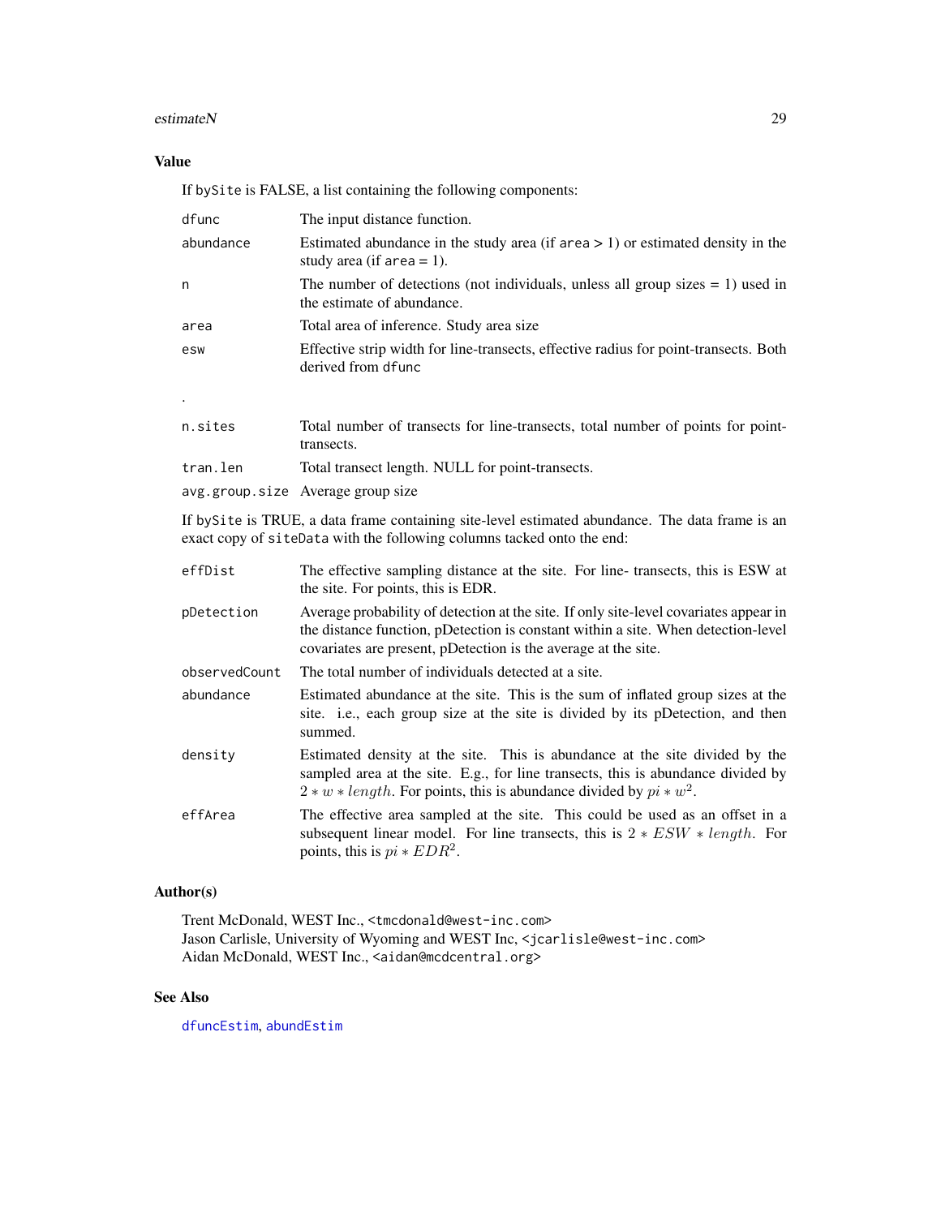## Value

If bySite is FALSE, a list containing the following components:

| | |
|---|---|
| dfunc | The input distance function. |
| abundance | Estimated abundance in the study area (if area > 1) or estimated density in the study area (if area = 1). |
| n | The number of detections (not individuals, unless all group sizes = 1) used in the estimate of abundance. |
| area | Total area of inference. Study area size |
| esw | Effective strip width for line-transects, effective radius for point-transects. Both derived from dfunc |

.

| | |
|---|---|
| n.sites | Total number of transects for line-transects, total number of points for point-transects. |
| tran.len | Total transect length. NULL for point-transects. |
| avg.group.size | Average group size |

If bySite is TRUE, a data frame containing site-level estimated abundance. The data frame is an exact copy of siteData with the following columns tacked onto the end:

| | |
|---|---|
| effDist | The effective sampling distance at the site. For line- transects, this is ESW at the site. For points, this is EDR. |
| pDetection | Average probability of detection at the site. If only site-level covariates appear in the distance function, pDetection is constant within a site. When detection-level covariates are present, pDetection is the average at the site. |
| observedCount | The total number of individuals detected at a site. |
| abundance | Estimated abundance at the site. This is the sum of inflated group sizes at the site. i.e., each group size at the site is divided by its pDetection, and then summed. |
| density | Estimated density at the site. This is abundance at the site divided by the sampled area at the site. E.g., for line transects, this is abundance divided by $2 * w * length$. For points, this is abundance divided by $pi * w^2$. |
| effArea | The effective area sampled at the site. This could be used as an offset in a subsequent linear model. For line transects, this is $2 * ESW * length$. For points, this is $pi * EDR^2$. |

## Author(s)

Trent McDonald, WEST Inc., <tmcdonald@west-inc.com>
Jason Carlisle, University of Wyoming and WEST Inc, <jcarlisle@west-inc.com>
Aidan McDonald, WEST Inc., <aidan@mcdcentral.org>

## See Also

dfuncEstim, abundEstim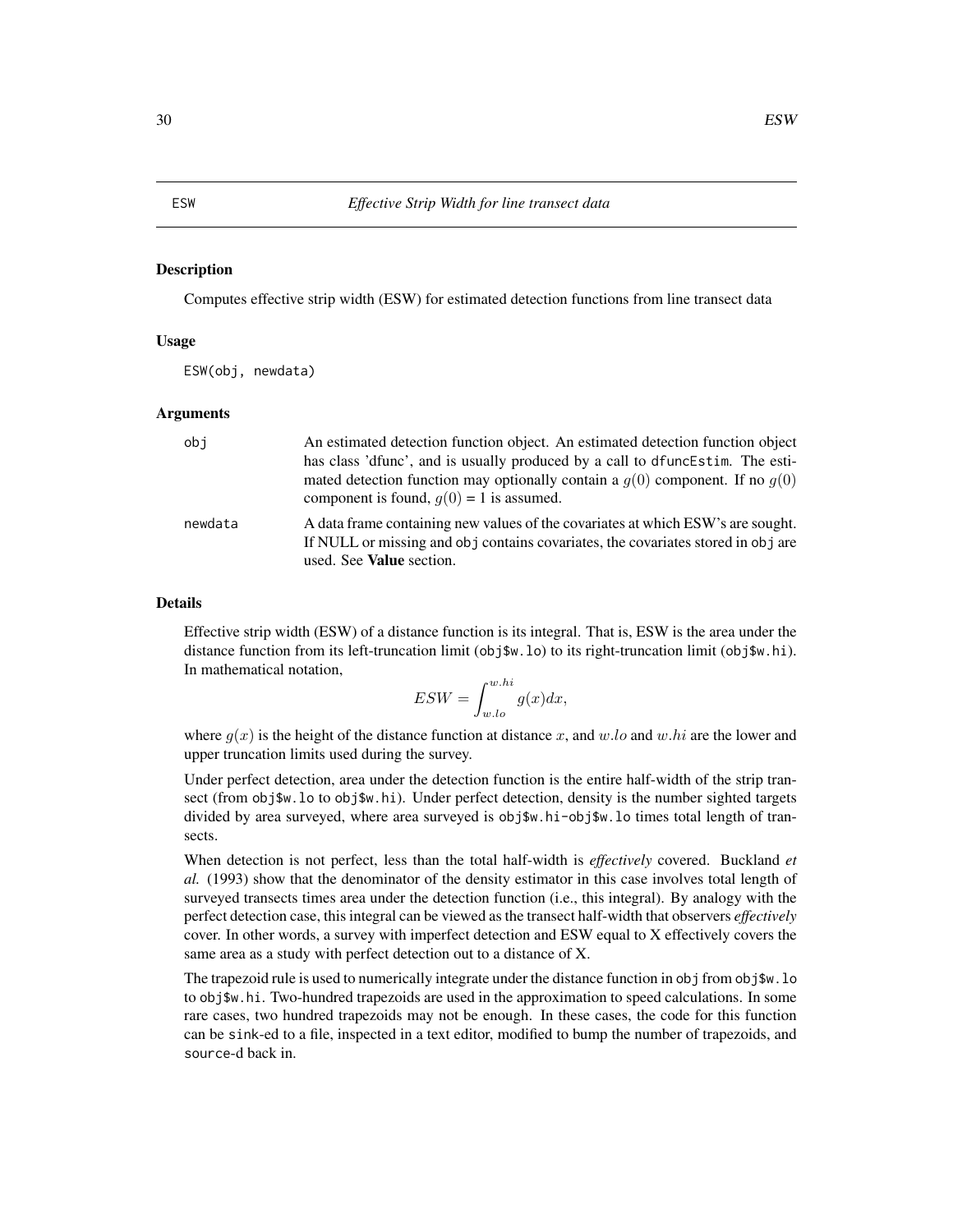# ESW — *Effective Strip Width for line transect data*

## Description

Computes effective strip width (ESW) for estimated detection functions from line transect data

## Usage

```
ESW(obj, newdata)
```

## Arguments

| | |
|---|---|
| `obj` | An estimated detection function object. An estimated detection function object has class 'dfunc', and is usually produced by a call to `dfuncEstim`. The estimated detection function may optionally contain a $g(0)$ component. If no $g(0)$ component is found, $g(0)$ = 1 is assumed. |
| `newdata` | A data frame containing new values of the covariates at which ESW's are sought. If NULL or missing and `obj` contains covariates, the covariates stored in `obj` are used. See **Value** section. |

## Details

Effective strip width (ESW) of a distance function is its integral. That is, ESW is the area under the distance function from its left-truncation limit (`obj$w.lo`) to its right-truncation limit (`obj$w.hi`). In mathematical notation,

$$ESW = \int_{w.lo}^{w.hi} g(x)dx,$$

where $g(x)$ is the height of the distance function at distance $x$, and $w.lo$ and $w.hi$ are the lower and upper truncation limits used during the survey.

Under perfect detection, area under the detection function is the entire half-width of the strip transect (from `obj$w.lo` to `obj$w.hi`). Under perfect detection, density is the number sighted targets divided by area surveyed, where area surveyed is `obj$w.hi-obj$w.lo` times total length of transects.

When detection is not perfect, less than the total half-width is *effectively* covered. Buckland *et al.* (1993) show that the denominator of the density estimator in this case involves total length of surveyed transects times area under the detection function (i.e., this integral). By analogy with the perfect detection case, this integral can be viewed as the transect half-width that observers *effectively* cover. In other words, a survey with imperfect detection and ESW equal to X effectively covers the same area as a study with perfect detection out to a distance of X.

The trapezoid rule is used to numerically integrate under the distance function in `obj` from `obj$w.lo` to `obj$w.hi`. Two-hundred trapezoids are used in the approximation to speed calculations. In some rare cases, two hundred trapezoids may not be enough. In these cases, the code for this function can be `sink`-ed to a file, inspected in a text editor, modified to bump the number of trapezoids, and `source`-d back in.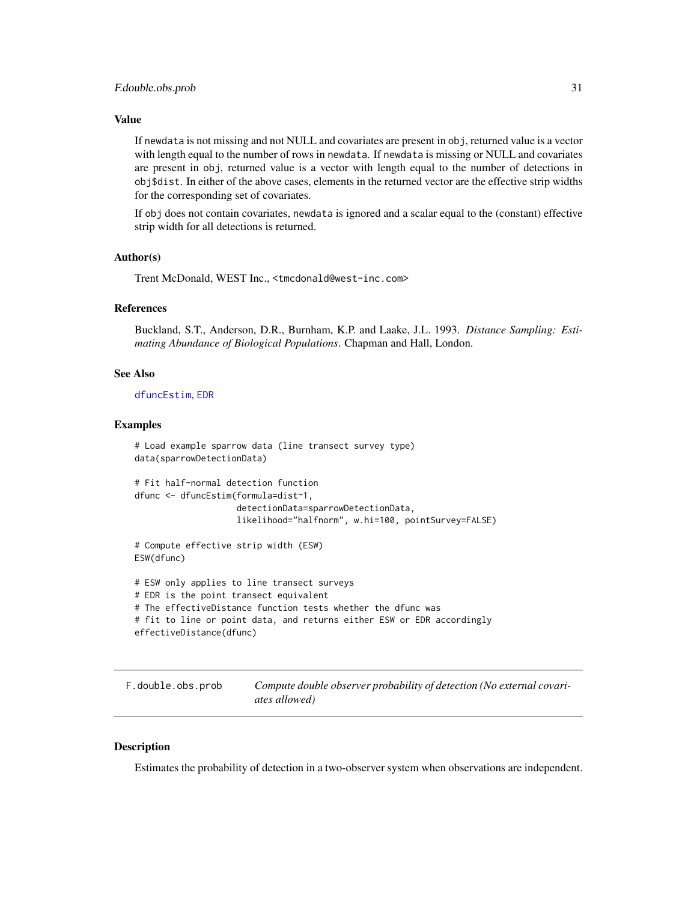### Value

If newdata is not missing and not NULL and covariates are present in obj, returned value is a vector with length equal to the number of rows in newdata. If newdata is missing or NULL and covariates are present in obj, returned value is a vector with length equal to the number of detections in obj$dist. In either of the above cases, elements in the returned vector are the effective strip widths for the corresponding set of covariates.

If obj does not contain covariates, newdata is ignored and a scalar equal to the (constant) effective strip width for all detections is returned.

### Author(s)

Trent McDonald, WEST Inc., <tmcdonald@west-inc.com>

### References

Buckland, S.T., Anderson, D.R., Burnham, K.P. and Laake, J.L. 1993. *Distance Sampling: Estimating Abundance of Biological Populations*. Chapman and Hall, London.

### See Also

dfuncEstim, EDR

### Examples

```
# Load example sparrow data (line transect survey type)
data(sparrowDetectionData)

# Fit half-normal detection function
dfunc <- dfuncEstim(formula=dist~1,
                    detectionData=sparrowDetectionData,
                    likelihood="halfnorm", w.hi=100, pointSurvey=FALSE)

# Compute effective strip width (ESW)
ESW(dfunc)

# ESW only applies to line transect surveys
# EDR is the point transect equivalent
# The effectiveDistance function tests whether the dfunc was
# fit to line or point data, and returns either ESW or EDR accordingly
effectiveDistance(dfunc)
```

---

## F.double.obs.prob — *Compute double observer probability of detection (No external covariates allowed)*

---

### Description

Estimates the probability of detection in a two-observer system when observations are independent.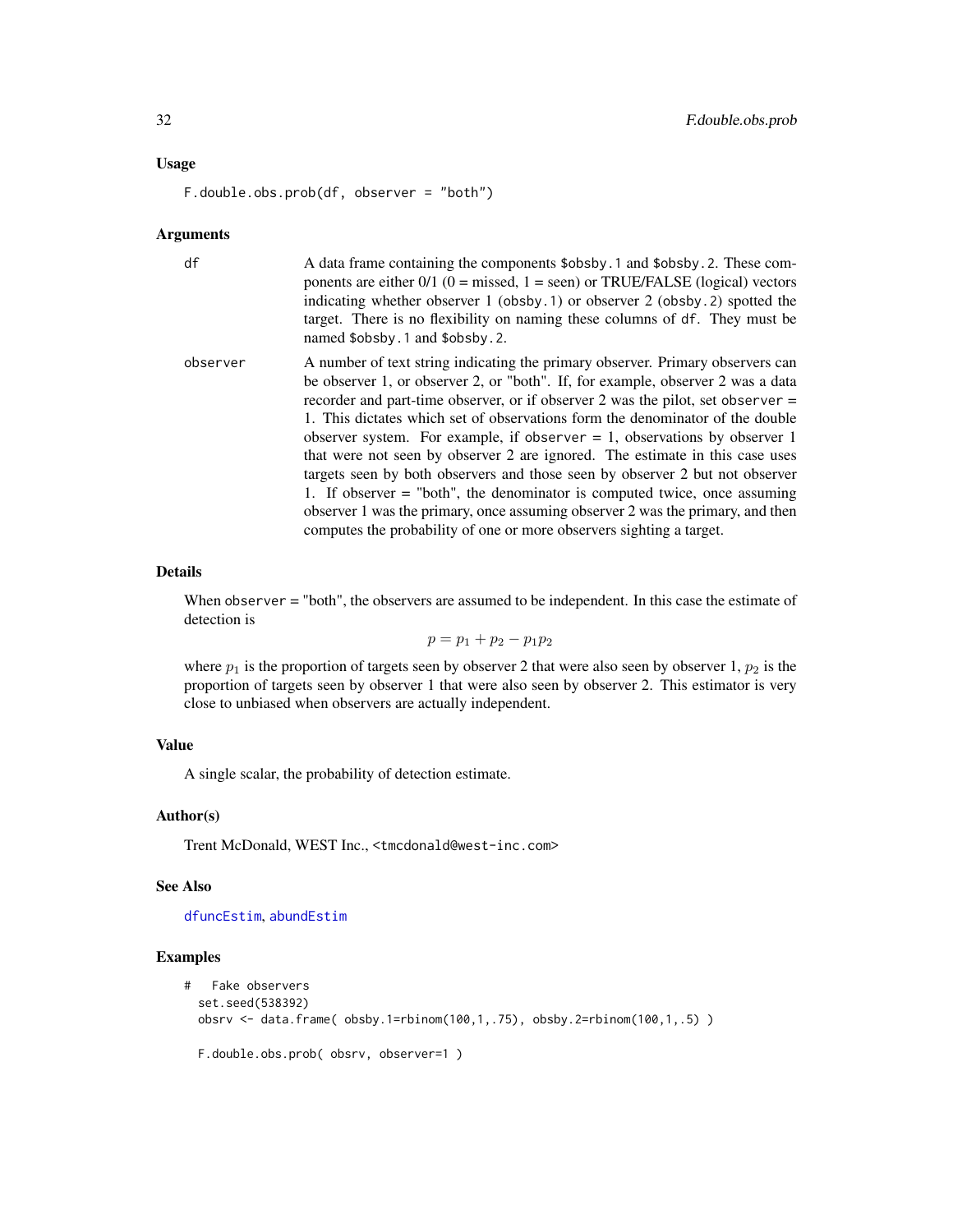### Usage

```
F.double.obs.prob(df, observer = "both")
```

### Arguments

| | |
|---|---|
| df | A data frame containing the components `$obsby.1` and `$obsby.2`. These components are either 0/1 (0 = missed, 1 = seen) or TRUE/FALSE (logical) vectors indicating whether observer 1 (`obsby.1`) or observer 2 (`obsby.2`) spotted the target. There is no flexibility on naming these columns of `df`. They must be named `$obsby.1` and `$obsby.2`. |
| observer | A number of text string indicating the primary observer. Primary observers can be observer 1, or observer 2, or "both". If, for example, observer 2 was a data recorder and part-time observer, or if observer 2 was the pilot, set `observer = 1`. This dictates which set of observations form the denominator of the double observer system. For example, if `observer = 1`, observations by observer 1 that were not seen by observer 2 are ignored. The estimate in this case uses targets seen by both observers and those seen by observer 2 but not observer 1. If observer = "both", the denominator is computed twice, once assuming observer 1 was the primary, once assuming observer 2 was the primary, and then computes the probability of one or more observers sighting a target. |

### Details

When `observer` = "both", the observers are assumed to be independent. In this case the estimate of detection is

$$p = p_1 + p_2 - p_1 p_2$$

where $p_1$ is the proportion of targets seen by observer 2 that were also seen by observer 1, $p_2$ is the proportion of targets seen by observer 1 that were also seen by observer 2. This estimator is very close to unbiased when observers are actually independent.

### Value

A single scalar, the probability of detection estimate.

### Author(s)

Trent McDonald, WEST Inc., <tmcdonald@west-inc.com>

### See Also

dfuncEstim, abundEstim

### Examples

```
#   Fake observers
  set.seed(538392)
  obsrv <- data.frame( obsby.1=rbinom(100,1,.75), obsby.2=rbinom(100,1,.5) )

  F.double.obs.prob( obsrv, observer=1 )
```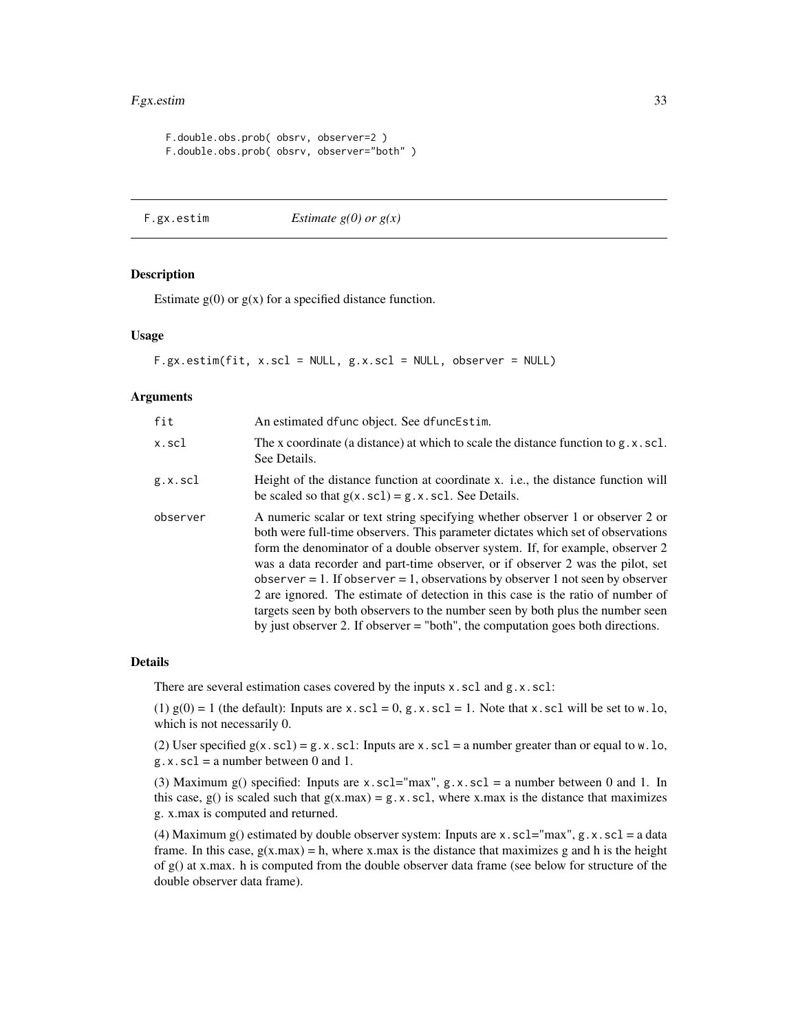```
F.double.obs.prob( obsrv, observer=2 )
F.double.obs.prob( obsrv, observer="both" )
```

## F.gx.estim — *Estimate g(0) or g(x)*

### Description

Estimate g(0) or g(x) for a specified distance function.

### Usage

```
F.gx.estim(fit, x.scl = NULL, g.x.scl = NULL, observer = NULL)
```

### Arguments

| | |
|---|---|
| fit | An estimated dfunc object. See dfuncEstim. |
| x.scl | The x coordinate (a distance) at which to scale the distance function to g.x.scl. See Details. |
| g.x.scl | Height of the distance function at coordinate x. i.e., the distance function will be scaled so that g(x.scl) = g.x.scl. See Details. |
| observer | A numeric scalar or text string specifying whether observer 1 or observer 2 or both were full-time observers. This parameter dictates which set of observations form the denominator of a double observer system. If, for example, observer 2 was a data recorder and part-time observer, or if observer 2 was the pilot, set observer = 1. If observer = 1, observations by observer 1 not seen by observer 2 are ignored. The estimate of detection in this case is the ratio of number of targets seen by both observers to the number seen by both plus the number seen by just observer 2. If observer = "both", the computation goes both directions. |

### Details

There are several estimation cases covered by the inputs x.scl and g.x.scl:

(1) g(0) = 1 (the default): Inputs are x.scl = 0, g.x.scl = 1. Note that x.scl will be set to w.lo, which is not necessarily 0.

(2) User specified g(x.scl) = g.x.scl: Inputs are x.scl = a number greater than or equal to w.lo, g.x.scl = a number between 0 and 1.

(3) Maximum g() specified: Inputs are x.scl="max", g.x.scl = a number between 0 and 1. In this case, g() is scaled such that g(x.max) = g.x.scl, where x.max is the distance that maximizes g. x.max is computed and returned.

(4) Maximum g() estimated by double observer system: Inputs are x.scl="max", g.x.scl = a data frame. In this case, g(x.max) = h, where x.max is the distance that maximizes g and h is the height of g() at x.max. h is computed from the double observer data frame (see below for structure of the double observer data frame).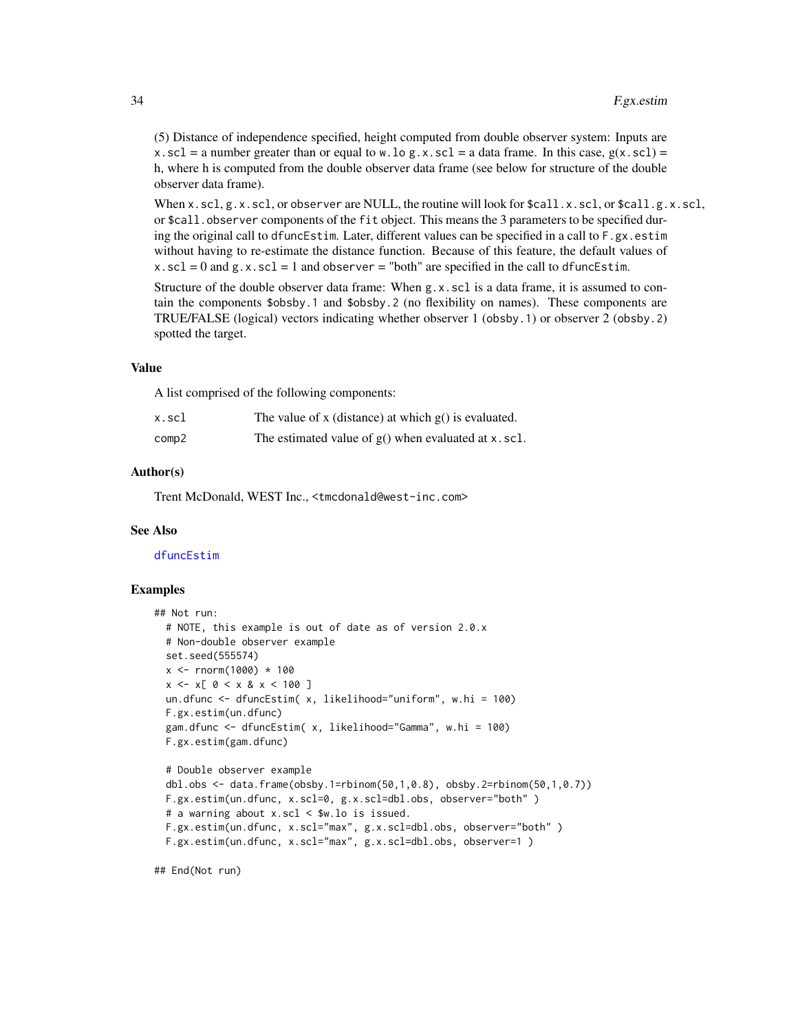(5) Distance of independence specified, height computed from double observer system: Inputs are `x.scl` = a number greater than or equal to `w.lo` `g.x.scl` = a data frame. In this case, g(`x.scl`) = h, where h is computed from the double observer data frame (see below for structure of the double observer data frame).

When `x.scl`, `g.x.scl`, or `observer` are NULL, the routine will look for `$call.x.scl`, or `$call.g.x.scl`, or `$call.observer` components of the `fit` object. This means the 3 parameters to be specified during the original call to `dfuncEstim`. Later, different values can be specified in a call to `F.gx.estim` without having to re-estimate the distance function. Because of this feature, the default values of `x.scl` = 0 and `g.x.scl` = 1 and `observer` = "both" are specified in the call to `dfuncEstim`.

Structure of the double observer data frame: When `g.x.scl` is a data frame, it is assumed to contain the components `$obsby.1` and `$obsby.2` (no flexibility on names). These components are TRUE/FALSE (logical) vectors indicating whether observer 1 (`obsby.1`) or observer 2 (`obsby.2`) spotted the target.

## Value

A list comprised of the following components:

| | |
|---|---|
| `x.scl` | The value of x (distance) at which g() is evaluated. |
| `comp2` | The estimated value of g() when evaluated at `x.scl`. |

## Author(s)

Trent McDonald, WEST Inc., <tmcdonald@west-inc.com>

## See Also

`dfuncEstim`

## Examples

```
## Not run:
  # NOTE, this example is out of date as of version 2.0.x
  # Non-double observer example
  set.seed(555574)
  x <- rnorm(1000) * 100
  x <- x[ 0 < x & x < 100 ]
  un.dfunc <- dfuncEstim( x, likelihood="uniform", w.hi = 100)
  F.gx.estim(un.dfunc)
  gam.dfunc <- dfuncEstim( x, likelihood="Gamma", w.hi = 100)
  F.gx.estim(gam.dfunc)

  # Double observer example
  dbl.obs <- data.frame(obsby.1=rbinom(50,1,0.8), obsby.2=rbinom(50,1,0.7))
  F.gx.estim(un.dfunc, x.scl=0, g.x.scl=dbl.obs, observer="both" )
  # a warning about x.scl < $w.lo is issued.
  F.gx.estim(un.dfunc, x.scl="max", g.x.scl=dbl.obs, observer="both" )
  F.gx.estim(un.dfunc, x.scl="max", g.x.scl=dbl.obs, observer=1 )

## End(Not run)
```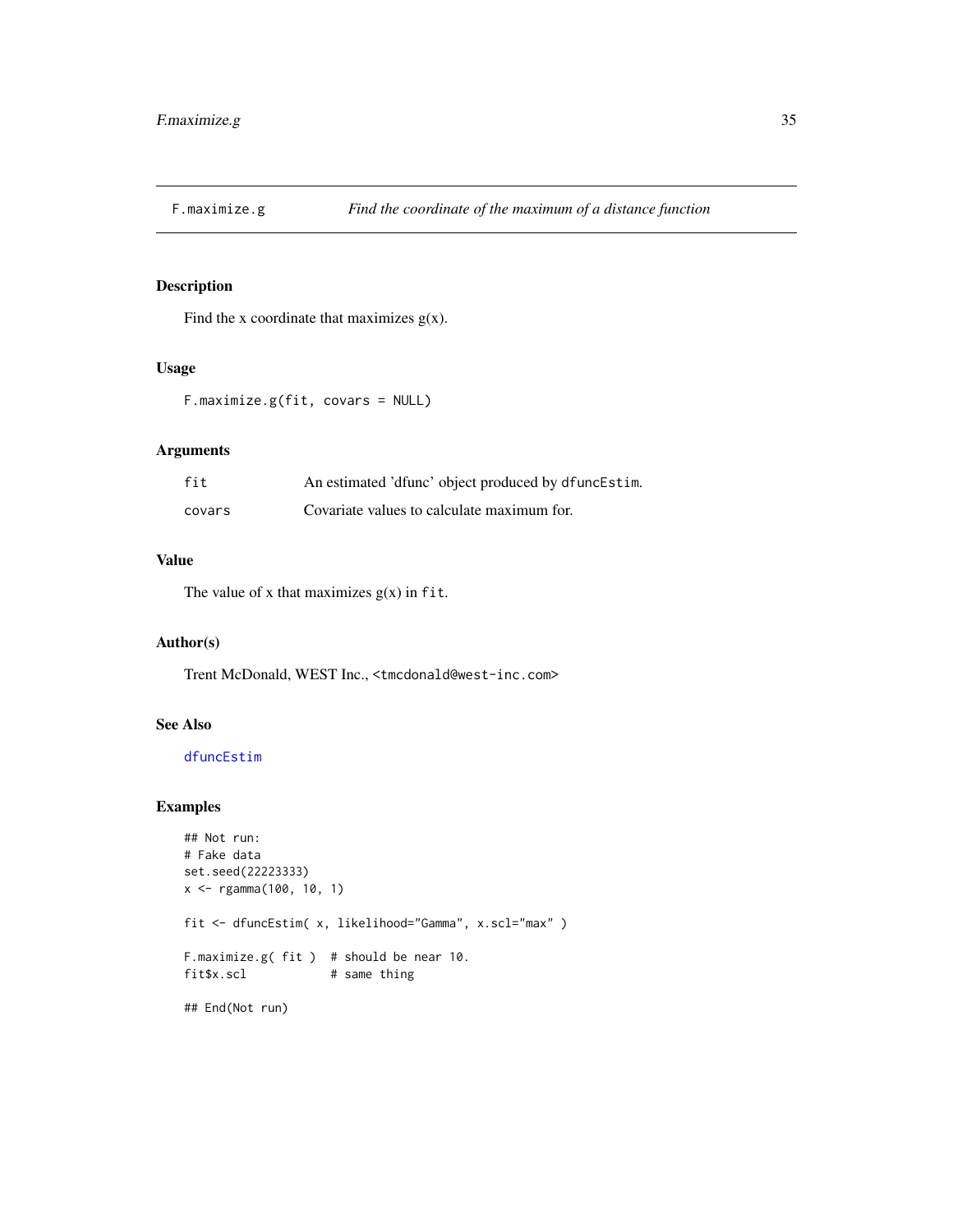# F.maximize.g — *Find the coordinate of the maximum of a distance function*

## Description

Find the x coordinate that maximizes g(x).

## Usage

```
F.maximize.g(fit, covars = NULL)
```

## Arguments

| | |
|---|---|
| `fit` | An estimated 'dfunc' object produced by `dfuncEstim`. |
| `covars` | Covariate values to calculate maximum for. |

## Value

The value of x that maximizes g(x) in `fit`.

## Author(s)

Trent McDonald, WEST Inc., <tmcdonald@west-inc.com>

## See Also

dfuncEstim

## Examples

```
## Not run:
# Fake data
set.seed(22223333)
x <- rgamma(100, 10, 1)

fit <- dfuncEstim( x, likelihood="Gamma", x.scl="max" )

F.maximize.g( fit )  # should be near 10.
fit$x.scl            # same thing

## End(Not run)
```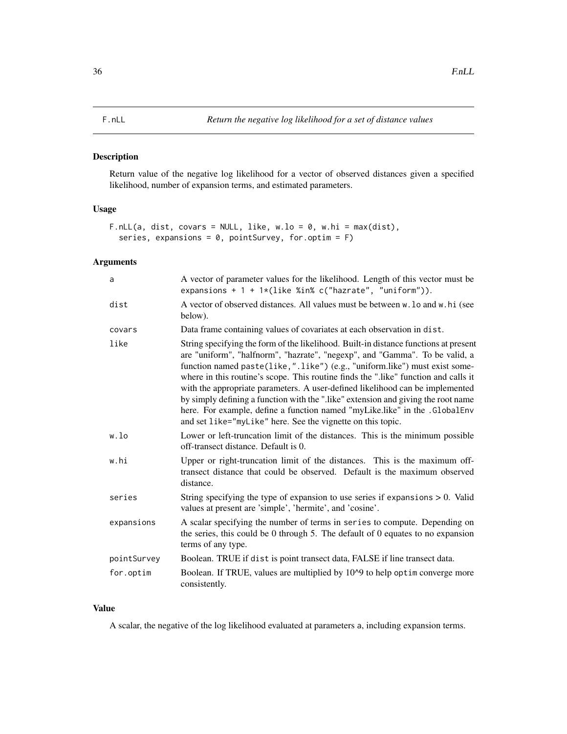## F.nLL — *Return the negative log likelihood for a set of distance values*

### Description

Return value of the negative log likelihood for a vector of observed distances given a specified likelihood, number of expansion terms, and estimated parameters.

### Usage

```
F.nLL(a, dist, covars = NULL, like, w.lo = 0, w.hi = max(dist),
  series, expansions = 0, pointSurvey, for.optim = F)
```

### Arguments

| | |
|---|---|
| a | A vector of parameter values for the likelihood. Length of this vector must be `expansions + 1 + 1*(like %in% c("hazrate", "uniform"))`. |
| dist | A vector of observed distances. All values must be between `w.lo` and `w.hi` (see below). |
| covars | Data frame containing values of covariates at each observation in `dist`. |
| like | String specifying the form of the likelihood. Built-in distance functions at present are "uniform", "halfnorm", "hazrate", "negexp", and "Gamma". To be valid, a function named `paste(like,".like")` (e.g., "uniform.like") must exist somewhere in this routine's scope. This routine finds the ".like" function and calls it with the appropriate parameters. A user-defined likelihood can be implemented by simply defining a function with the ".like" extension and giving the root name here. For example, define a function named "myLike.like" in the `.GlobalEnv` and set `like="myLike"` here. See the vignette on this topic. |
| w.lo | Lower or left-truncation limit of the distances. This is the minimum possible off-transect distance. Default is 0. |
| w.hi | Upper or right-truncation limit of the distances. This is the maximum off-transect distance that could be observed. Default is the maximum observed distance. |
| series | String specifying the type of expansion to use series if `expansions` > 0. Valid values at present are 'simple', 'hermite', and 'cosine'. |
| expansions | A scalar specifying the number of terms in `series` to compute. Depending on the series, this could be 0 through 5. The default of 0 equates to no expansion terms of any type. |
| pointSurvey | Boolean. TRUE if `dist` is point transect data, FALSE if line transect data. |
| for.optim | Boolean. If TRUE, values are multiplied by 10^9 to help `optim` converge more consistently. |

### Value

A scalar, the negative of the log likelihood evaluated at parameters `a`, including expansion terms.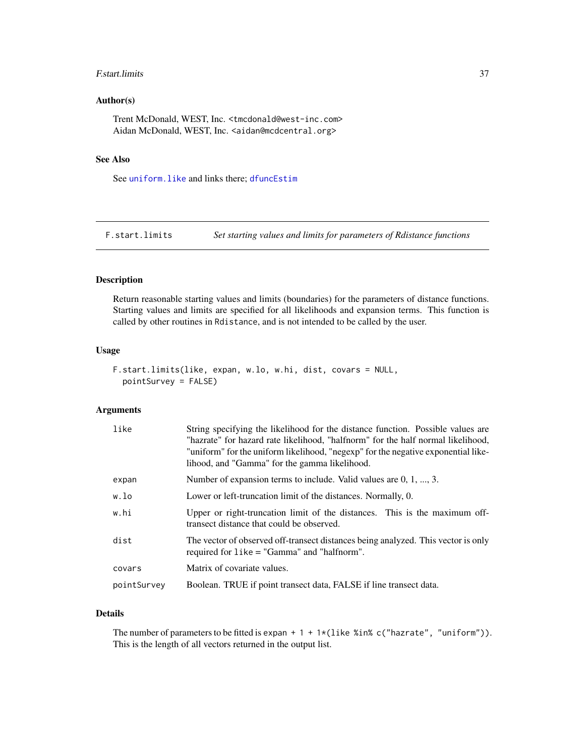## Author(s)

Trent McDonald, WEST, Inc. <tmcdonald@west-inc.com>
Aidan McDonald, WEST, Inc. <aidan@mcdcentral.org>

## See Also

See `uniform.like` and links there; `dfuncEstim`

---

# F.start.limits — *Set starting values and limits for parameters of Rdistance functions*

---

## Description

Return reasonable starting values and limits (boundaries) for the parameters of distance functions. Starting values and limits are specified for all likelihoods and expansion terms. This function is called by other routines in `Rdistance`, and is not intended to be called by the user.

## Usage

```
F.start.limits(like, expan, w.lo, w.hi, dist, covars = NULL,
  pointSurvey = FALSE)
```

## Arguments

| | |
|---|---|
| `like` | String specifying the likelihood for the distance function. Possible values are "hazrate" for hazard rate likelihood, "halfnorm" for the half normal likelihood, "uniform" for the uniform likelihood, "negexp" for the negative exponential likelihood, and "Gamma" for the gamma likelihood. |
| `expan` | Number of expansion terms to include. Valid values are 0, 1, ..., 3. |
| `w.lo` | Lower or left-truncation limit of the distances. Normally, 0. |
| `w.hi` | Upper or right-truncation limit of the distances. This is the maximum off-transect distance that could be observed. |
| `dist` | The vector of observed off-transect distances being analyzed. This vector is only required for `like` = "Gamma" and "halfnorm". |
| `covars` | Matrix of covariate values. |
| `pointSurvey` | Boolean. TRUE if point transect data, FALSE if line transect data. |

## Details

The number of parameters to be fitted is `expan + 1 + 1*(like %in% c("hazrate", "uniform"))`. This is the length of all vectors returned in the output list.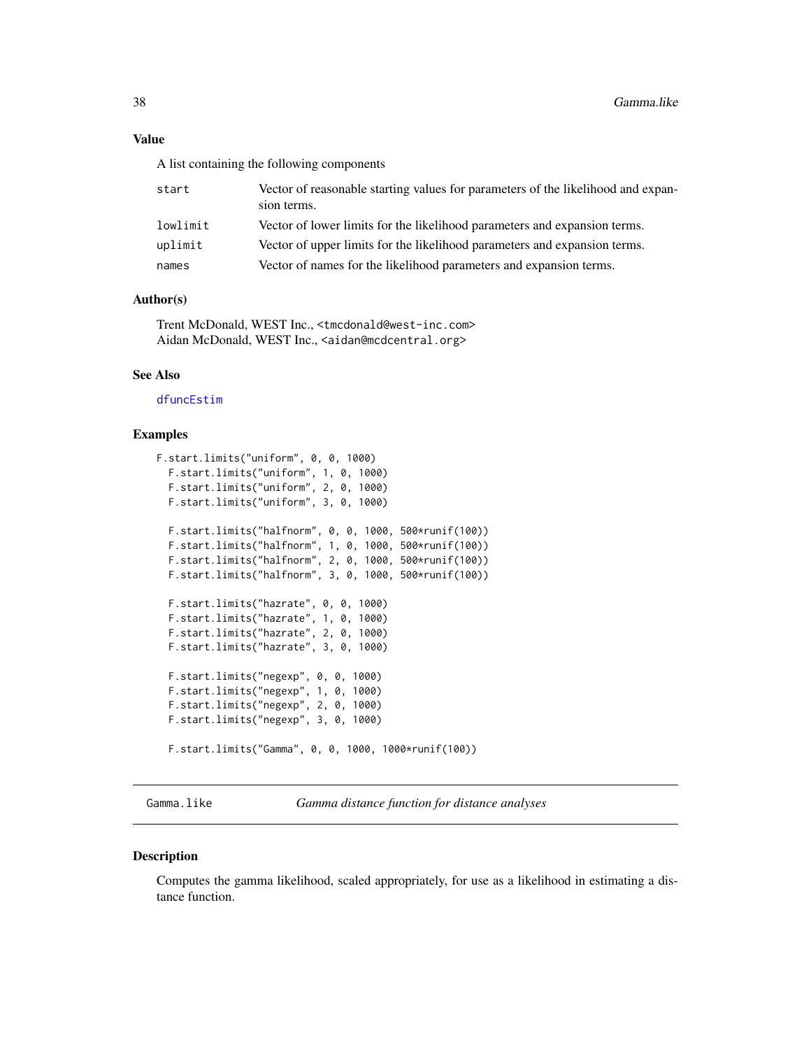## Value

A list containing the following components

| | |
|---|---|
| `start` | Vector of reasonable starting values for parameters of the likelihood and expansion terms. |
| `lowlimit` | Vector of lower limits for the likelihood parameters and expansion terms. |
| `uplimit` | Vector of upper limits for the likelihood parameters and expansion terms. |
| `names` | Vector of names for the likelihood parameters and expansion terms. |

## Author(s)

Trent McDonald, WEST Inc., <tmcdonald@west-inc.com>
Aidan McDonald, WEST Inc., <aidan@mcdcentral.org>

## See Also

`dfuncEstim`

## Examples

```
F.start.limits("uniform", 0, 0, 1000)
  F.start.limits("uniform", 1, 0, 1000)
  F.start.limits("uniform", 2, 0, 1000)
  F.start.limits("uniform", 3, 0, 1000)

  F.start.limits("halfnorm", 0, 0, 1000, 500*runif(100))
  F.start.limits("halfnorm", 1, 0, 1000, 500*runif(100))
  F.start.limits("halfnorm", 2, 0, 1000, 500*runif(100))
  F.start.limits("halfnorm", 3, 0, 1000, 500*runif(100))

  F.start.limits("hazrate", 0, 0, 1000)
  F.start.limits("hazrate", 1, 0, 1000)
  F.start.limits("hazrate", 2, 0, 1000)
  F.start.limits("hazrate", 3, 0, 1000)

  F.start.limits("negexp", 0, 0, 1000)
  F.start.limits("negexp", 1, 0, 1000)
  F.start.limits("negexp", 2, 0, 1000)
  F.start.limits("negexp", 3, 0, 1000)

  F.start.limits("Gamma", 0, 0, 1000, 1000*runif(100))
```

---

# Gamma.like — *Gamma distance function for distance analyses*

## Description

Computes the gamma likelihood, scaled appropriately, for use as a likelihood in estimating a distance function.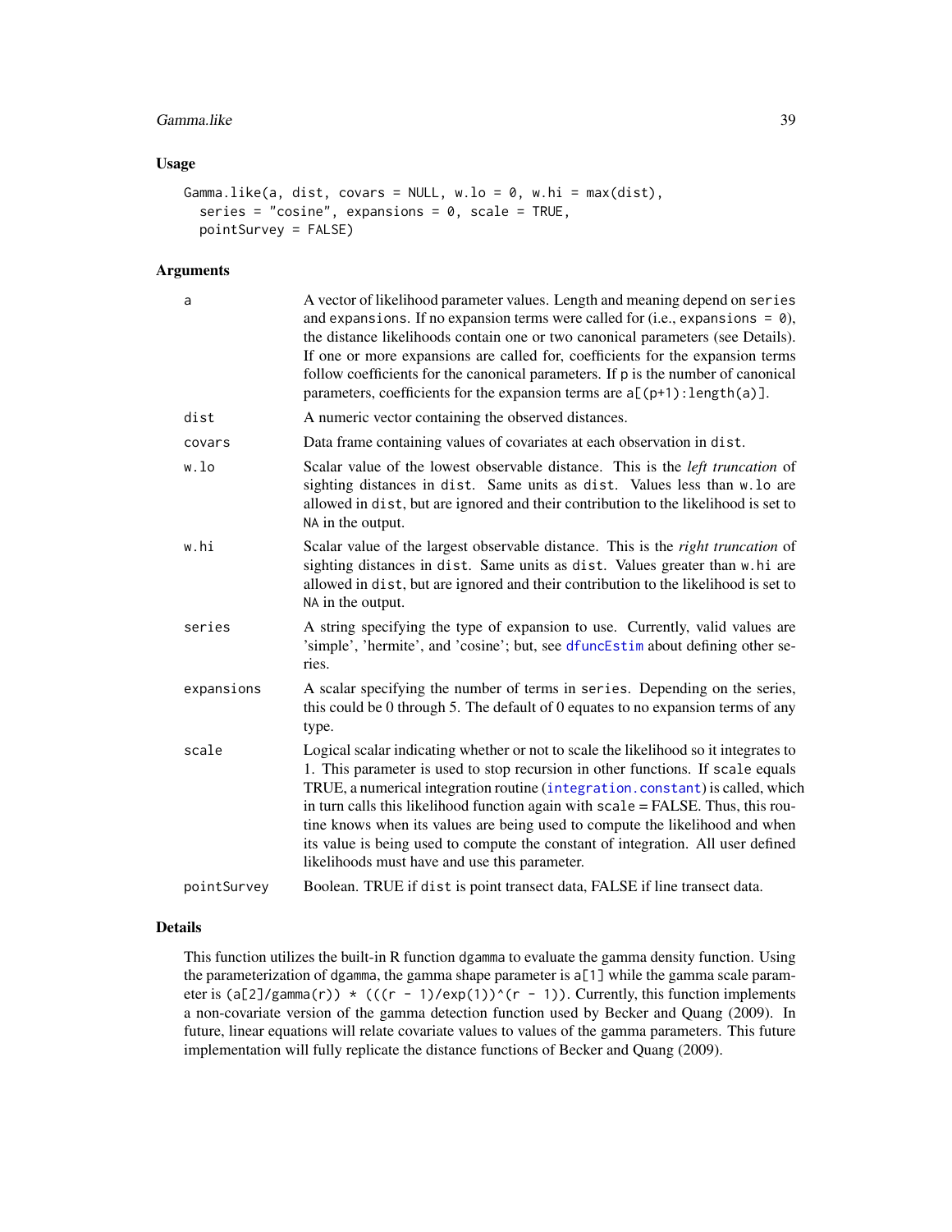## Usage

```
Gamma.like(a, dist, covars = NULL, w.lo = 0, w.hi = max(dist),
  series = "cosine", expansions = 0, scale = TRUE,
  pointSurvey = FALSE)
```

## Arguments

| | |
|---|---|
| a | A vector of likelihood parameter values. Length and meaning depend on `series` and `expansions`. If no expansion terms were called for (i.e., `expansions = 0`), the distance likelihoods contain one or two canonical parameters (see Details). If one or more expansions are called for, coefficients for the expansion terms follow coefficients for the canonical parameters. If `p` is the number of canonical parameters, coefficients for the expansion terms are `a[(p+1):length(a)]`. |
| dist | A numeric vector containing the observed distances. |
| covars | Data frame containing values of covariates at each observation in `dist`. |
| w.lo | Scalar value of the lowest observable distance. This is the *left truncation* of sighting distances in `dist`. Same units as `dist`. Values less than `w.lo` are allowed in `dist`, but are ignored and their contribution to the likelihood is set to `NA` in the output. |
| w.hi | Scalar value of the largest observable distance. This is the *right truncation* of sighting distances in `dist`. Same units as `dist`. Values greater than `w.hi` are allowed in `dist`, but are ignored and their contribution to the likelihood is set to `NA` in the output. |
| series | A string specifying the type of expansion to use. Currently, valid values are 'simple', 'hermite', and 'cosine'; but, see `dfuncEstim` about defining other series. |
| expansions | A scalar specifying the number of terms in `series`. Depending on the series, this could be 0 through 5. The default of 0 equates to no expansion terms of any type. |
| scale | Logical scalar indicating whether or not to scale the likelihood so it integrates to 1. This parameter is used to stop recursion in other functions. If `scale` equals TRUE, a numerical integration routine (`integration.constant`) is called, which in turn calls this likelihood function again with `scale` = FALSE. Thus, this routine knows when its values are being used to compute the likelihood and when its value is being used to compute the constant of integration. All user defined likelihoods must have and use this parameter. |
| pointSurvey | Boolean. TRUE if `dist` is point transect data, FALSE if line transect data. |

## Details

This function utilizes the built-in R function `dgamma` to evaluate the gamma density function. Using the parameterization of `dgamma`, the gamma shape parameter is `a[1]` while the gamma scale parameter is `(a[2]/gamma(r)) * (((r - 1)/exp(1))^(r - 1))`. Currently, this function implements a non-covariate version of the gamma detection function used by Becker and Quang (2009). In future, linear equations will relate covariate values to values of the gamma parameters. This future implementation will fully replicate the distance functions of Becker and Quang (2009).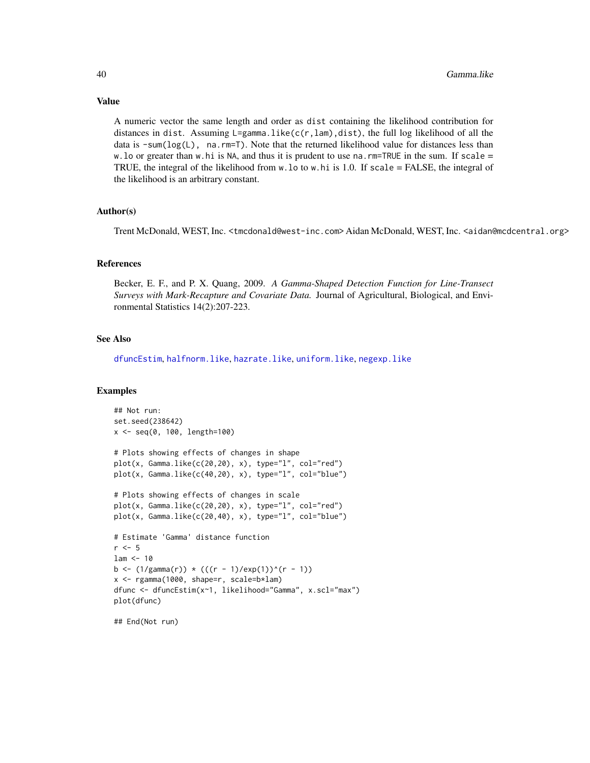### Value

A numeric vector the same length and order as `dist` containing the likelihood contribution for distances in `dist`. Assuming `L=gamma.like(c(r,lam),dist)`, the full log likelihood of all the data is `-sum(log(L), na.rm=T)`. Note that the returned likelihood value for distances less than `w.lo` or greater than `w.hi` is `NA`, and thus it is prudent to use `na.rm=TRUE` in the sum. If `scale` = TRUE, the integral of the likelihood from `w.lo` to `w.hi` is 1.0. If `scale` = FALSE, the integral of the likelihood is an arbitrary constant.

### Author(s)

Trent McDonald, WEST, Inc. <tmcdonald@west-inc.com> Aidan McDonald, WEST, Inc. <aidan@mcdcentral.org>

### References

Becker, E. F., and P. X. Quang, 2009. *A Gamma-Shaped Detection Function for Line-Transect Surveys with Mark-Recapture and Covariate Data.* Journal of Agricultural, Biological, and Environmental Statistics 14(2):207-223.

### See Also

`dfuncEstim`, `halfnorm.like`, `hazrate.like`, `uniform.like`, `negexp.like`

### Examples

```
## Not run:
set.seed(238642)
x <- seq(0, 100, length=100)

# Plots showing effects of changes in shape
plot(x, Gamma.like(c(20,20), x), type="l", col="red")
plot(x, Gamma.like(c(40,20), x), type="l", col="blue")

# Plots showing effects of changes in scale
plot(x, Gamma.like(c(20,20), x), type="l", col="red")
plot(x, Gamma.like(c(20,40), x), type="l", col="blue")

# Estimate 'Gamma' distance function
r <- 5
lam <- 10
b <- (1/gamma(r)) * (((r - 1)/exp(1))^(r - 1))
x <- rgamma(1000, shape=r, scale=b*lam)
dfunc <- dfuncEstim(x~1, likelihood="Gamma", x.scl="max")
plot(dfunc)

## End(Not run)
```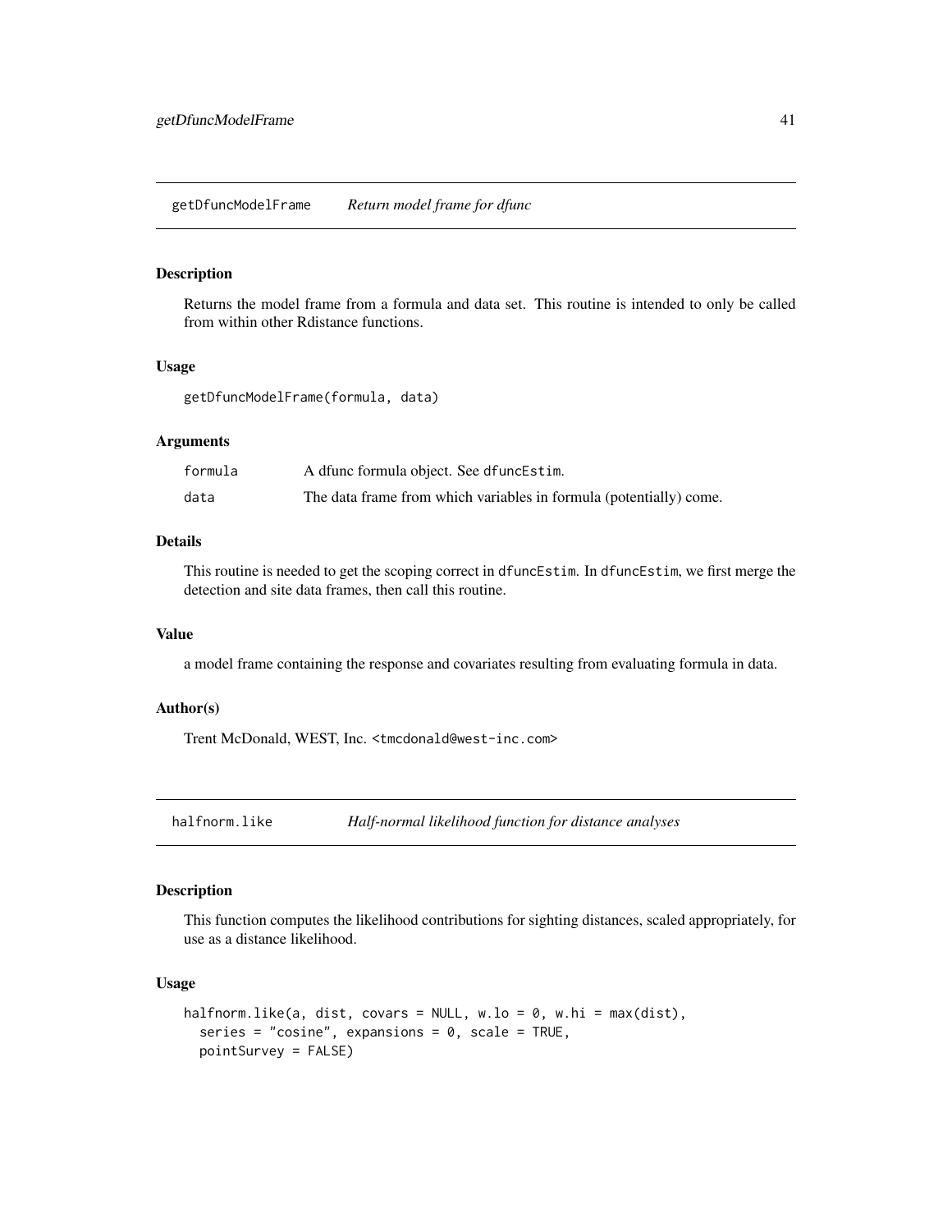## getDfuncModelFrame *Return model frame for dfunc*

### Description

Returns the model frame from a formula and data set. This routine is intended to only be called from within other Rdistance functions.

### Usage

```
getDfuncModelFrame(formula, data)
```

### Arguments

| | |
|---|---|
| formula | A dfunc formula object. See dfuncEstim. |
| data | The data frame from which variables in formula (potentially) come. |

### Details

This routine is needed to get the scoping correct in dfuncEstim. In dfuncEstim, we first merge the detection and site data frames, then call this routine.

### Value

a model frame containing the response and covariates resulting from evaluating formula in data.

### Author(s)

Trent McDonald, WEST, Inc. <tmcdonald@west-inc.com>

## halfnorm.like *Half-normal likelihood function for distance analyses*

### Description

This function computes the likelihood contributions for sighting distances, scaled appropriately, for use as a distance likelihood.

### Usage

```
halfnorm.like(a, dist, covars = NULL, w.lo = 0, w.hi = max(dist),
  series = "cosine", expansions = 0, scale = TRUE,
  pointSurvey = FALSE)
```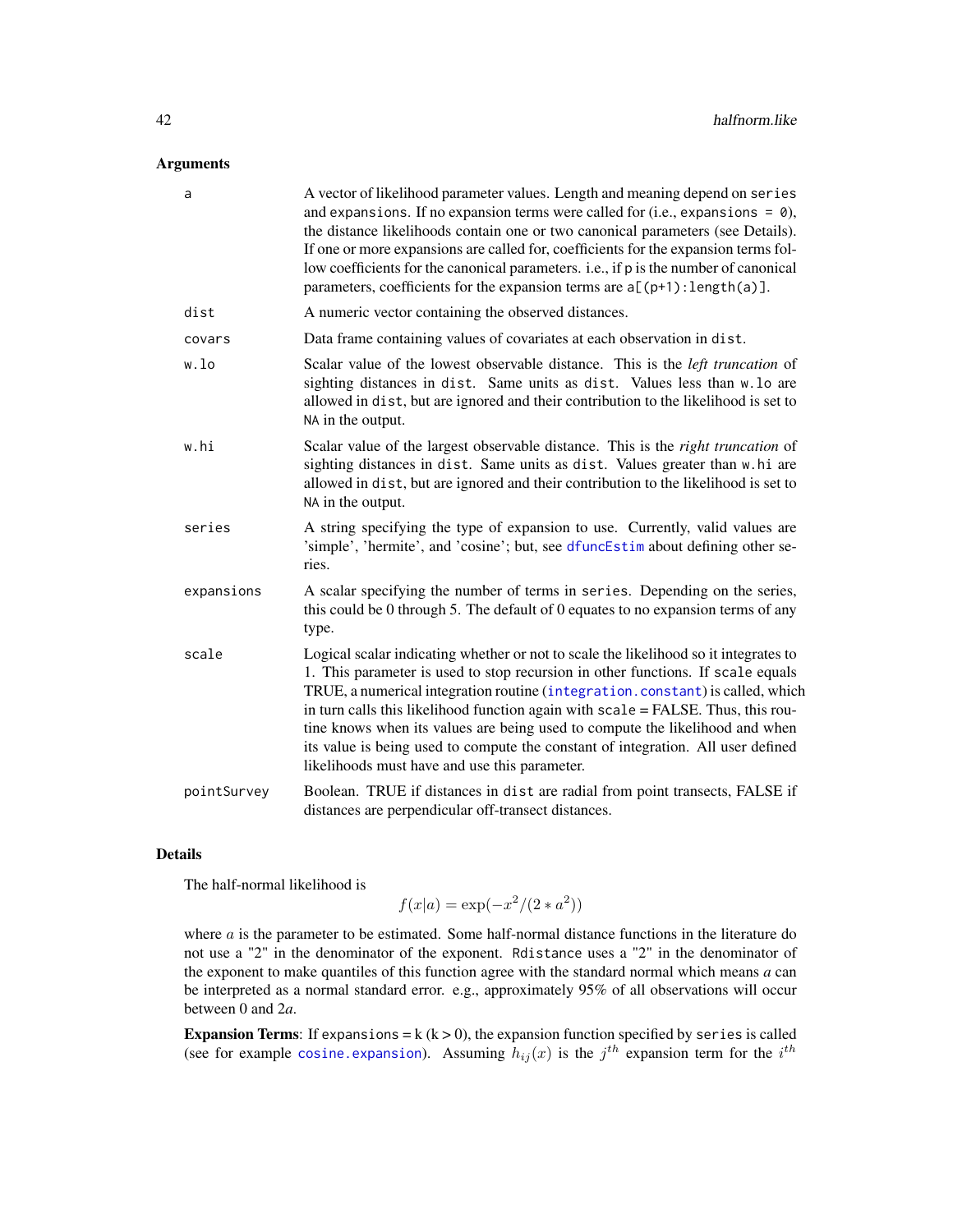## Arguments

| | |
|---|---|
| `a` | A vector of likelihood parameter values. Length and meaning depend on `series` and `expansions`. If no expansion terms were called for (i.e., `expansions = 0`), the distance likelihoods contain one or two canonical parameters (see Details). If one or more expansions are called for, coefficients for the expansion terms follow coefficients for the canonical parameters. i.e., if `p` is the number of canonical parameters, coefficients for the expansion terms are `a[(p+1):length(a)]`. |
| `dist` | A numeric vector containing the observed distances. |
| `covars` | Data frame containing values of covariates at each observation in `dist`. |
| `w.lo` | Scalar value of the lowest observable distance. This is the *left truncation* of sighting distances in `dist`. Same units as `dist`. Values less than `w.lo` are allowed in `dist`, but are ignored and their contribution to the likelihood is set to `NA` in the output. |
| `w.hi` | Scalar value of the largest observable distance. This is the *right truncation* of sighting distances in `dist`. Same units as `dist`. Values greater than `w.hi` are allowed in `dist`, but are ignored and their contribution to the likelihood is set to `NA` in the output. |
| `series` | A string specifying the type of expansion to use. Currently, valid values are 'simple', 'hermite', and 'cosine'; but, see `dfuncEstim` about defining other series. |
| `expansions` | A scalar specifying the number of terms in `series`. Depending on the series, this could be 0 through 5. The default of 0 equates to no expansion terms of any type. |
| `scale` | Logical scalar indicating whether or not to scale the likelihood so it integrates to 1. This parameter is used to stop recursion in other functions. If `scale` equals TRUE, a numerical integration routine (`integration.constant`) is called, which in turn calls this likelihood function again with `scale` = FALSE. Thus, this routine knows when its values are being used to compute the likelihood and when its value is being used to compute the constant of integration. All user defined likelihoods must have and use this parameter. |
| `pointSurvey` | Boolean. TRUE if distances in `dist` are radial from point transects, FALSE if distances are perpendicular off-transect distances. |

## Details

The half-normal likelihood is

$$f(x|a) = \exp(-x^2/(2*a^2))$$

where $a$ is the parameter to be estimated. Some half-normal distance functions in the literature do not use a "2" in the denominator of the exponent. `Rdistance` uses a "2" in the denominator of the exponent to make quantiles of this function agree with the standard normal which means *a* can be interpreted as a normal standard error. e.g., approximately 95% of all observations will occur between 0 and 2*a*.

**Expansion Terms**: If `expansions` = k (k > 0), the expansion function specified by `series` is called (see for example `cosine.expansion`). Assuming $h_{ij}(x)$ is the $j^{th}$ expansion term for the $i^{th}$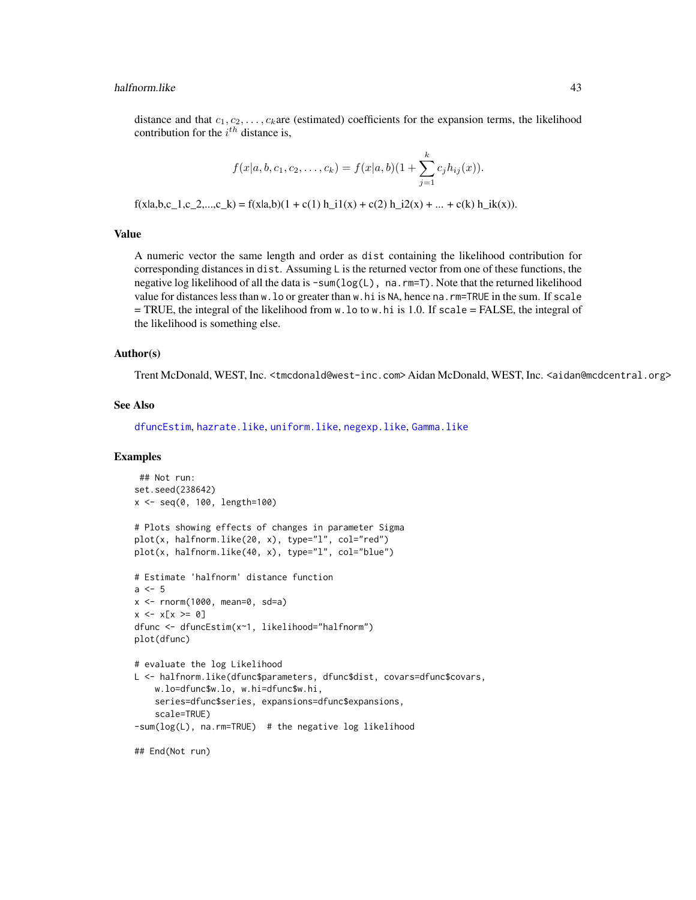distance and that $c_1, c_2, \ldots, c_k$are (estimated) coefficients for the expansion terms, the likelihood contribution for the $i^{th}$ distance is,

$$f(x|a, b, c_1, c_2, \ldots, c_k) = f(x|a, b)(1 + \sum_{j=1}^{k} c_j h_{ij}(x)).$$

f(x|a,b,c_1,c_2,...,c_k) = f(x|a,b)(1 + c(1) h_i1(x) + c(2) h_i2(x) + ... + c(k) h_ik(x)).

### Value

A numeric vector the same length and order as `dist` containing the likelihood contribution for corresponding distances in `dist`. Assuming `L` is the returned vector from one of these functions, the negative log likelihood of all the data is `-sum(log(L), na.rm=T)`. Note that the returned likelihood value for distances less than `w.lo` or greater than `w.hi` is `NA`, hence `na.rm=TRUE` in the sum. If `scale` = TRUE, the integral of the likelihood from `w.lo` to `w.hi` is 1.0. If `scale` = FALSE, the integral of the likelihood is something else.

### Author(s)

Trent McDonald, WEST, Inc. <tmcdonald@west-inc.com> Aidan McDonald, WEST, Inc. <aidan@mcdcentral.org>

### See Also

dfuncEstim, hazrate.like, uniform.like, negexp.like, Gamma.like

### Examples

```
## Not run:
set.seed(238642)
x <- seq(0, 100, length=100)

# Plots showing effects of changes in parameter Sigma
plot(x, halfnorm.like(20, x), type="l", col="red")
plot(x, halfnorm.like(40, x), type="l", col="blue")

# Estimate 'halfnorm' distance function
a <- 5
x <- rnorm(1000, mean=0, sd=a)
x <- x[x >= 0]
dfunc <- dfuncEstim(x~1, likelihood="halfnorm")
plot(dfunc)

# evaluate the log Likelihood
L <- halfnorm.like(dfunc$parameters, dfunc$dist, covars=dfunc$covars,
    w.lo=dfunc$w.lo, w.hi=dfunc$w.hi,
    series=dfunc$series, expansions=dfunc$expansions,
    scale=TRUE)
-sum(log(L), na.rm=TRUE)  # the negative log likelihood

## End(Not run)
```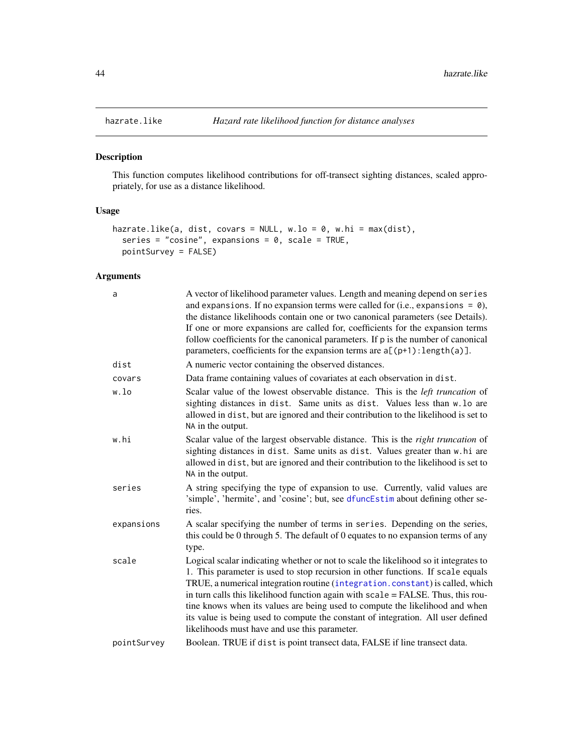## hazrate.like *Hazard rate likelihood function for distance analyses*

### Description

This function computes likelihood contributions for off-transect sighting distances, scaled appropriately, for use as a distance likelihood.

### Usage

```
hazrate.like(a, dist, covars = NULL, w.lo = 0, w.hi = max(dist),
  series = "cosine", expansions = 0, scale = TRUE,
  pointSurvey = FALSE)
```

### Arguments

| | |
|---|---|
| a | A vector of likelihood parameter values. Length and meaning depend on `series` and `expansions`. If no expansion terms were called for (i.e., `expansions = 0`), the distance likelihoods contain one or two canonical parameters (see Details). If one or more expansions are called for, coefficients for the expansion terms follow coefficients for the canonical parameters. If `p` is the number of canonical parameters, coefficients for the expansion terms are `a[(p+1):length(a)]`. |
| dist | A numeric vector containing the observed distances. |
| covars | Data frame containing values of covariates at each observation in `dist`. |
| w.lo | Scalar value of the lowest observable distance. This is the *left truncation* of sighting distances in `dist`. Same units as `dist`. Values less than `w.lo` are allowed in `dist`, but are ignored and their contribution to the likelihood is set to `NA` in the output. |
| w.hi | Scalar value of the largest observable distance. This is the *right truncation* of sighting distances in `dist`. Same units as `dist`. Values greater than `w.hi` are allowed in `dist`, but are ignored and their contribution to the likelihood is set to `NA` in the output. |
| series | A string specifying the type of expansion to use. Currently, valid values are 'simple', 'hermite', and 'cosine'; but, see `dfuncEstim` about defining other series. |
| expansions | A scalar specifying the number of terms in `series`. Depending on the series, this could be 0 through 5. The default of 0 equates to no expansion terms of any type. |
| scale | Logical scalar indicating whether or not to scale the likelihood so it integrates to 1. This parameter is used to stop recursion in other functions. If `scale` equals TRUE, a numerical integration routine (`integration.constant`) is called, which in turn calls this likelihood function again with `scale` = FALSE. Thus, this routine knows when its values are being used to compute the likelihood and when its value is being used to compute the constant of integration. All user defined likelihoods must have and use this parameter. |
| pointSurvey | Boolean. TRUE if `dist` is point transect data, FALSE if line transect data. |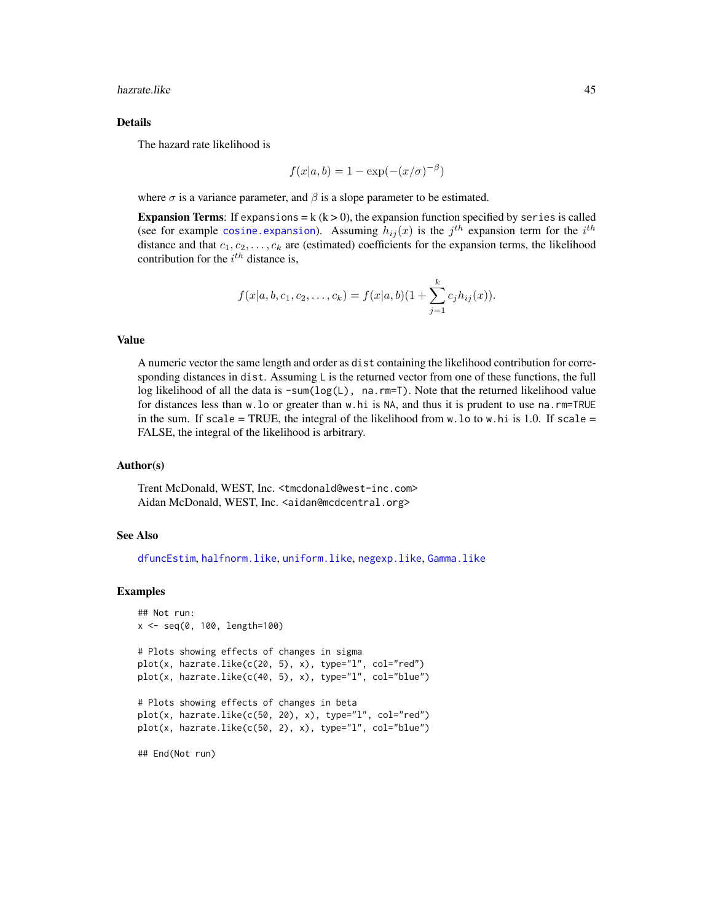## Details

The hazard rate likelihood is

$$f(x|a,b) = 1 - \exp(-(x/\sigma)^{-\beta})$$

where $\sigma$ is a variance parameter, and $\beta$ is a slope parameter to be estimated.

**Expansion Terms**: If `expansions` = k (k > 0), the expansion function specified by `series` is called (see for example `cosine.expansion`). Assuming $h_{ij}(x)$ is the $j^{th}$ expansion term for the $i^{th}$ distance and that $c_1, c_2, \ldots, c_k$ are (estimated) coefficients for the expansion terms, the likelihood contribution for the $i^{th}$ distance is,

$$f(x|a,b,c_1,c_2,\ldots,c_k) = f(x|a,b)(1 + \sum_{j=1}^{k} c_j h_{ij}(x)).$$

## Value

A numeric vector the same length and order as `dist` containing the likelihood contribution for corresponding distances in `dist`. Assuming `L` is the returned vector from one of these functions, the full log likelihood of all the data is `-sum(log(L), na.rm=T)`. Note that the returned likelihood value for distances less than `w.lo` or greater than `w.hi` is `NA`, and thus it is prudent to use `na.rm=TRUE` in the sum. If `scale` = TRUE, the integral of the likelihood from `w.lo` to `w.hi` is 1.0. If `scale` = FALSE, the integral of the likelihood is arbitrary.

## Author(s)

Trent McDonald, WEST, Inc. <tmcdonald@west-inc.com>
Aidan McDonald, WEST, Inc. <aidan@mcdcentral.org>

## See Also

`dfuncEstim`, `halfnorm.like`, `uniform.like`, `negexp.like`, `Gamma.like`

## Examples

```
## Not run:
x <- seq(0, 100, length=100)

# Plots showing effects of changes in sigma
plot(x, hazrate.like(c(20, 5), x), type="l", col="red")
plot(x, hazrate.like(c(40, 5), x), type="l", col="blue")

# Plots showing effects of changes in beta
plot(x, hazrate.like(c(50, 20), x), type="l", col="red")
plot(x, hazrate.like(c(50, 2), x), type="l", col="blue")

## End(Not run)
```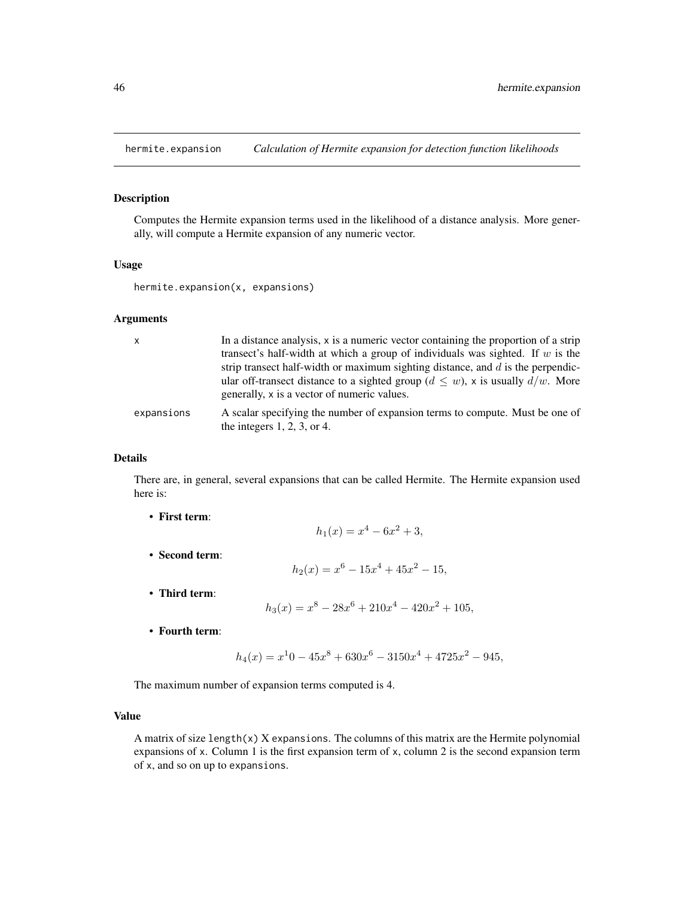## hermite.expansion *Calculation of Hermite expansion for detection function likelihoods*

### Description

Computes the Hermite expansion terms used in the likelihood of a distance analysis. More generally, will compute a Hermite expansion of any numeric vector.

### Usage

```
hermite.expansion(x, expansions)
```

### Arguments

| | |
|---|---|
| x | In a distance analysis, x is a numeric vector containing the proportion of a strip transect's half-width at which a group of individuals was sighted. If $w$ is the strip transect half-width or maximum sighting distance, and $d$ is the perpendicular off-transect distance to a sighted group ($d \leq w$), x is usually $d/w$. More generally, x is a vector of numeric values. |
| expansions | A scalar specifying the number of expansion terms to compute. Must be one of the integers 1, 2, 3, or 4. |

### Details

There are, in general, several expansions that can be called Hermite. The Hermite expansion used here is:

- **First term**:
$$h_1(x) = x^4 - 6x^2 + 3,$$
- **Second term**:
$$h_2(x) = x^6 - 15x^4 + 45x^2 - 15,$$
- **Third term**:
$$h_3(x) = x^8 - 28x^6 + 210x^4 - 420x^2 + 105,$$
- **Fourth term**:
$$h_4(x) = x^10 - 45x^8 + 630x^6 - 3150x^4 + 4725x^2 - 945,$$

The maximum number of expansion terms computed is 4.

### Value

A matrix of size length(x) X expansions. The columns of this matrix are the Hermite polynomial expansions of x. Column 1 is the first expansion term of x, column 2 is the second expansion term of x, and so on up to expansions.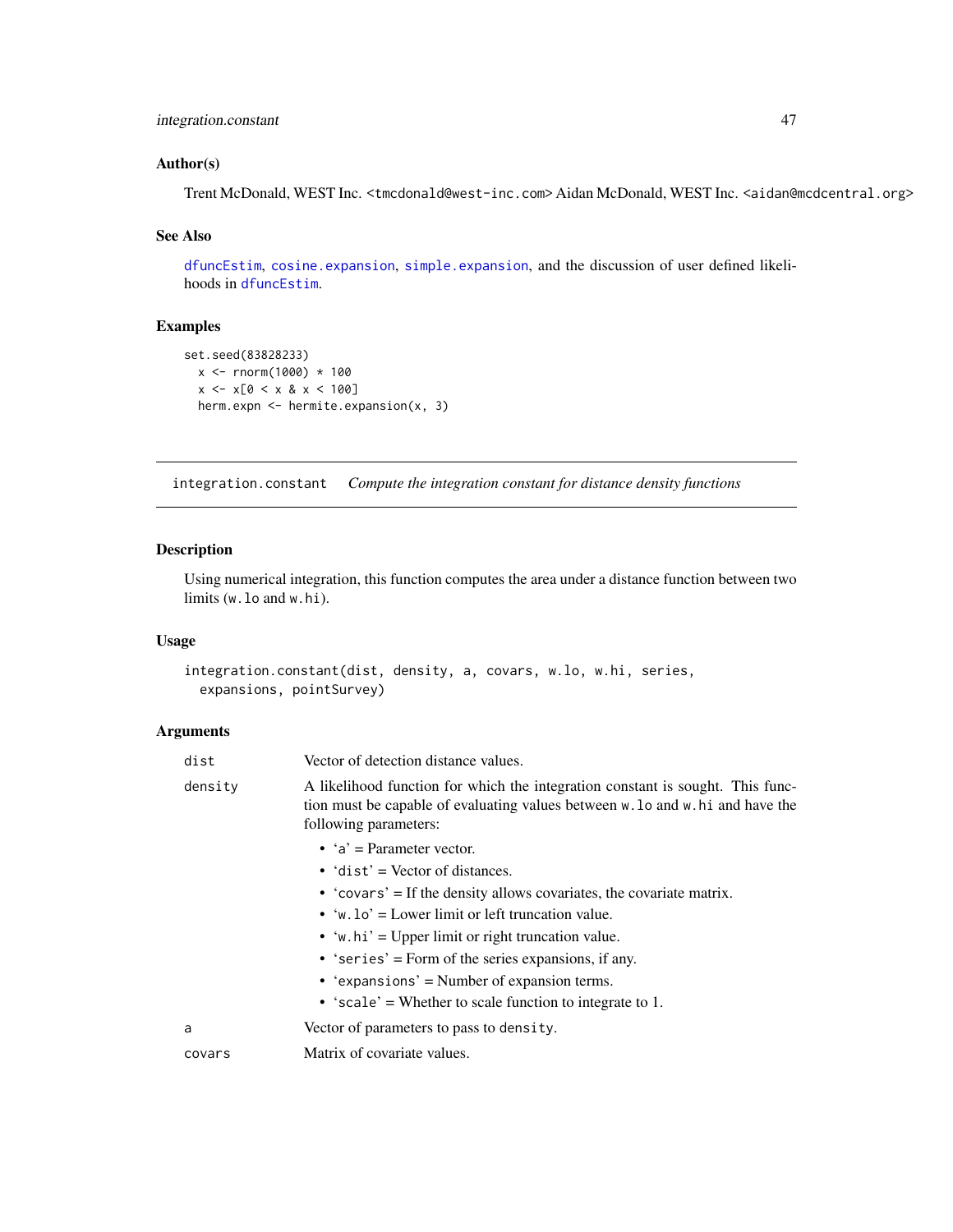### Author(s)

Trent McDonald, WEST Inc. <tmcdonald@west-inc.com> Aidan McDonald, WEST Inc. <aidan@mcdcentral.org>

### See Also

dfuncEstim, cosine.expansion, simple.expansion, and the discussion of user defined likelihoods in dfuncEstim.

### Examples

```
set.seed(83828233)
  x <- rnorm(1000) * 100
  x <- x[0 < x & x < 100]
  herm.expn <- hermite.expansion(x, 3)
```

---

## integration.constant    *Compute the integration constant for distance density functions*

---

### Description

Using numerical integration, this function computes the area under a distance function between two limits (`w.lo` and `w.hi`).

### Usage

```
integration.constant(dist, density, a, covars, w.lo, w.hi, series,
  expansions, pointSurvey)
```

### Arguments

| | |
|---|---|
| `dist` | Vector of detection distance values. |
| `density` | A likelihood function for which the integration constant is sought. This function must be capable of evaluating values between `w.lo` and `w.hi` and have the following parameters:<br>• '`a`' = Parameter vector.<br>• '`dist`' = Vector of distances.<br>• '`covars`' = If the density allows covariates, the covariate matrix.<br>• '`w.lo`' = Lower limit or left truncation value.<br>• '`w.hi`' = Upper limit or right truncation value.<br>• '`series`' = Form of the series expansions, if any.<br>• '`expansions`' = Number of expansion terms.<br>• '`scale`' = Whether to scale function to integrate to 1. |
| `a` | Vector of parameters to pass to `density`. |
| `covars` | Matrix of covariate values. |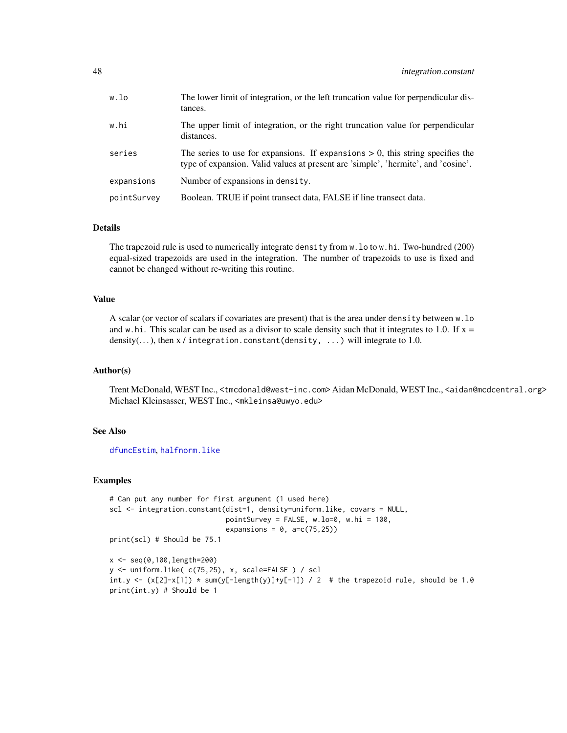| | |
|---|---|
| w.lo | The lower limit of integration, or the left truncation value for perpendicular distances. |
| w.hi | The upper limit of integration, or the right truncation value for perpendicular distances. |
| series | The series to use for expansions. If expansions > 0, this string specifies the type of expansion. Valid values at present are 'simple', 'hermite', and 'cosine'. |
| expansions | Number of expansions in density. |
| pointSurvey | Boolean. TRUE if point transect data, FALSE if line transect data. |

## Details

The trapezoid rule is used to numerically integrate density from w.lo to w.hi. Two-hundred (200) equal-sized trapezoids are used in the integration. The number of trapezoids to use is fixed and cannot be changed without re-writing this routine.

## Value

A scalar (or vector of scalars if covariates are present) that is the area under density between w.lo and w.hi. This scalar can be used as a divisor to scale density such that it integrates to 1.0. If x = density(...), then x / integration.constant(density, ...) will integrate to 1.0.

## Author(s)

Trent McDonald, WEST Inc., <tmcdonald@west-inc.com> Aidan McDonald, WEST Inc., <aidan@mcdcentral.org> Michael Kleinsasser, WEST Inc., <mkleinsa@uwyo.edu>

## See Also

dfuncEstim, halfnorm.like

## Examples

```
# Can put any number for first argument (1 used here)
scl <- integration.constant(dist=1, density=uniform.like, covars = NULL,
                            pointSurvey = FALSE, w.lo=0, w.hi = 100,
                            expansions = 0, a=c(75,25))
print(scl) # Should be 75.1

x <- seq(0,100,length=200)
y <- uniform.like( c(75,25), x, scale=FALSE ) / scl
int.y <- (x[2]-x[1]) * sum(y[-length(y)]+y[-1]) / 2  # the trapezoid rule, should be 1.0
print(int.y) # Should be 1
```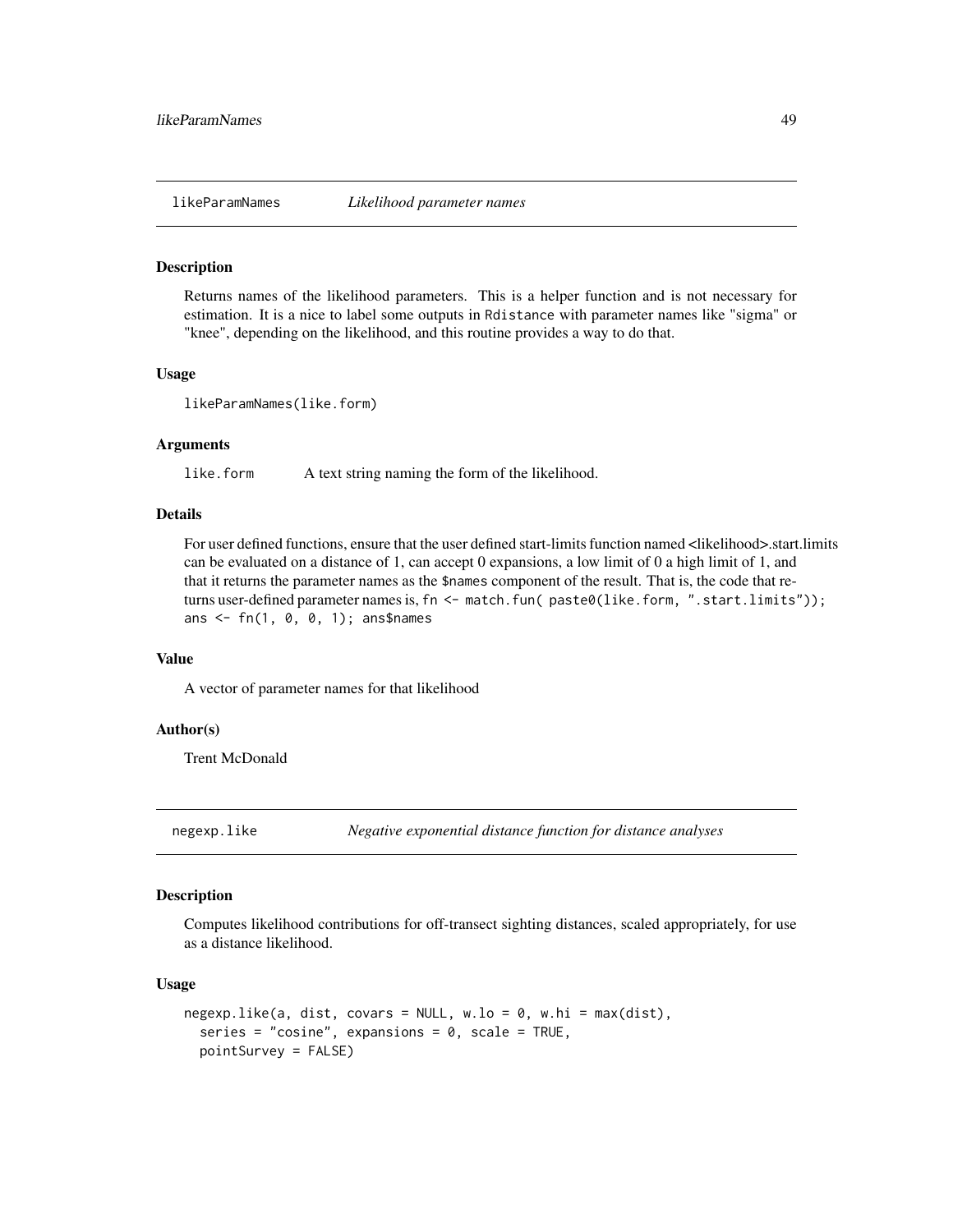## likeParamNames — *Likelihood parameter names*

### Description

Returns names of the likelihood parameters. This is a helper function and is not necessary for estimation. It is a nice to label some outputs in Rdistance with parameter names like "sigma" or "knee", depending on the likelihood, and this routine provides a way to do that.

### Usage

```
likeParamNames(like.form)
```

### Arguments

| | |
|---|---|
| like.form | A text string naming the form of the likelihood. |

### Details

For user defined functions, ensure that the user defined start-limits function named <likelihood>.start.limits can be evaluated on a distance of 1, can accept 0 expansions, a low limit of 0 a high limit of 1, and that it returns the parameter names as the `$names` component of the result. That is, the code that returns user-defined parameter names is, `fn <- match.fun( paste0(like.form, ".start.limits")); ans <- fn(1, 0, 0, 1); ans$names`

### Value

A vector of parameter names for that likelihood

### Author(s)

Trent McDonald

## negexp.like — *Negative exponential distance function for distance analyses*

### Description

Computes likelihood contributions for off-transect sighting distances, scaled appropriately, for use as a distance likelihood.

### Usage

```
negexp.like(a, dist, covars = NULL, w.lo = 0, w.hi = max(dist),
  series = "cosine", expansions = 0, scale = TRUE,
  pointSurvey = FALSE)
```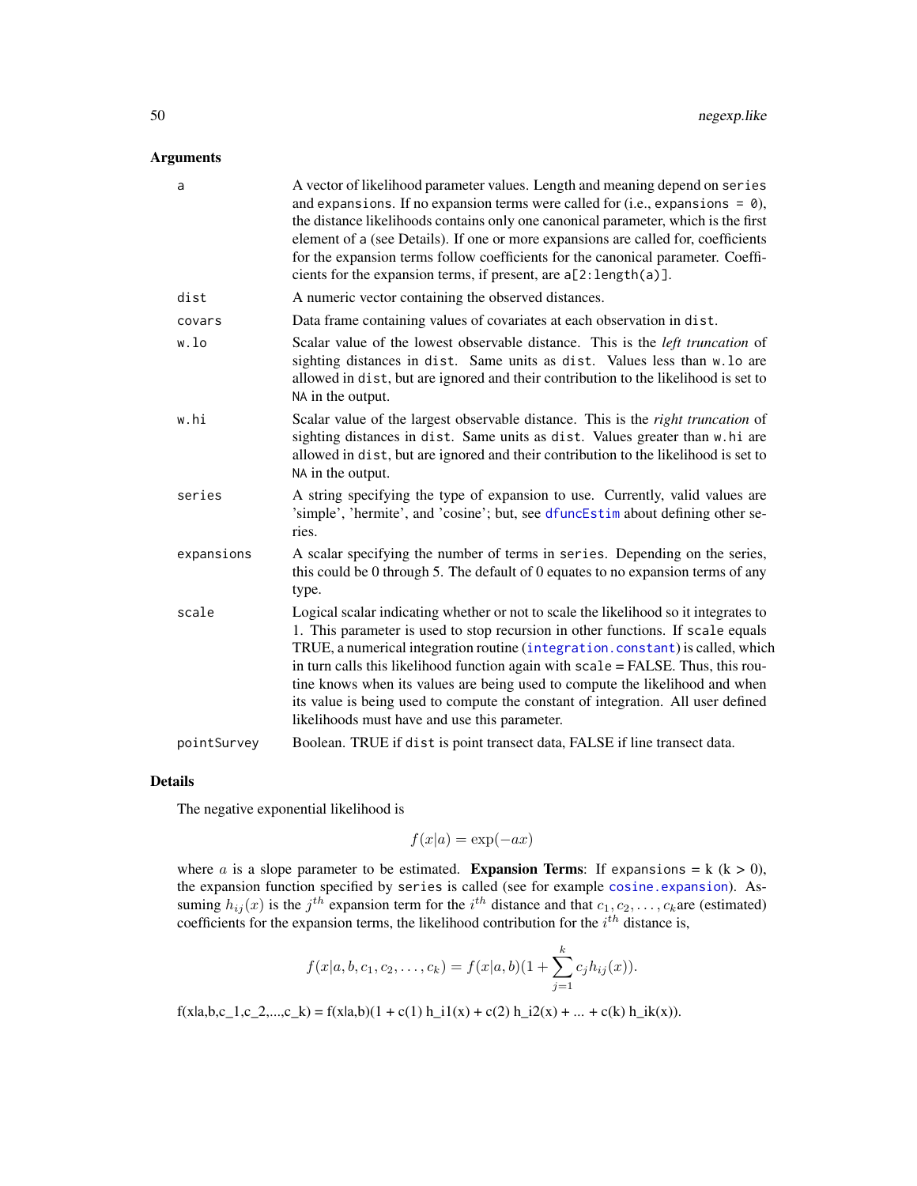## Arguments

| | |
|---|---|
| `a` | A vector of likelihood parameter values. Length and meaning depend on `series` and `expansions`. If no expansion terms were called for (i.e., `expansions = 0`), the distance likelihoods contains only one canonical parameter, which is the first element of `a` (see Details). If one or more expansions are called for, coefficients for the expansion terms follow coefficients for the canonical parameter. Coefficients for the expansion terms, if present, are `a[2:length(a)]`. |
| `dist` | A numeric vector containing the observed distances. |
| `covars` | Data frame containing values of covariates at each observation in `dist`. |
| `w.lo` | Scalar value of the lowest observable distance. This is the *left truncation* of sighting distances in `dist`. Same units as `dist`. Values less than `w.lo` are allowed in `dist`, but are ignored and their contribution to the likelihood is set to `NA` in the output. |
| `w.hi` | Scalar value of the largest observable distance. This is the *right truncation* of sighting distances in `dist`. Same units as `dist`. Values greater than `w.hi` are allowed in `dist`, but are ignored and their contribution to the likelihood is set to `NA` in the output. |
| `series` | A string specifying the type of expansion to use. Currently, valid values are 'simple', 'hermite', and 'cosine'; but, see `dfuncEstim` about defining other series. |
| `expansions` | A scalar specifying the number of terms in `series`. Depending on the series, this could be 0 through 5. The default of 0 equates to no expansion terms of any type. |
| `scale` | Logical scalar indicating whether or not to scale the likelihood so it integrates to 1. This parameter is used to stop recursion in other functions. If `scale` equals TRUE, a numerical integration routine (`integration.constant`) is called, which in turn calls this likelihood function again with `scale` = FALSE. Thus, this routine knows when its values are being used to compute the likelihood and when its value is being used to compute the constant of integration. All user defined likelihoods must have and use this parameter. |
| `pointSurvey` | Boolean. TRUE if `dist` is point transect data, FALSE if line transect data. |

## Details

The negative exponential likelihood is

$$f(x|a) = \exp(-ax)$$

where $a$ is a slope parameter to be estimated. **Expansion Terms**: If `expansions` = k (k > 0), the expansion function specified by `series` is called (see for example `cosine.expansion`). Assuming $h_{ij}(x)$ is the $j^{th}$ expansion term for the $i^{th}$ distance and that $c_1, c_2, \ldots, c_k$are (estimated) coefficients for the expansion terms, the likelihood contribution for the $i^{th}$ distance is,

$$f(x|a, b, c_1, c_2, \ldots, c_k) = f(x|a, b)(1 + \sum_{j=1}^{k} c_j h_{ij}(x)).$$

f(x|a,b,c_1,c_2,...,c_k) = f(x|a,b)(1 + c(1) h_i1(x) + c(2) h_i2(x) + ... + c(k) h_ik(x)).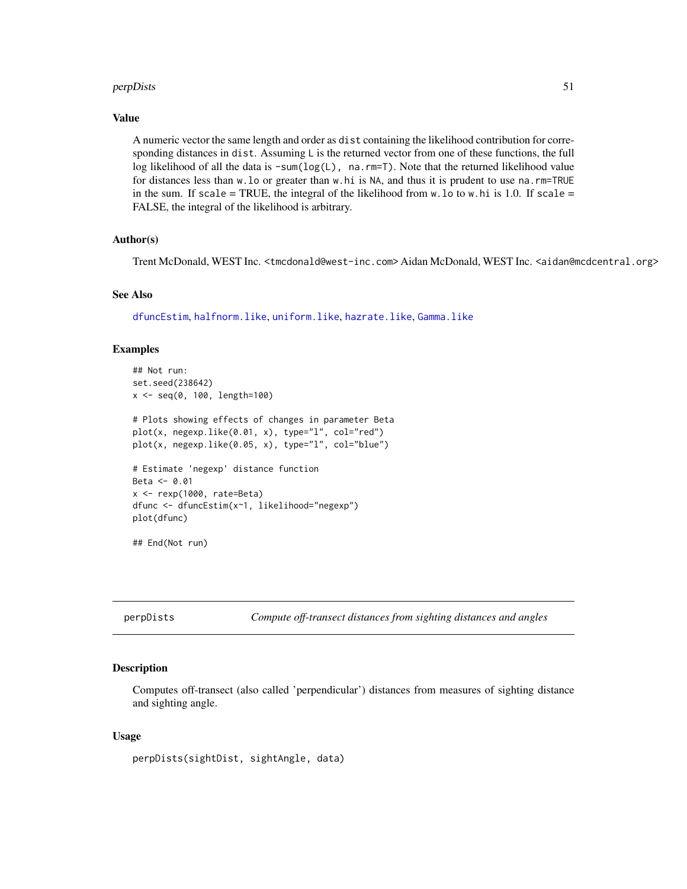## Value

A numeric vector the same length and order as `dist` containing the likelihood contribution for corresponding distances in `dist`. Assuming `L` is the returned vector from one of these functions, the full log likelihood of all the data is `-sum(log(L), na.rm=T)`. Note that the returned likelihood value for distances less than `w.lo` or greater than `w.hi` is `NA`, and thus it is prudent to use `na.rm=TRUE` in the sum. If `scale` = TRUE, the integral of the likelihood from `w.lo` to `w.hi` is 1.0. If `scale` = FALSE, the integral of the likelihood is arbitrary.

## Author(s)

Trent McDonald, WEST Inc. <tmcdonald@west-inc.com> Aidan McDonald, WEST Inc. <aidan@mcdcentral.org>

## See Also

`dfuncEstim`, `halfnorm.like`, `uniform.like`, `hazrate.like`, `Gamma.like`

## Examples

```
## Not run:
set.seed(238642)
x <- seq(0, 100, length=100)

# Plots showing effects of changes in parameter Beta
plot(x, negexp.like(0.01, x), type="l", col="red")
plot(x, negexp.like(0.05, x), type="l", col="blue")

# Estimate 'negexp' distance function
Beta <- 0.01
x <- rexp(1000, rate=Beta)
dfunc <- dfuncEstim(x~1, likelihood="negexp")
plot(dfunc)

## End(Not run)
```

---

# perpDists — *Compute off-transect distances from sighting distances and angles*

## Description

Computes off-transect (also called 'perpendicular') distances from measures of sighting distance and sighting angle.

## Usage

```
perpDists(sightDist, sightAngle, data)
```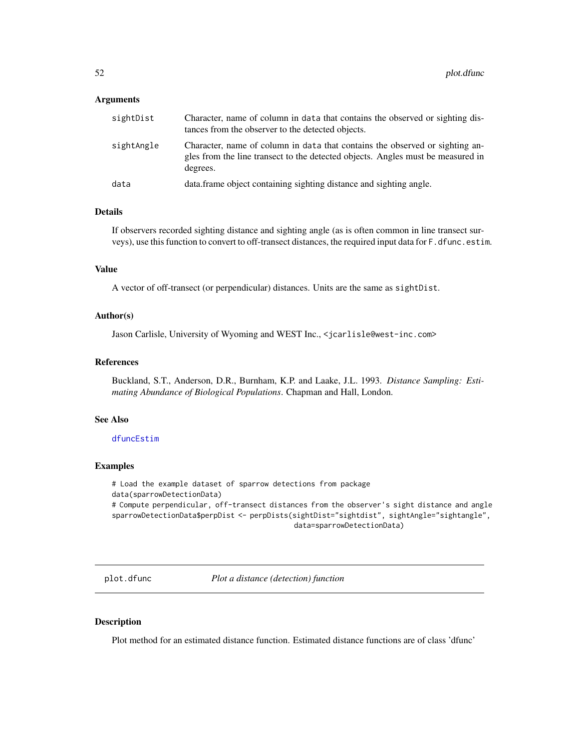## Arguments

| | |
|---|---|
| sightDist | Character, name of column in data that contains the observed or sighting distances from the observer to the detected objects. |
| sightAngle | Character, name of column in data that contains the observed or sighting angles from the line transect to the detected objects. Angles must be measured in degrees. |
| data | data.frame object containing sighting distance and sighting angle. |

## Details

If observers recorded sighting distance and sighting angle (as is often common in line transect surveys), use this function to convert to off-transect distances, the required input data for `F.dfunc.estim`.

## Value

A vector of off-transect (or perpendicular) distances. Units are the same as `sightDist`.

## Author(s)

Jason Carlisle, University of Wyoming and WEST Inc., <jcarlisle@west-inc.com>

## References

Buckland, S.T., Anderson, D.R., Burnham, K.P. and Laake, J.L. 1993. *Distance Sampling: Estimating Abundance of Biological Populations*. Chapman and Hall, London.

## See Also

`dfuncEstim`

## Examples

```
# Load the example dataset of sparrow detections from package
data(sparrowDetectionData)
# Compute perpendicular, off-transect distances from the observer's sight distance and angle
sparrowDetectionData$perpDist <- perpDists(sightDist="sightdist", sightAngle="sightangle",
                                            data=sparrowDetectionData)
```

---

# plot.dfunc *Plot a distance (detection) function*

---

## Description

Plot method for an estimated distance function. Estimated distance functions are of class 'dfunc'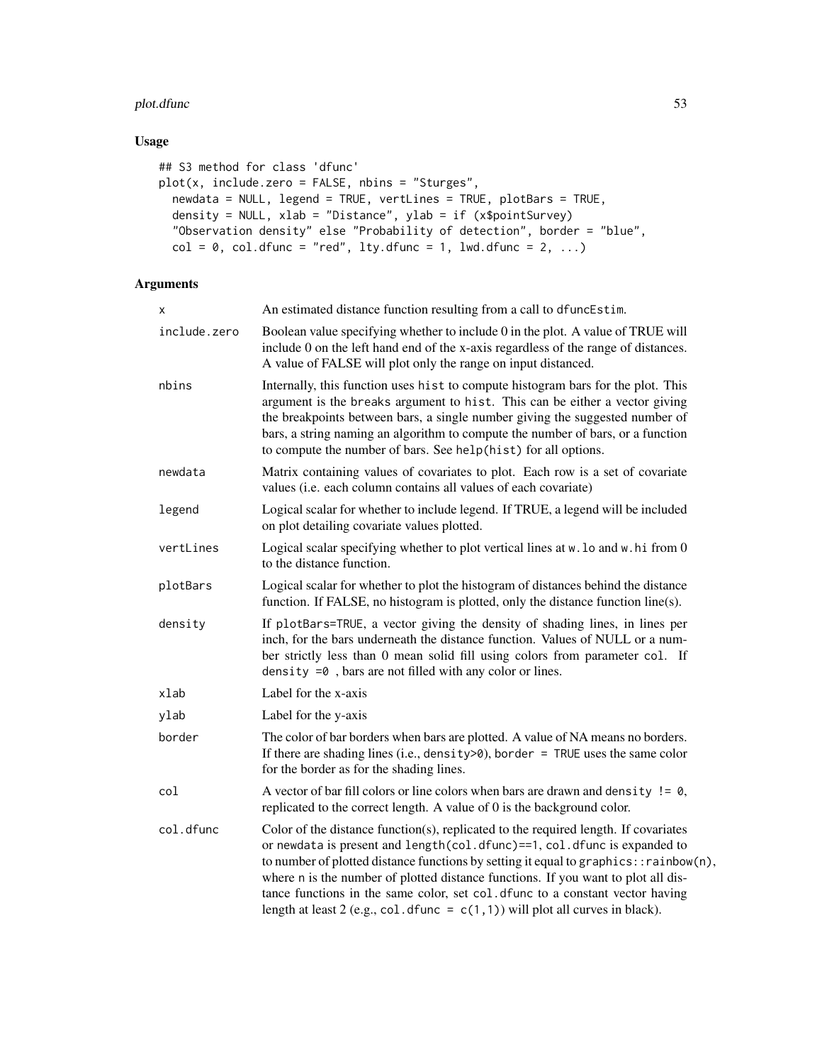## Usage

```
## S3 method for class 'dfunc'
plot(x, include.zero = FALSE, nbins = "Sturges",
  newdata = NULL, legend = TRUE, vertLines = TRUE, plotBars = TRUE,
  density = NULL, xlab = "Distance", ylab = if (x$pointSurvey)
  "Observation density" else "Probability of detection", border = "blue",
  col = 0, col.dfunc = "red", lty.dfunc = 1, lwd.dfunc = 2, ...)
```

## Arguments

| | |
|---|---|
| `x` | An estimated distance function resulting from a call to `dfuncEstim`. |
| `include.zero` | Boolean value specifying whether to include 0 in the plot. A value of TRUE will include 0 on the left hand end of the x-axis regardless of the range of distances. A value of FALSE will plot only the range on input distanced. |
| `nbins` | Internally, this function uses `hist` to compute histogram bars for the plot. This argument is the `breaks` argument to `hist`. This can be either a vector giving the breakpoints between bars, a single number giving the suggested number of bars, a string naming an algorithm to compute the number of bars, or a function to compute the number of bars. See `help(hist)` for all options. |
| `newdata` | Matrix containing values of covariates to plot. Each row is a set of covariate values (i.e. each column contains all values of each covariate) |
| `legend` | Logical scalar for whether to include legend. If TRUE, a legend will be included on plot detailing covariate values plotted. |
| `vertLines` | Logical scalar specifying whether to plot vertical lines at `w.lo` and `w.hi` from 0 to the distance function. |
| `plotBars` | Logical scalar for whether to plot the histogram of distances behind the distance function. If FALSE, no histogram is plotted, only the distance function line(s). |
| `density` | If `plotBars=TRUE`, a vector giving the density of shading lines, in lines per inch, for the bars underneath the distance function. Values of NULL or a number strictly less than 0 mean solid fill using colors from parameter `col`. If `density =0` , bars are not filled with any color or lines. |
| `xlab` | Label for the x-axis |
| `ylab` | Label for the y-axis |
| `border` | The color of bar borders when bars are plotted. A value of NA means no borders. If there are shading lines (i.e., `density>0`), `border = TRUE` uses the same color for the border as for the shading lines. |
| `col` | A vector of bar fill colors or line colors when bars are drawn and `density != 0`, replicated to the correct length. A value of 0 is the background color. |
| `col.dfunc` | Color of the distance function(s), replicated to the required length. If covariates or `newdata` is present and `length(col.dfunc)==1`, `col.dfunc` is expanded to to number of plotted distance functions by setting it equal to `graphics::rainbow(n)`, where `n` is the number of plotted distance functions. If you want to plot all distance functions in the same color, set `col.dfunc` to a constant vector having length at least 2 (e.g., `col.dfunc = c(1,1)`) will plot all curves in black). |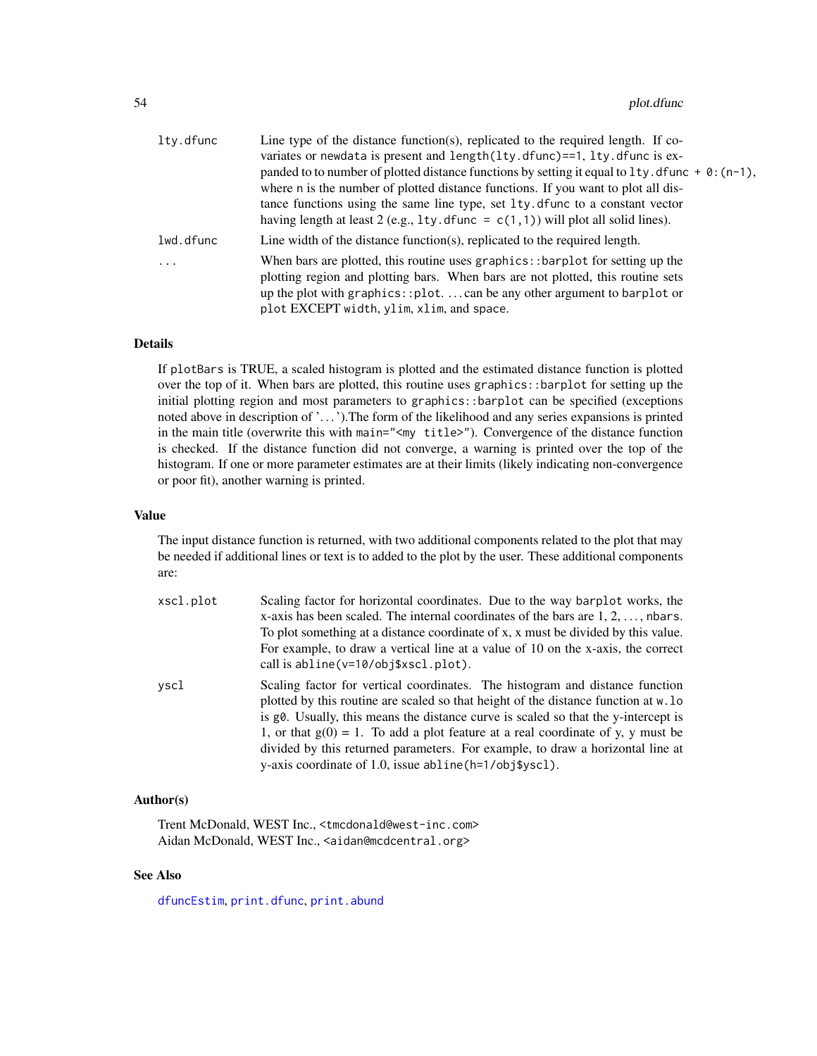| | |
|---|---|
| `lty.dfunc` | Line type of the distance function(s), replicated to the required length. If covariates or `newdata` is present and `length(lty.dfunc)==1`, `lty.dfunc` is expanded to to number of plotted distance functions by setting it equal to `lty.dfunc + 0:(n-1)`, where `n` is the number of plotted distance functions. If you want to plot all distance functions using the same line type, set `lty.dfunc` to a constant vector having length at least 2 (e.g., `lty.dfunc = c(1,1)`) will plot all solid lines). |
| `lwd.dfunc` | Line width of the distance function(s), replicated to the required length. |
| `...` | When bars are plotted, this routine uses `graphics::barplot` for setting up the plotting region and plotting bars. When bars are not plotted, this routine sets up the plot with `graphics::plot`. ... can be any other argument to `barplot` or `plot` EXCEPT `width`, `ylim`, `xlim`, and `space`. |

### Details

If `plotBars` is TRUE, a scaled histogram is plotted and the estimated distance function is plotted over the top of it. When bars are plotted, this routine uses `graphics::barplot` for setting up the initial plotting region and most parameters to `graphics::barplot` can be specified (exceptions noted above in description of '...').The form of the likelihood and any series expansions is printed in the main title (overwrite this with `main="<my title>"`). Convergence of the distance function is checked. If the distance function did not converge, a warning is printed over the top of the histogram. If one or more parameter estimates are at their limits (likely indicating non-convergence or poor fit), another warning is printed.

### Value

The input distance function is returned, with two additional components related to the plot that may be needed if additional lines or text is to added to the plot by the user. These additional components are:

| | |
|---|---|
| `xscl.plot` | Scaling factor for horizontal coordinates. Due to the way `barplot` works, the x-axis has been scaled. The internal coordinates of the bars are 1, 2, ..., `nbars`. To plot something at a distance coordinate of x, x must be divided by this value. For example, to draw a vertical line at a value of 10 on the x-axis, the correct call is `abline(v=10/obj$xscl.plot)`. |
| `yscl` | Scaling factor for vertical coordinates. The histogram and distance function plotted by this routine are scaled so that height of the distance function at `w.lo` is `g0`. Usually, this means the distance curve is scaled so that the y-intercept is 1, or that g(0) = 1. To add a plot feature at a real coordinate of y, y must be divided by this returned parameters. For example, to draw a horizontal line at y-axis coordinate of 1.0, issue `abline(h=1/obj$yscl)`. |

### Author(s)

Trent McDonald, WEST Inc., <tmcdonald@west-inc.com>
Aidan McDonald, WEST Inc., <aidan@mcdcentral.org>

### See Also

`dfuncEstim`, `print.dfunc`, `print.abund`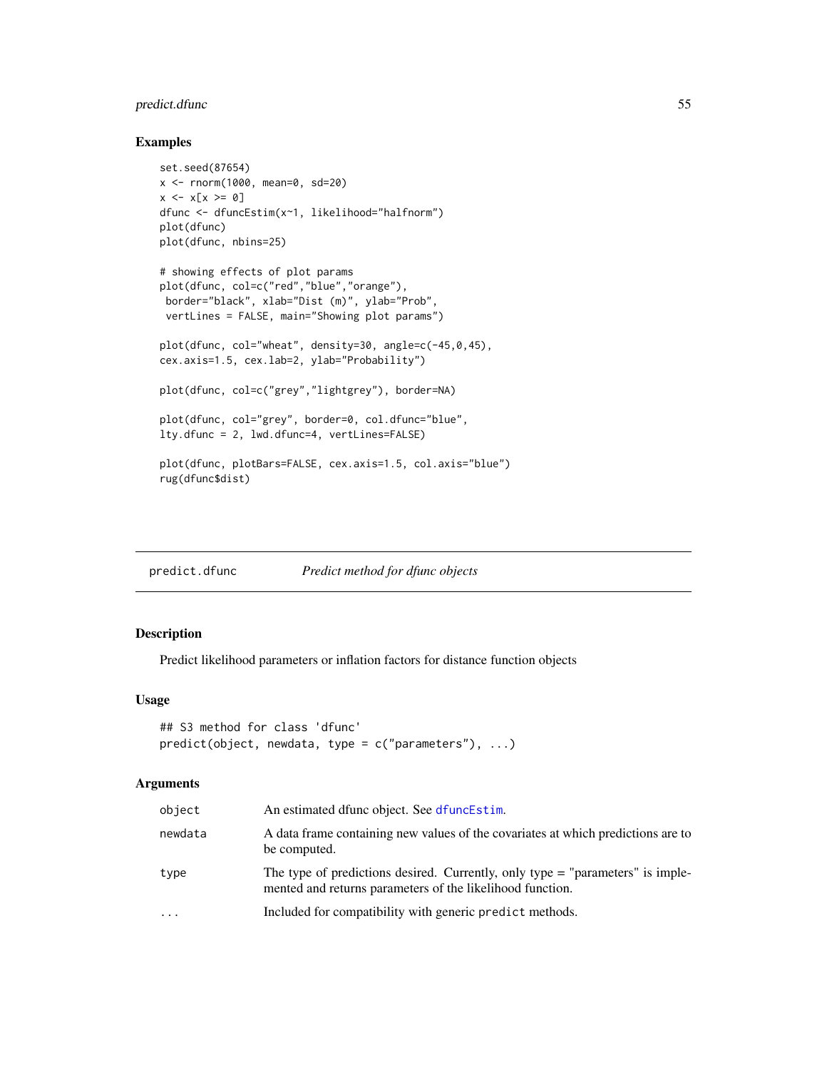### Examples

```
set.seed(87654)
x <- rnorm(1000, mean=0, sd=20)
x <- x[x >= 0]
dfunc <- dfuncEstim(x~1, likelihood="halfnorm")
plot(dfunc)
plot(dfunc, nbins=25)

# showing effects of plot params
plot(dfunc, col=c("red","blue","orange"),
 border="black", xlab="Dist (m)", ylab="Prob",
 vertLines = FALSE, main="Showing plot params")

plot(dfunc, col="wheat", density=30, angle=c(-45,0,45),
cex.axis=1.5, cex.lab=2, ylab="Probability")

plot(dfunc, col=c("grey","lightgrey"), border=NA)

plot(dfunc, col="grey", border=0, col.dfunc="blue",
lty.dfunc = 2, lwd.dfunc=4, vertLines=FALSE)

plot(dfunc, plotBars=FALSE, cex.axis=1.5, col.axis="blue")
rug(dfunc$dist)
```

---

## predict.dfunc    *Predict method for dfunc objects*

### Description

Predict likelihood parameters or inflation factors for distance function objects

### Usage

```
## S3 method for class 'dfunc'
predict(object, newdata, type = c("parameters"), ...)
```

### Arguments

| | |
|---|---|
| `object` | An estimated dfunc object. See `dfuncEstim`. |
| `newdata` | A data frame containing new values of the covariates at which predictions are to be computed. |
| `type` | The type of predictions desired. Currently, only type = "parameters" is implemented and returns parameters of the likelihood function. |
| `...` | Included for compatibility with generic `predict` methods. |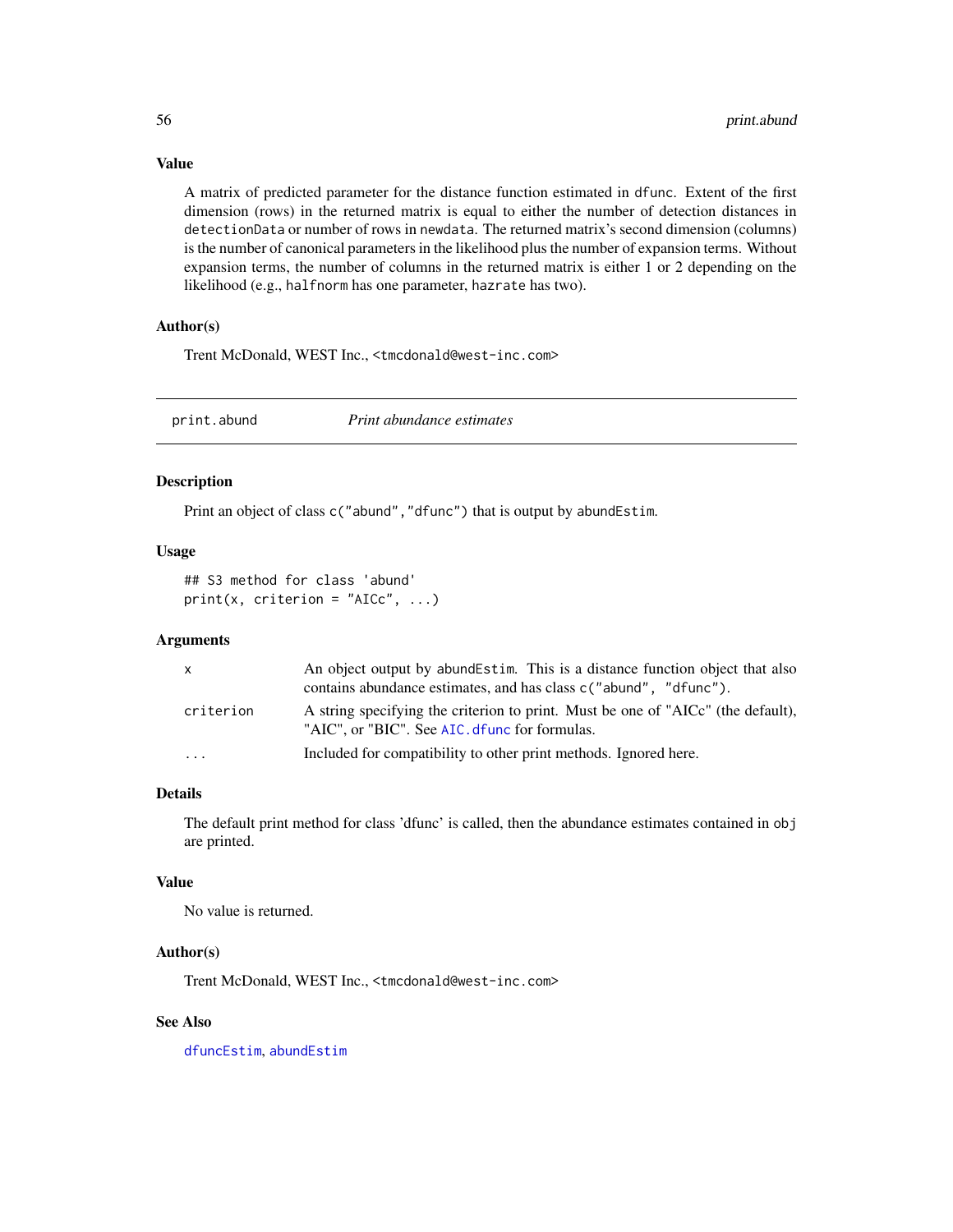### Value

A matrix of predicted parameter for the distance function estimated in `dfunc`. Extent of the first dimension (rows) in the returned matrix is equal to either the number of detection distances in `detectionData` or number of rows in `newdata`. The returned matrix's second dimension (columns) is the number of canonical parameters in the likelihood plus the number of expansion terms. Without expansion terms, the number of columns in the returned matrix is either 1 or 2 depending on the likelihood (e.g., `halfnorm` has one parameter, `hazrate` has two).

### Author(s)

Trent McDonald, WEST Inc., <tmcdonald@west-inc.com>

---

## print.abund — *Print abundance estimates*

### Description

Print an object of class `c("abund","dfunc")` that is output by `abundEstim`.

### Usage

```
## S3 method for class 'abund'
print(x, criterion = "AICc", ...)
```

### Arguments

| | |
|---|---|
| `x` | An object output by `abundEstim`. This is a distance function object that also contains abundance estimates, and has class `c("abund", "dfunc")`. |
| `criterion` | A string specifying the criterion to print. Must be one of "AICc" (the default), "AIC", or "BIC". See `AIC.dfunc` for formulas. |
| `...` | Included for compatibility to other print methods. Ignored here. |

### Details

The default print method for class 'dfunc' is called, then the abundance estimates contained in `obj` are printed.

### Value

No value is returned.

### Author(s)

Trent McDonald, WEST Inc., <tmcdonald@west-inc.com>

### See Also

`dfuncEstim`, `abundEstim`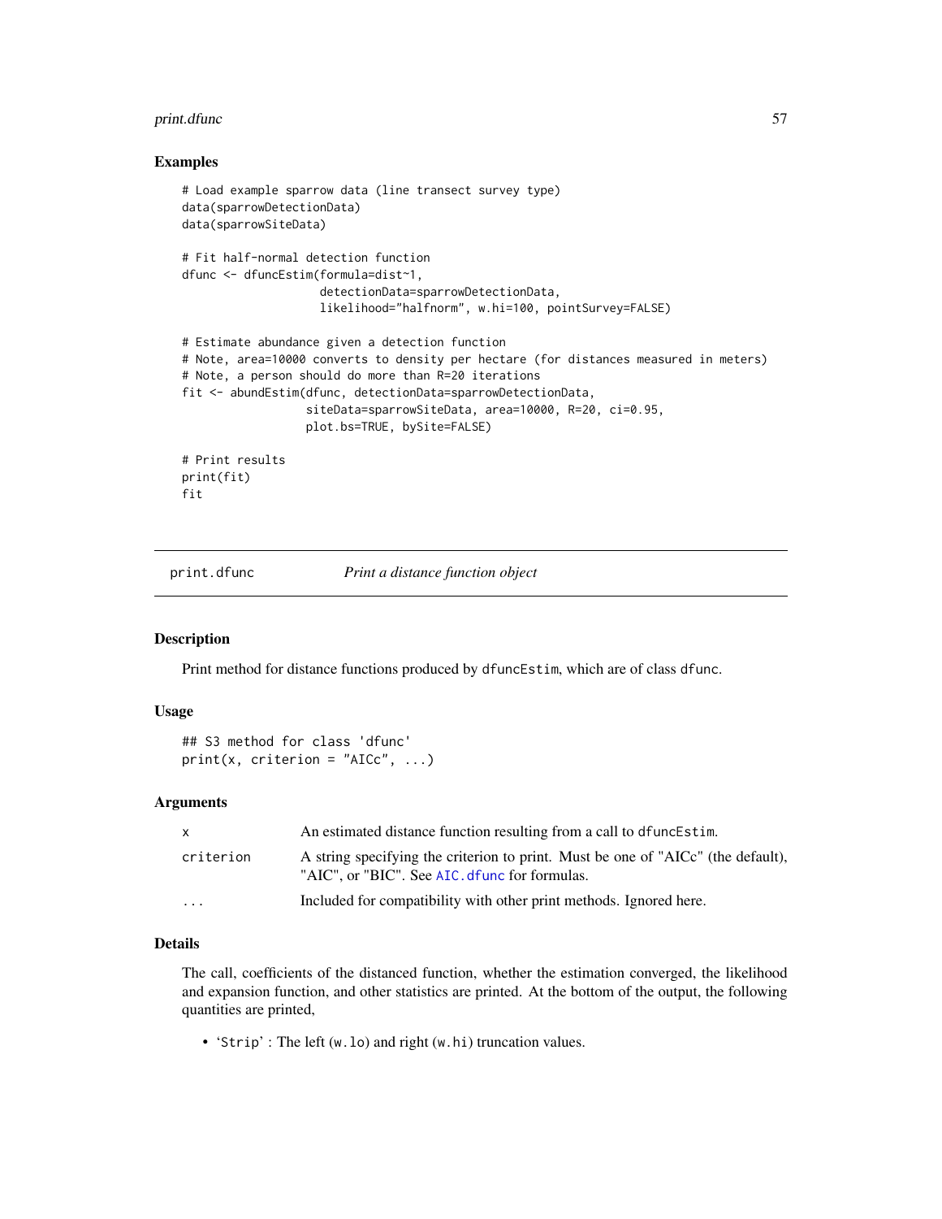## Examples

```
# Load example sparrow data (line transect survey type)
data(sparrowDetectionData)
data(sparrowSiteData)

# Fit half-normal detection function
dfunc <- dfuncEstim(formula=dist~1,
                    detectionData=sparrowDetectionData,
                    likelihood="halfnorm", w.hi=100, pointSurvey=FALSE)

# Estimate abundance given a detection function
# Note, area=10000 converts to density per hectare (for distances measured in meters)
# Note, a person should do more than R=20 iterations
fit <- abundEstim(dfunc, detectionData=sparrowDetectionData,
                  siteData=sparrowSiteData, area=10000, R=20, ci=0.95,
                  plot.bs=TRUE, bySite=FALSE)

# Print results
print(fit)
fit
```

---

# print.dfunc — *Print a distance function object*

## Description

Print method for distance functions produced by `dfuncEstim`, which are of class `dfunc`.

## Usage

```
## S3 method for class 'dfunc'
print(x, criterion = "AICc", ...)
```

## Arguments

| | |
|---|---|
| `x` | An estimated distance function resulting from a call to `dfuncEstim`. |
| `criterion` | A string specifying the criterion to print. Must be one of "AICc" (the default), "AIC", or "BIC". See `AIC.dfunc` for formulas. |
| `...` | Included for compatibility with other print methods. Ignored here. |

## Details

The call, coefficients of the distanced function, whether the estimation converged, the likelihood and expansion function, and other statistics are printed. At the bottom of the output, the following quantities are printed,

- '`Strip`' : The left (`w.lo`) and right (`w.hi`) truncation values.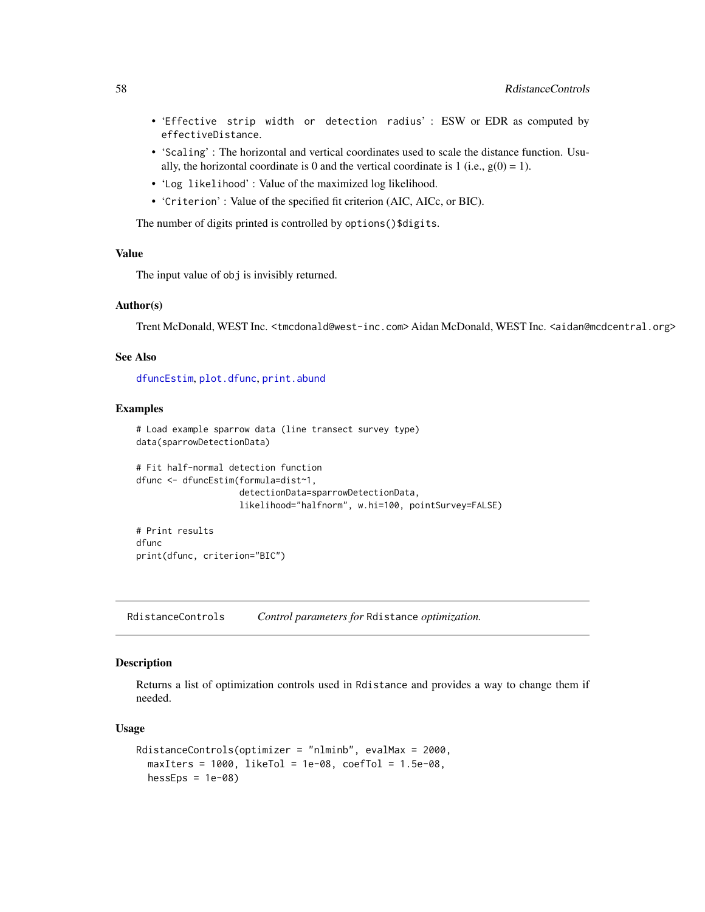- 'Effective strip width or detection radius' : ESW or EDR as computed by effectiveDistance.
- 'Scaling' : The horizontal and vertical coordinates used to scale the distance function. Usually, the horizontal coordinate is 0 and the vertical coordinate is 1 (i.e., g(0) = 1).
- 'Log likelihood' : Value of the maximized log likelihood.
- 'Criterion' : Value of the specified fit criterion (AIC, AICc, or BIC).

The number of digits printed is controlled by options()$digits.

### Value

The input value of obj is invisibly returned.

### Author(s)

Trent McDonald, WEST Inc. <tmcdonald@west-inc.com> Aidan McDonald, WEST Inc. <aidan@mcdcentral.org>

### See Also

dfuncEstim, plot.dfunc, print.abund

### Examples

```
# Load example sparrow data (line transect survey type)
data(sparrowDetectionData)

# Fit half-normal detection function
dfunc <- dfuncEstim(formula=dist~1,
                    detectionData=sparrowDetectionData,
                    likelihood="halfnorm", w.hi=100, pointSurvey=FALSE)

# Print results
dfunc
print(dfunc, criterion="BIC")
```

---

## RdistanceControls — *Control parameters for* Rdistance *optimization.*

### Description

Returns a list of optimization controls used in Rdistance and provides a way to change them if needed.

### Usage

```
RdistanceControls(optimizer = "nlminb", evalMax = 2000,
  maxIters = 1000, likeTol = 1e-08, coefTol = 1.5e-08,
  hessEps = 1e-08)
```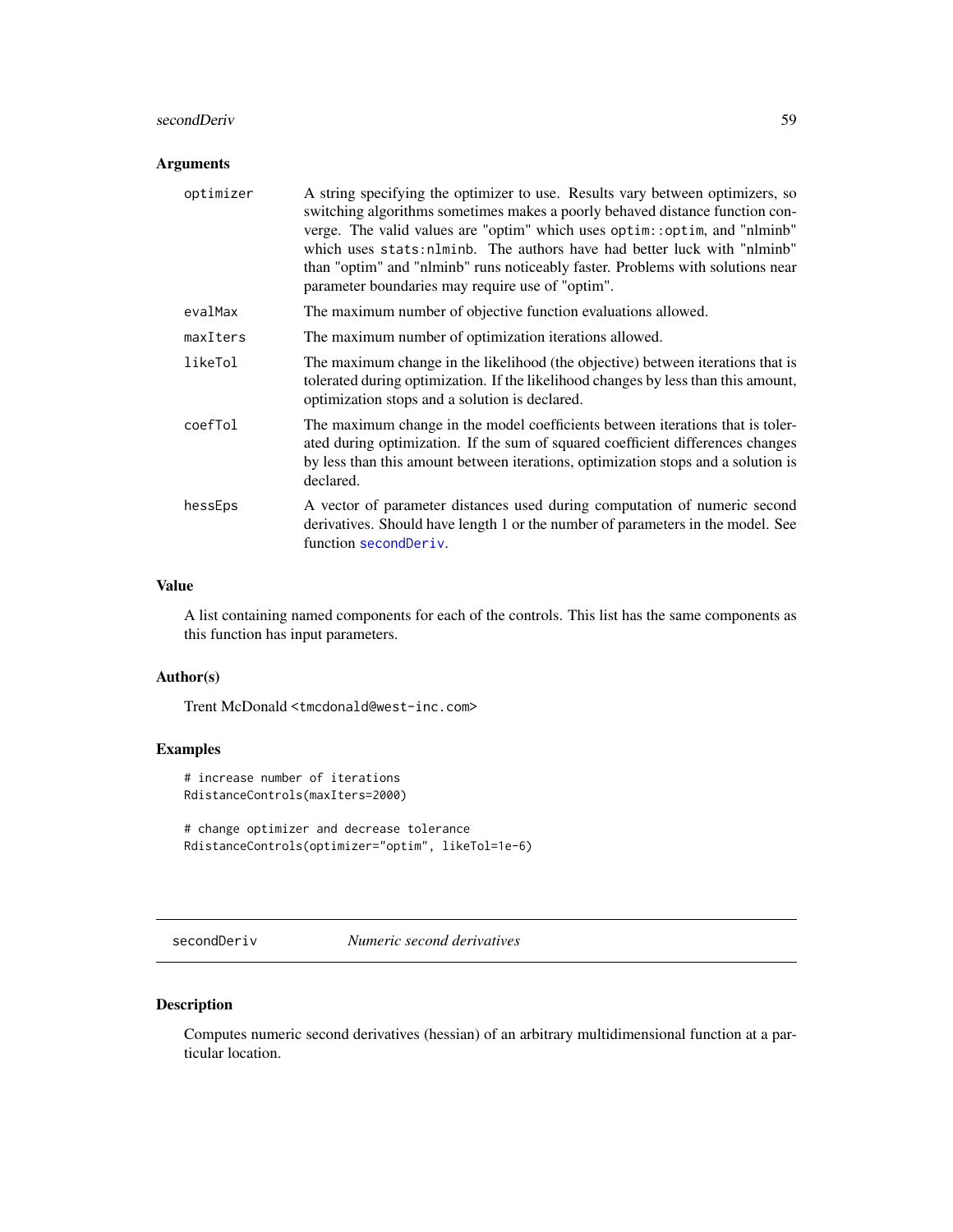## Arguments

| | |
|---|---|
| optimizer | A string specifying the optimizer to use. Results vary between optimizers, so switching algorithms sometimes makes a poorly behaved distance function converge. The valid values are "optim" which uses `optim::optim`, and "nlminb" which uses `stats:nlminb`. The authors have had better luck with "nlminb" than "optim" and "nlminb" runs noticeably faster. Problems with solutions near parameter boundaries may require use of "optim". |
| evalMax | The maximum number of objective function evaluations allowed. |
| maxIters | The maximum number of optimization iterations allowed. |
| likeTol | The maximum change in the likelihood (the objective) between iterations that is tolerated during optimization. If the likelihood changes by less than this amount, optimization stops and a solution is declared. |
| coefTol | The maximum change in the model coefficients between iterations that is tolerated during optimization. If the sum of squared coefficient differences changes by less than this amount between iterations, optimization stops and a solution is declared. |
| hessEps | A vector of parameter distances used during computation of numeric second derivatives. Should have length 1 or the number of parameters in the model. See function `secondDeriv`. |

## Value

A list containing named components for each of the controls. This list has the same components as this function has input parameters.

## Author(s)

Trent McDonald <tmcdonald@west-inc.com>

## Examples

```
# increase number of iterations
RdistanceControls(maxIters=2000)

# change optimizer and decrease tolerance
RdistanceControls(optimizer="optim", likeTol=1e-6)
```

---

# secondDeriv *Numeric second derivatives*

## Description

Computes numeric second derivatives (hessian) of an arbitrary multidimensional function at a particular location.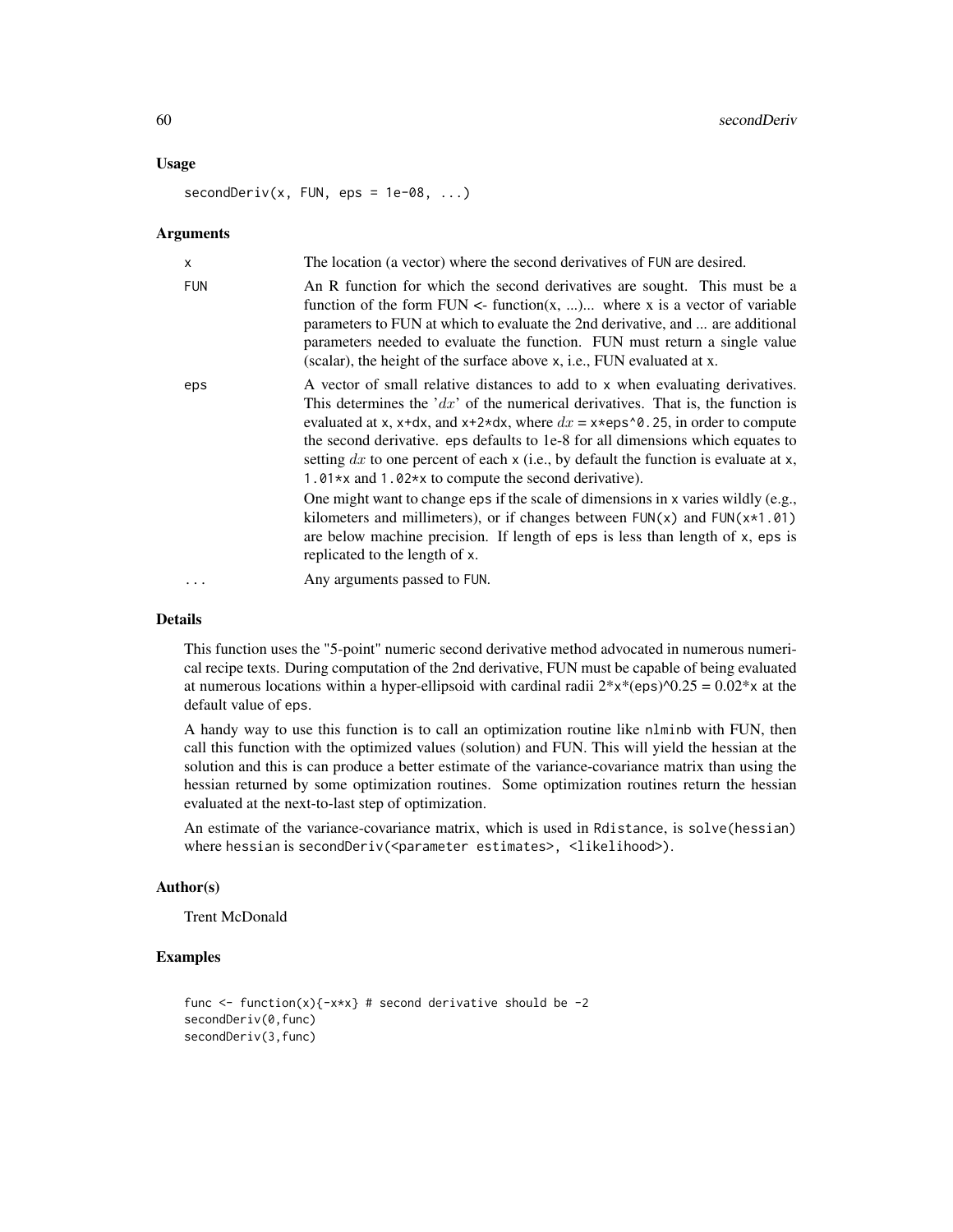### Usage

```
secondDeriv(x, FUN, eps = 1e-08, ...)
```

### Arguments

| | |
|---|---|
| x | The location (a vector) where the second derivatives of FUN are desired. |
| FUN | An R function for which the second derivatives are sought. This must be a function of the form FUN <- function(x, ...)... where x is a vector of variable parameters to FUN at which to evaluate the 2nd derivative, and ... are additional parameters needed to evaluate the function. FUN must return a single value (scalar), the height of the surface above x, i.e., FUN evaluated at x. |
| eps | A vector of small relative distances to add to x when evaluating derivatives. This determines the '$dx$' of the numerical derivatives. That is, the function is evaluated at x, x+dx, and x+2*dx, where $dx$ = x*eps^0.25, in order to compute the second derivative. eps defaults to 1e-8 for all dimensions which equates to setting $dx$ to one percent of each x (i.e., by default the function is evaluate at x, 1.01*x and 1.02*x to compute the second derivative). One might want to change eps if the scale of dimensions in x varies wildly (e.g., kilometers and millimeters), or if changes between FUN(x) and FUN(x*1.01) are below machine precision. If length of eps is less than length of x, eps is replicated to the length of x. |
| ... | Any arguments passed to FUN. |

### Details

This function uses the "5-point" numeric second derivative method advocated in numerous numerical recipe texts. During computation of the 2nd derivative, FUN must be capable of being evaluated at numerous locations within a hyper-ellipsoid with cardinal radii 2*x*(eps)^0.25 = 0.02*x at the default value of eps.

A handy way to use this function is to call an optimization routine like nlminb with FUN, then call this function with the optimized values (solution) and FUN. This will yield the hessian at the solution and this is can produce a better estimate of the variance-covariance matrix than using the hessian returned by some optimization routines. Some optimization routines return the hessian evaluated at the next-to-last step of optimization.

An estimate of the variance-covariance matrix, which is used in Rdistance, is solve(hessian) where hessian is secondDeriv(<parameter estimates>, <likelihood>).

### Author(s)

Trent McDonald

### Examples

```
func <- function(x){-x*x} # second derivative should be -2
secondDeriv(0,func)
secondDeriv(3,func)
```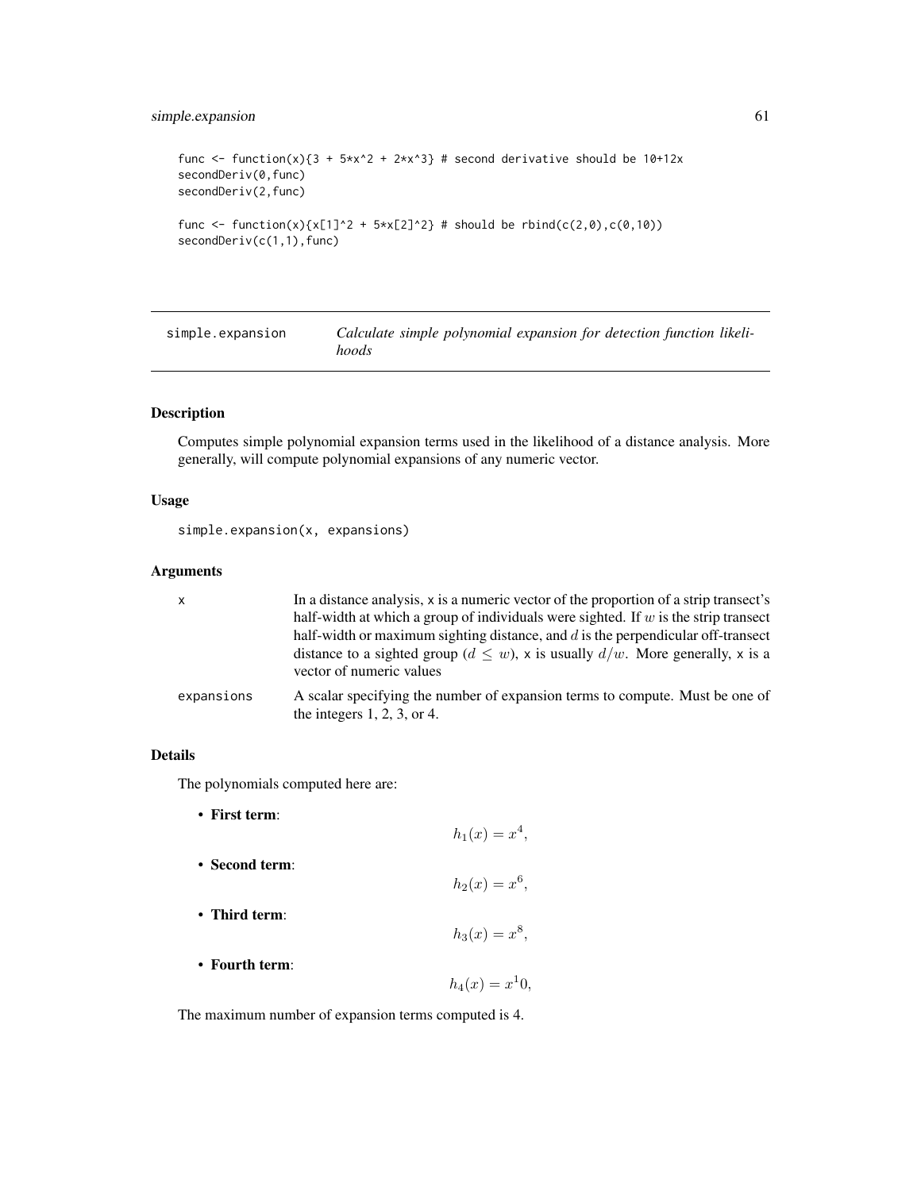```
func <- function(x){3 + 5*x^2 + 2*x^3} # second derivative should be 10+12x
secondDeriv(0,func)
secondDeriv(2,func)

func <- function(x){x[1]^2 + 5*x[2]^2} # should be rbind(c(2,0),c(0,10))
secondDeriv(c(1,1),func)
```

---

## simple.expansion — *Calculate simple polynomial expansion for detection function likelihoods*

---

### Description

Computes simple polynomial expansion terms used in the likelihood of a distance analysis. More generally, will compute polynomial expansions of any numeric vector.

### Usage

```
simple.expansion(x, expansions)
```

### Arguments

| | |
|---|---|
| `x` | In a distance analysis, `x` is a numeric vector of the proportion of a strip transect's half-width at which a group of individuals were sighted. If $w$ is the strip transect half-width or maximum sighting distance, and $d$ is the perpendicular off-transect distance to a sighted group ($d \leq w$), `x` is usually $d/w$. More generally, `x` is a vector of numeric values |
| `expansions` | A scalar specifying the number of expansion terms to compute. Must be one of the integers 1, 2, 3, or 4. |

### Details

The polynomials computed here are:

- **First term**:
$$h_1(x) = x^4,$$
- **Second term**:
$$h_2(x) = x^6,$$
- **Third term**:
$$h_3(x) = x^8,$$
- **Fourth term**:
$$h_4(x) = x^10,$$

The maximum number of expansion terms computed is 4.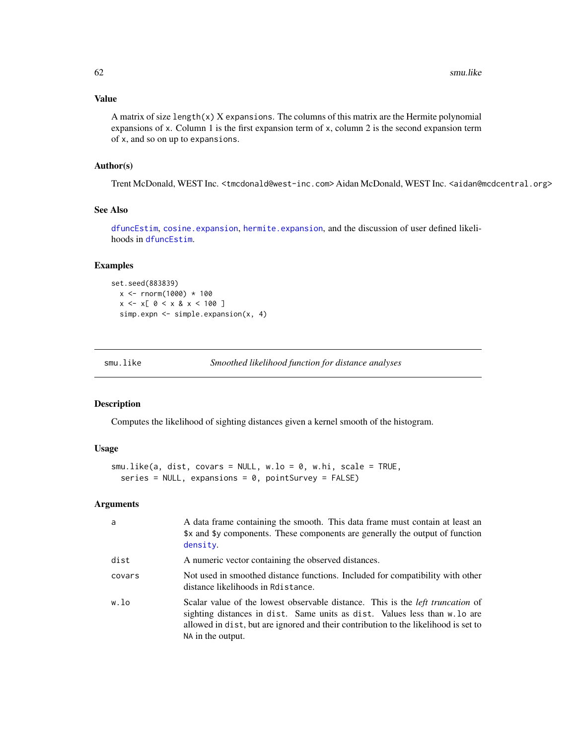### Value

A matrix of size `length(x)` X `expansions`. The columns of this matrix are the Hermite polynomial expansions of `x`. Column 1 is the first expansion term of `x`, column 2 is the second expansion term of `x`, and so on up to `expansions`.

### Author(s)

Trent McDonald, WEST Inc. <tmcdonald@west-inc.com> Aidan McDonald, WEST Inc. <aidan@mcdcentral.org>

### See Also

dfuncEstim, cosine.expansion, hermite.expansion, and the discussion of user defined likelihoods in dfuncEstim.

### Examples

```
set.seed(883839)
  x <- rnorm(1000) * 100
  x <- x[ 0 < x & x < 100 ]
  simp.expn <- simple.expansion(x, 4)
```

---

## smu.like — *Smoothed likelihood function for distance analyses*

---

### Description

Computes the likelihood of sighting distances given a kernel smooth of the histogram.

### Usage

```
smu.like(a, dist, covars = NULL, w.lo = 0, w.hi, scale = TRUE,
  series = NULL, expansions = 0, pointSurvey = FALSE)
```

### Arguments

| | |
|---|---|
| `a` | A data frame containing the smooth. This data frame must contain at least an `$x` and `$y` components. These components are generally the output of function density. |
| `dist` | A numeric vector containing the observed distances. |
| `covars` | Not used in smoothed distance functions. Included for compatibility with other distance likelihoods in `Rdistance`. |
| `w.lo` | Scalar value of the lowest observable distance. This is the *left truncation* of sighting distances in `dist`. Same units as `dist`. Values less than `w.lo` are allowed in `dist`, but are ignored and their contribution to the likelihood is set to `NA` in the output. |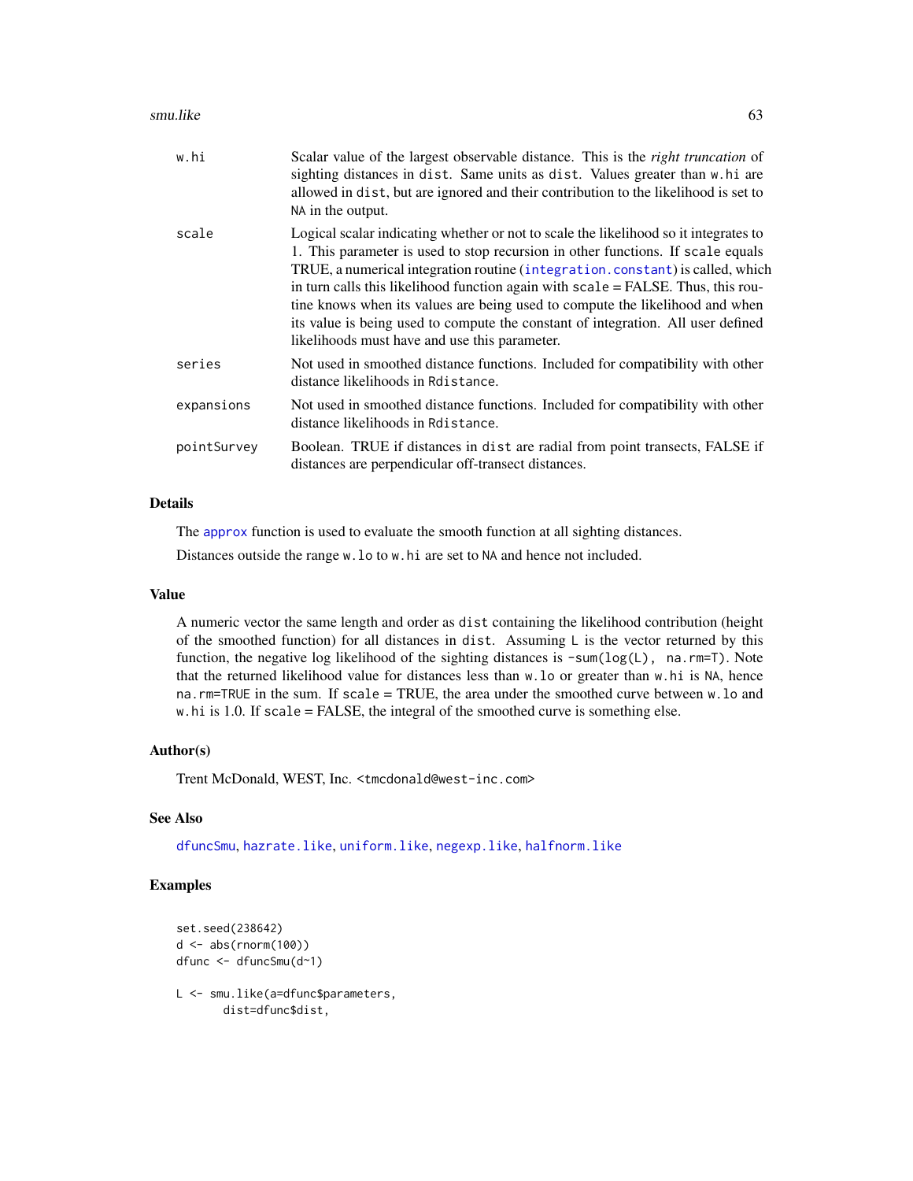| | |
|---|---|
| w.hi | Scalar value of the largest observable distance. This is the *right truncation* of sighting distances in dist. Same units as dist. Values greater than w.hi are allowed in dist, but are ignored and their contribution to the likelihood is set to NA in the output. |
| scale | Logical scalar indicating whether or not to scale the likelihood so it integrates to 1. This parameter is used to stop recursion in other functions. If scale equals TRUE, a numerical integration routine (integration.constant) is called, which in turn calls this likelihood function again with scale = FALSE. Thus, this routine knows when its values are being used to compute the likelihood and when its value is being used to compute the constant of integration. All user defined likelihoods must have and use this parameter. |
| series | Not used in smoothed distance functions. Included for compatibility with other distance likelihoods in Rdistance. |
| expansions | Not used in smoothed distance functions. Included for compatibility with other distance likelihoods in Rdistance. |
| pointSurvey | Boolean. TRUE if distances in dist are radial from point transects, FALSE if distances are perpendicular off-transect distances. |

## Details

The approx function is used to evaluate the smooth function at all sighting distances.

Distances outside the range w.lo to w.hi are set to NA and hence not included.

## Value

A numeric vector the same length and order as dist containing the likelihood contribution (height of the smoothed function) for all distances in dist. Assuming L is the vector returned by this function, the negative log likelihood of the sighting distances is -sum(log(L), na.rm=T). Note that the returned likelihood value for distances less than w.lo or greater than w.hi is NA, hence na.rm=TRUE in the sum. If scale = TRUE, the area under the smoothed curve between w.lo and w.hi is 1.0. If scale = FALSE, the integral of the smoothed curve is something else.

## Author(s)

Trent McDonald, WEST, Inc. <tmcdonald@west-inc.com>

## See Also

dfuncSmu, hazrate.like, uniform.like, negexp.like, halfnorm.like

## Examples

```
set.seed(238642)
d <- abs(rnorm(100))
dfunc <- dfuncSmu(d~1)

L <- smu.like(a=dfunc$parameters,
       dist=dfunc$dist,
```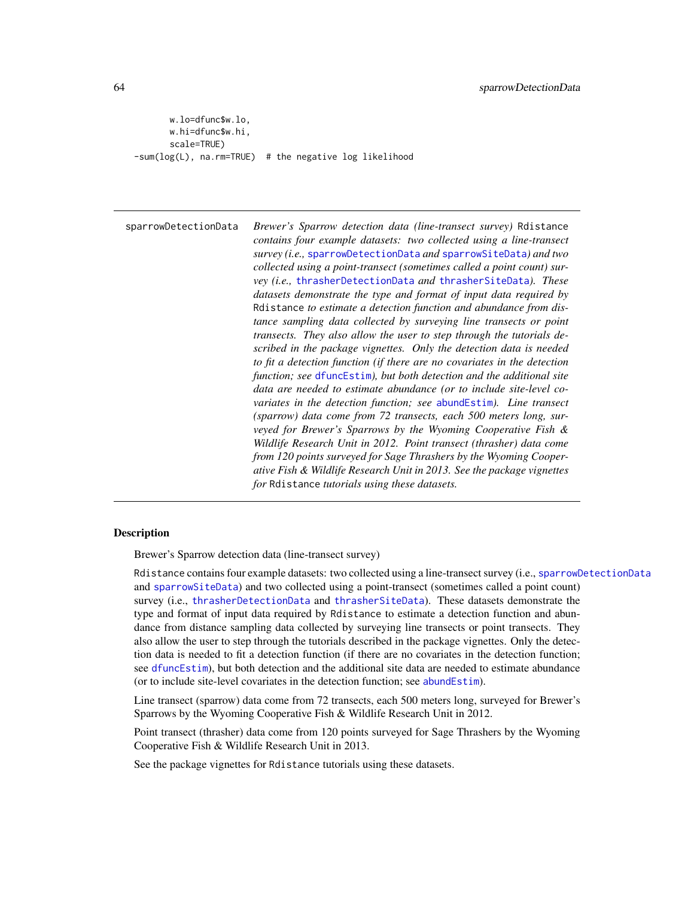```
       w.lo=dfunc$w.lo,
       w.hi=dfunc$w.hi,
       scale=TRUE)
-sum(log(L), na.rm=TRUE)  # the negative log likelihood
```

---

sparrowDetectionData    *Brewer's Sparrow detection data (line-transect survey)* Rdistance *contains four example datasets: two collected using a line-transect survey (i.e.,* sparrowDetectionData *and* sparrowSiteData*) and two collected using a point-transect (sometimes called a point count) survey (i.e.,* thrasherDetectionData *and* thrasherSiteData*). These datasets demonstrate the type and format of input data required by* Rdistance *to estimate a detection function and abundance from distance sampling data collected by surveying line transects or point transects. They also allow the user to step through the tutorials described in the package vignettes. Only the detection data is needed to fit a detection function (if there are no covariates in the detection function; see* dfuncEstim*), but both detection and the additional site data are needed to estimate abundance (or to include site-level covariates in the detection function; see* abundEstim*). Line transect (sparrow) data come from 72 transects, each 500 meters long, surveyed for Brewer's Sparrows by the Wyoming Cooperative Fish & Wildlife Research Unit in 2012. Point transect (thrasher) data come from 120 points surveyed for Sage Thrashers by the Wyoming Cooperative Fish & Wildlife Research Unit in 2013. See the package vignettes for* Rdistance *tutorials using these datasets.*

---

## Description

Brewer's Sparrow detection data (line-transect survey)

Rdistance contains four example datasets: two collected using a line-transect survey (i.e., sparrowDetectionData and sparrowSiteData) and two collected using a point-transect (sometimes called a point count) survey (i.e., thrasherDetectionData and thrasherSiteData). These datasets demonstrate the type and format of input data required by Rdistance to estimate a detection function and abundance from distance sampling data collected by surveying line transects or point transects. They also allow the user to step through the tutorials described in the package vignettes. Only the detection data is needed to fit a detection function (if there are no covariates in the detection function; see dfuncEstim), but both detection and the additional site data are needed to estimate abundance (or to include site-level covariates in the detection function; see abundEstim).

Line transect (sparrow) data come from 72 transects, each 500 meters long, surveyed for Brewer's Sparrows by the Wyoming Cooperative Fish & Wildlife Research Unit in 2012.

Point transect (thrasher) data come from 120 points surveyed for Sage Thrashers by the Wyoming Cooperative Fish & Wildlife Research Unit in 2013.

See the package vignettes for Rdistance tutorials using these datasets.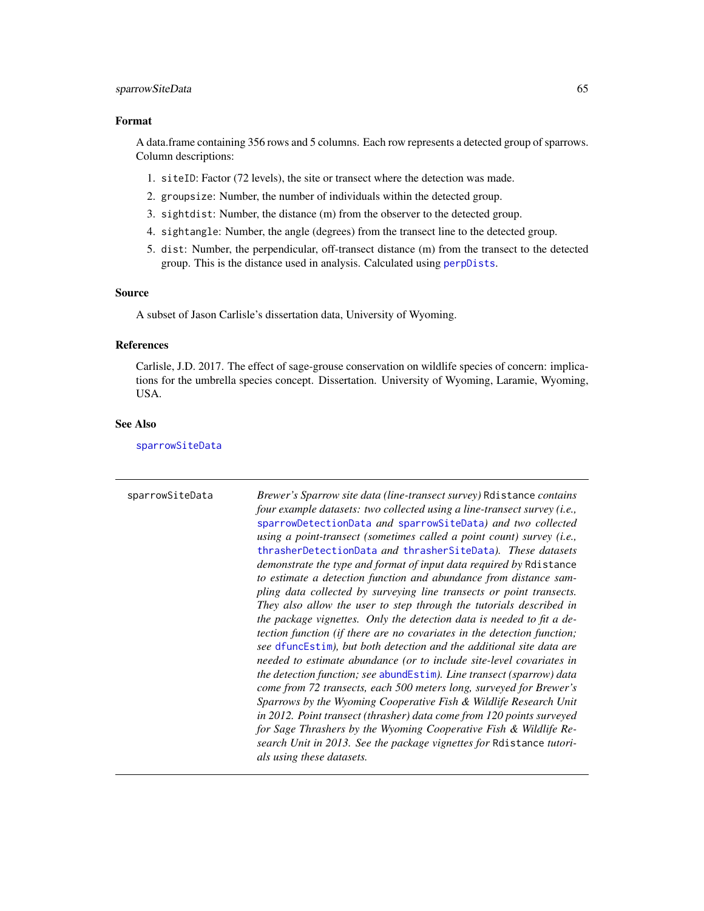### Format

A data.frame containing 356 rows and 5 columns. Each row represents a detected group of sparrows. Column descriptions:

1. `siteID`: Factor (72 levels), the site or transect where the detection was made.
2. `groupsize`: Number, the number of individuals within the detected group.
3. `sightdist`: Number, the distance (m) from the observer to the detected group.
4. `sightangle`: Number, the angle (degrees) from the transect line to the detected group.
5. `dist`: Number, the perpendicular, off-transect distance (m) from the transect to the detected group. This is the distance used in analysis. Calculated using `perpDists`.

### Source

A subset of Jason Carlisle's dissertation data, University of Wyoming.

### References

Carlisle, J.D. 2017. The effect of sage-grouse conservation on wildlife species of concern: implications for the umbrella species concept. Dissertation. University of Wyoming, Laramie, Wyoming, USA.

### See Also

`sparrowSiteData`

---

## sparrowSiteData

*Brewer's Sparrow site data (line-transect survey)* `Rdistance` *contains four example datasets: two collected using a line-transect survey (i.e.,* `sparrowDetectionData` *and* `sparrowSiteData`*) and two collected using a point-transect (sometimes called a point count) survey (i.e.,* `thrasherDetectionData` *and* `thrasherSiteData`*). These datasets demonstrate the type and format of input data required by* `Rdistance` *to estimate a detection function and abundance from distance sampling data collected by surveying line transects or point transects. They also allow the user to step through the tutorials described in the package vignettes. Only the detection data is needed to fit a detection function (if there are no covariates in the detection function; see* `dfuncEstim`*), but both detection and the additional site data are needed to estimate abundance (or to include site-level covariates in the detection function; see* `abundEstim`*). Line transect (sparrow) data come from 72 transects, each 500 meters long, surveyed for Brewer's Sparrows by the Wyoming Cooperative Fish & Wildlife Research Unit in 2012. Point transect (thrasher) data come from 120 points surveyed for Sage Thrashers by the Wyoming Cooperative Fish & Wildlife Research Unit in 2013. See the package vignettes for* `Rdistance` *tutorials using these datasets.*

---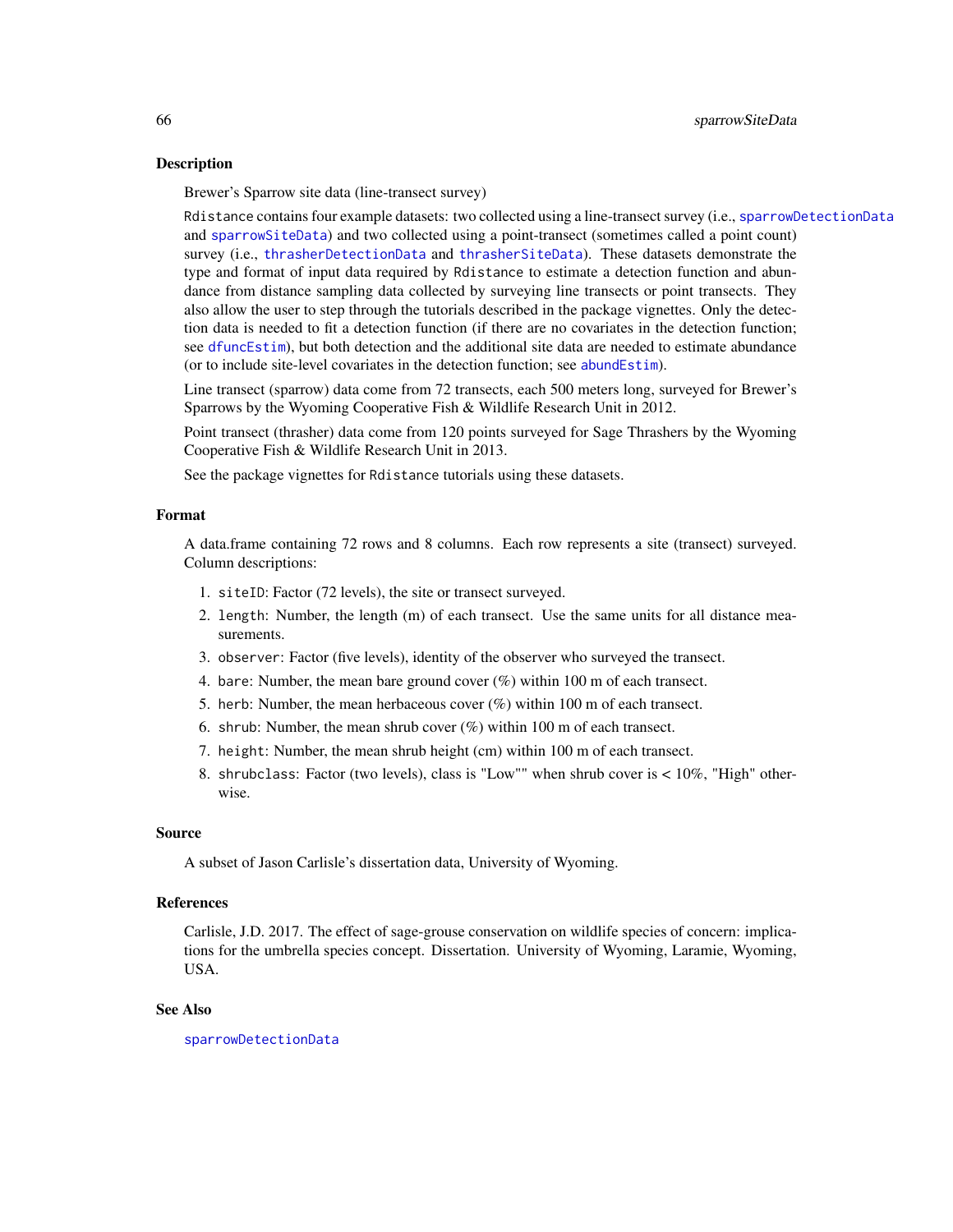### Description

Brewer's Sparrow site data (line-transect survey)

Rdistance contains four example datasets: two collected using a line-transect survey (i.e., sparrowDetectionData and sparrowSiteData) and two collected using a point-transect (sometimes called a point count) survey (i.e., thrasherDetectionData and thrasherSiteData). These datasets demonstrate the type and format of input data required by Rdistance to estimate a detection function and abundance from distance sampling data collected by surveying line transects or point transects. They also allow the user to step through the tutorials described in the package vignettes. Only the detection data is needed to fit a detection function (if there are no covariates in the detection function; see dfuncEstim), but both detection and the additional site data are needed to estimate abundance (or to include site-level covariates in the detection function; see abundEstim).

Line transect (sparrow) data come from 72 transects, each 500 meters long, surveyed for Brewer's Sparrows by the Wyoming Cooperative Fish & Wildlife Research Unit in 2012.

Point transect (thrasher) data come from 120 points surveyed for Sage Thrashers by the Wyoming Cooperative Fish & Wildlife Research Unit in 2013.

See the package vignettes for Rdistance tutorials using these datasets.

### Format

A data.frame containing 72 rows and 8 columns. Each row represents a site (transect) surveyed. Column descriptions:

1. `siteID`: Factor (72 levels), the site or transect surveyed.
2. `length`: Number, the length (m) of each transect. Use the same units for all distance measurements.
3. `observer`: Factor (five levels), identity of the observer who surveyed the transect.
4. `bare`: Number, the mean bare ground cover (%) within 100 m of each transect.
5. `herb`: Number, the mean herbaceous cover (%) within 100 m of each transect.
6. `shrub`: Number, the mean shrub cover (%) within 100 m of each transect.
7. `height`: Number, the mean shrub height (cm) within 100 m of each transect.
8. `shrubclass`: Factor (two levels), class is "Low"" when shrub cover is < 10%, "High" otherwise.

### Source

A subset of Jason Carlisle's dissertation data, University of Wyoming.

### References

Carlisle, J.D. 2017. The effect of sage-grouse conservation on wildlife species of concern: implications for the umbrella species concept. Dissertation. University of Wyoming, Laramie, Wyoming, USA.

### See Also

sparrowDetectionData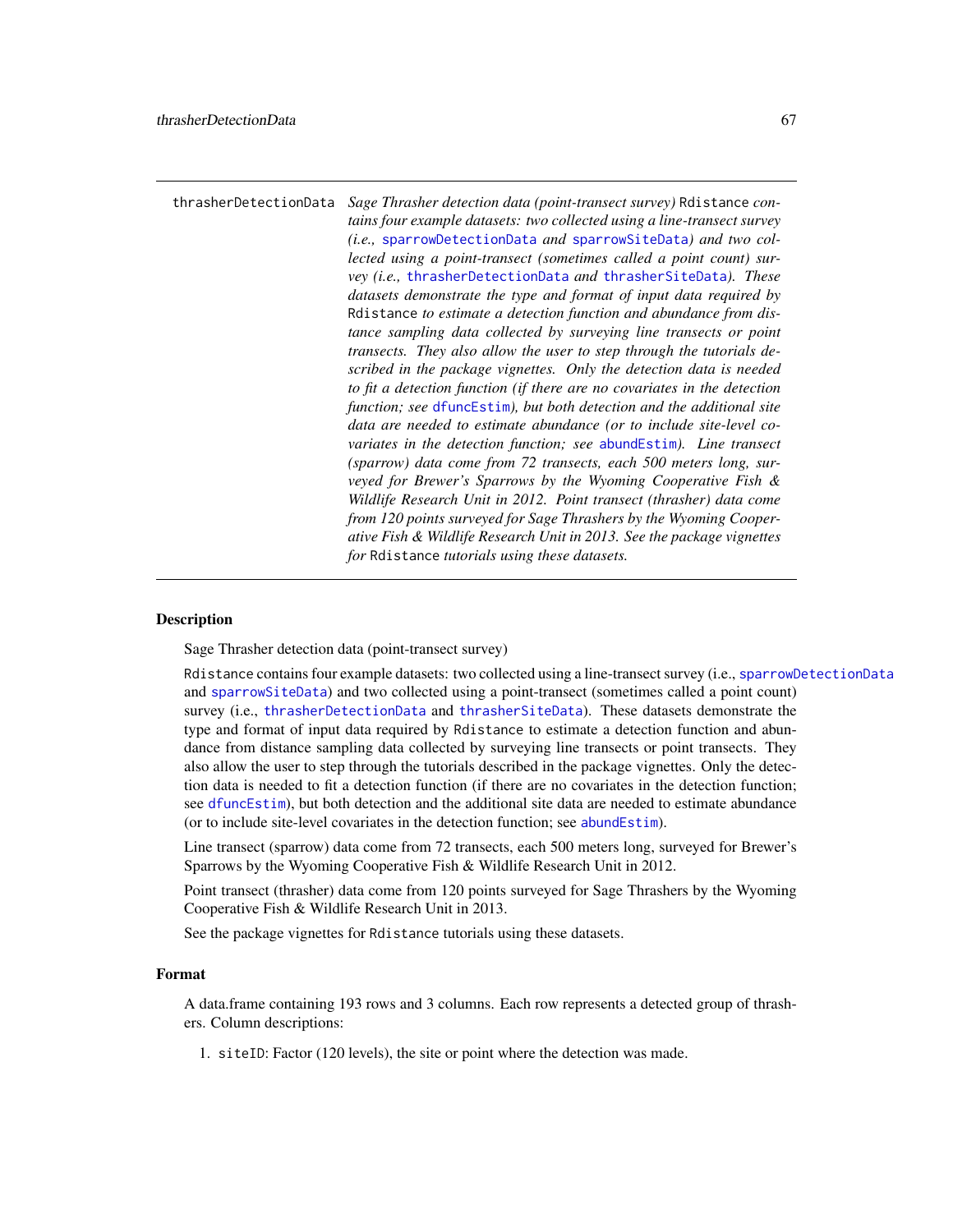| | |
|---|---|
| thrasherDetectionData | *Sage Thrasher detection data (point-transect survey)* Rdistance *contains four example datasets: two collected using a line-transect survey (i.e.,* sparrowDetectionData *and* sparrowSiteData*) and two collected using a point-transect (sometimes called a point count) survey (i.e.,* thrasherDetectionData *and* thrasherSiteData*). These datasets demonstrate the type and format of input data required by* Rdistance *to estimate a detection function and abundance from distance sampling data collected by surveying line transects or point transects. They also allow the user to step through the tutorials described in the package vignettes. Only the detection data is needed to fit a detection function (if there are no covariates in the detection function; see* dfuncEstim*), but both detection and the additional site data are needed to estimate abundance (or to include site-level covariates in the detection function; see* abundEstim*). Line transect (sparrow) data come from 72 transects, each 500 meters long, surveyed for Brewer's Sparrows by the Wyoming Cooperative Fish & Wildlife Research Unit in 2012. Point transect (thrasher) data come from 120 points surveyed for Sage Thrashers by the Wyoming Cooperative Fish & Wildlife Research Unit in 2013. See the package vignettes for* Rdistance *tutorials using these datasets.* |

## Description

Sage Thrasher detection data (point-transect survey)

Rdistance contains four example datasets: two collected using a line-transect survey (i.e., sparrowDetectionData and sparrowSiteData) and two collected using a point-transect (sometimes called a point count) survey (i.e., thrasherDetectionData and thrasherSiteData). These datasets demonstrate the type and format of input data required by Rdistance to estimate a detection function and abundance from distance sampling data collected by surveying line transects or point transects. They also allow the user to step through the tutorials described in the package vignettes. Only the detection data is needed to fit a detection function (if there are no covariates in the detection function; see dfuncEstim), but both detection and the additional site data are needed to estimate abundance (or to include site-level covariates in the detection function; see abundEstim).

Line transect (sparrow) data come from 72 transects, each 500 meters long, surveyed for Brewer's Sparrows by the Wyoming Cooperative Fish & Wildlife Research Unit in 2012.

Point transect (thrasher) data come from 120 points surveyed for Sage Thrashers by the Wyoming Cooperative Fish & Wildlife Research Unit in 2013.

See the package vignettes for Rdistance tutorials using these datasets.

## Format

A data.frame containing 193 rows and 3 columns. Each row represents a detected group of thrashers. Column descriptions:

1. `siteID`: Factor (120 levels), the site or point where the detection was made.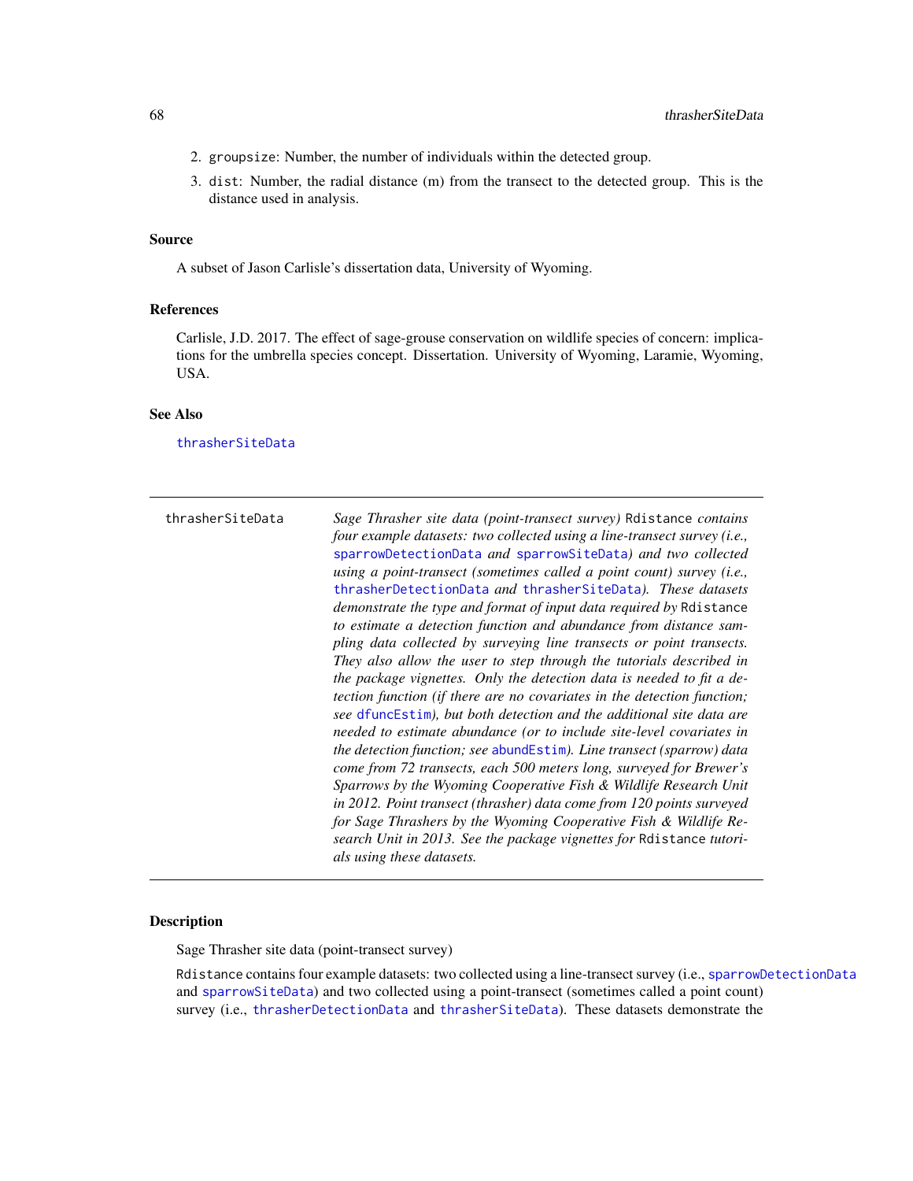2. `groupsize`: Number, the number of individuals within the detected group.
3. `dist`: Number, the radial distance (m) from the transect to the detected group. This is the distance used in analysis.

### Source

A subset of Jason Carlisle's dissertation data, University of Wyoming.

### References

Carlisle, J.D. 2017. The effect of sage-grouse conservation on wildlife species of concern: implications for the umbrella species concept. Dissertation. University of Wyoming, Laramie, Wyoming, USA.

### See Also

thrasherSiteData

---

| | |
|---|---|
| thrasherSiteData | *Sage Thrasher site data (point-transect survey)* `Rdistance` *contains four example datasets: two collected using a line-transect survey (i.e.,* `sparrowDetectionData` *and* `sparrowSiteData`*) and two collected using a point-transect (sometimes called a point count) survey (i.e.,* `thrasherDetectionData` *and* `thrasherSiteData`*). These datasets demonstrate the type and format of input data required by* `Rdistance` *to estimate a detection function and abundance from distance sampling data collected by surveying line transects or point transects. They also allow the user to step through the tutorials described in the package vignettes. Only the detection data is needed to fit a detection function (if there are no covariates in the detection function; see* `dfuncEstim`*), but both detection and the additional site data are needed to estimate abundance (or to include site-level covariates in the detection function; see* `abundEstim`*). Line transect (sparrow) data come from 72 transects, each 500 meters long, surveyed for Brewer's Sparrows by the Wyoming Cooperative Fish & Wildlife Research Unit in 2012. Point transect (thrasher) data come from 120 points surveyed for Sage Thrashers by the Wyoming Cooperative Fish & Wildlife Research Unit in 2013. See the package vignettes for* `Rdistance` *tutorials using these datasets.* |

---

### Description

Sage Thrasher site data (point-transect survey)

`Rdistance` contains four example datasets: two collected using a line-transect survey (i.e., `sparrowDetectionData` and `sparrowSiteData`) and two collected using a point-transect (sometimes called a point count) survey (i.e., `thrasherDetectionData` and `thrasherSiteData`). These datasets demonstrate the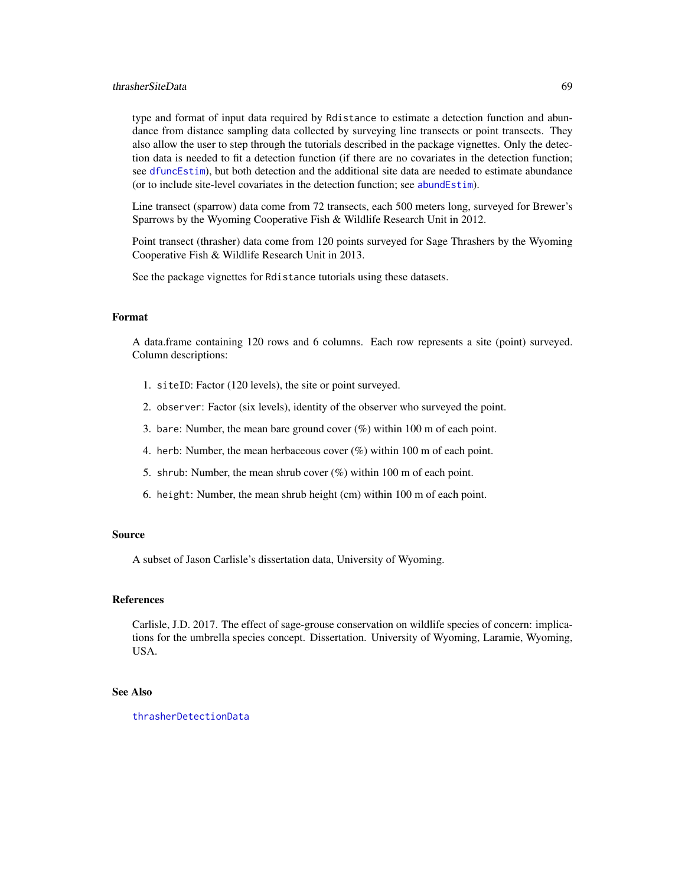type and format of input data required by `Rdistance` to estimate a detection function and abundance from distance sampling data collected by surveying line transects or point transects. They also allow the user to step through the tutorials described in the package vignettes. Only the detection data is needed to fit a detection function (if there are no covariates in the detection function; see `dfuncEstim`), but both detection and the additional site data are needed to estimate abundance (or to include site-level covariates in the detection function; see `abundEstim`).

Line transect (sparrow) data come from 72 transects, each 500 meters long, surveyed for Brewer's Sparrows by the Wyoming Cooperative Fish & Wildlife Research Unit in 2012.

Point transect (thrasher) data come from 120 points surveyed for Sage Thrashers by the Wyoming Cooperative Fish & Wildlife Research Unit in 2013.

See the package vignettes for `Rdistance` tutorials using these datasets.

## Format

A data.frame containing 120 rows and 6 columns. Each row represents a site (point) surveyed. Column descriptions:

1. `siteID`: Factor (120 levels), the site or point surveyed.
2. `observer`: Factor (six levels), identity of the observer who surveyed the point.
3. `bare`: Number, the mean bare ground cover (%) within 100 m of each point.
4. `herb`: Number, the mean herbaceous cover (%) within 100 m of each point.
5. `shrub`: Number, the mean shrub cover (%) within 100 m of each point.
6. `height`: Number, the mean shrub height (cm) within 100 m of each point.

## Source

A subset of Jason Carlisle's dissertation data, University of Wyoming.

## References

Carlisle, J.D. 2017. The effect of sage-grouse conservation on wildlife species of concern: implications for the umbrella species concept. Dissertation. University of Wyoming, Laramie, Wyoming, USA.

## See Also

`thrasherDetectionData`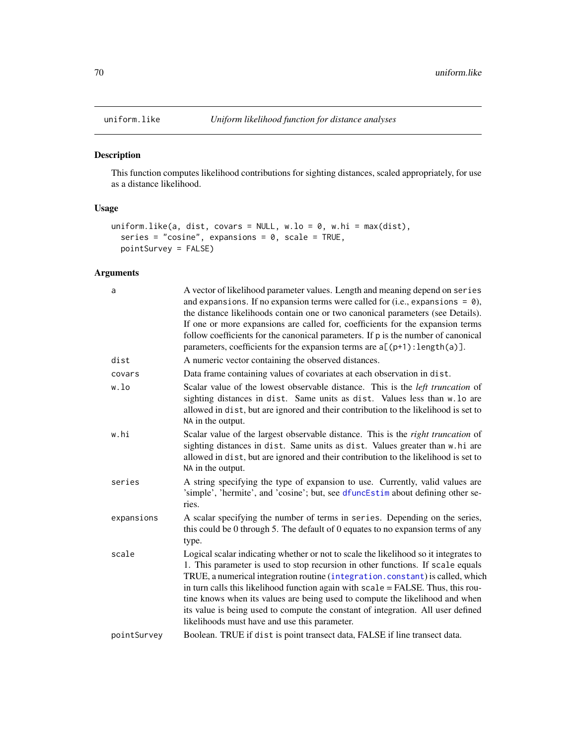# uniform.like — *Uniform likelihood function for distance analyses*

## Description

This function computes likelihood contributions for sighting distances, scaled appropriately, for use as a distance likelihood.

## Usage

```
uniform.like(a, dist, covars = NULL, w.lo = 0, w.hi = max(dist),
  series = "cosine", expansions = 0, scale = TRUE,
  pointSurvey = FALSE)
```

## Arguments

| | |
|---|---|
| `a` | A vector of likelihood parameter values. Length and meaning depend on `series` and `expansions`. If no expansion terms were called for (i.e., `expansions = 0`), the distance likelihoods contain one or two canonical parameters (see Details). If one or more expansions are called for, coefficients for the expansion terms follow coefficients for the canonical parameters. If `p` is the number of canonical parameters, coefficients for the expansion terms are `a[(p+1):length(a)]`. |
| `dist` | A numeric vector containing the observed distances. |
| `covars` | Data frame containing values of covariates at each observation in `dist`. |
| `w.lo` | Scalar value of the lowest observable distance. This is the *left truncation* of sighting distances in `dist`. Same units as `dist`. Values less than `w.lo` are allowed in `dist`, but are ignored and their contribution to the likelihood is set to `NA` in the output. |
| `w.hi` | Scalar value of the largest observable distance. This is the *right truncation* of sighting distances in `dist`. Same units as `dist`. Values greater than `w.hi` are allowed in `dist`, but are ignored and their contribution to the likelihood is set to `NA` in the output. |
| `series` | A string specifying the type of expansion to use. Currently, valid values are 'simple', 'hermite', and 'cosine'; but, see `dfuncEstim` about defining other series. |
| `expansions` | A scalar specifying the number of terms in `series`. Depending on the series, this could be 0 through 5. The default of 0 equates to no expansion terms of any type. |
| `scale` | Logical scalar indicating whether or not to scale the likelihood so it integrates to 1. This parameter is used to stop recursion in other functions. If `scale` equals TRUE, a numerical integration routine (`integration.constant`) is called, which in turn calls this likelihood function again with `scale` = FALSE. Thus, this routine knows when its values are being used to compute the likelihood and when its value is being used to compute the constant of integration. All user defined likelihoods must have and use this parameter. |
| `pointSurvey` | Boolean. TRUE if `dist` is point transect data, FALSE if line transect data. |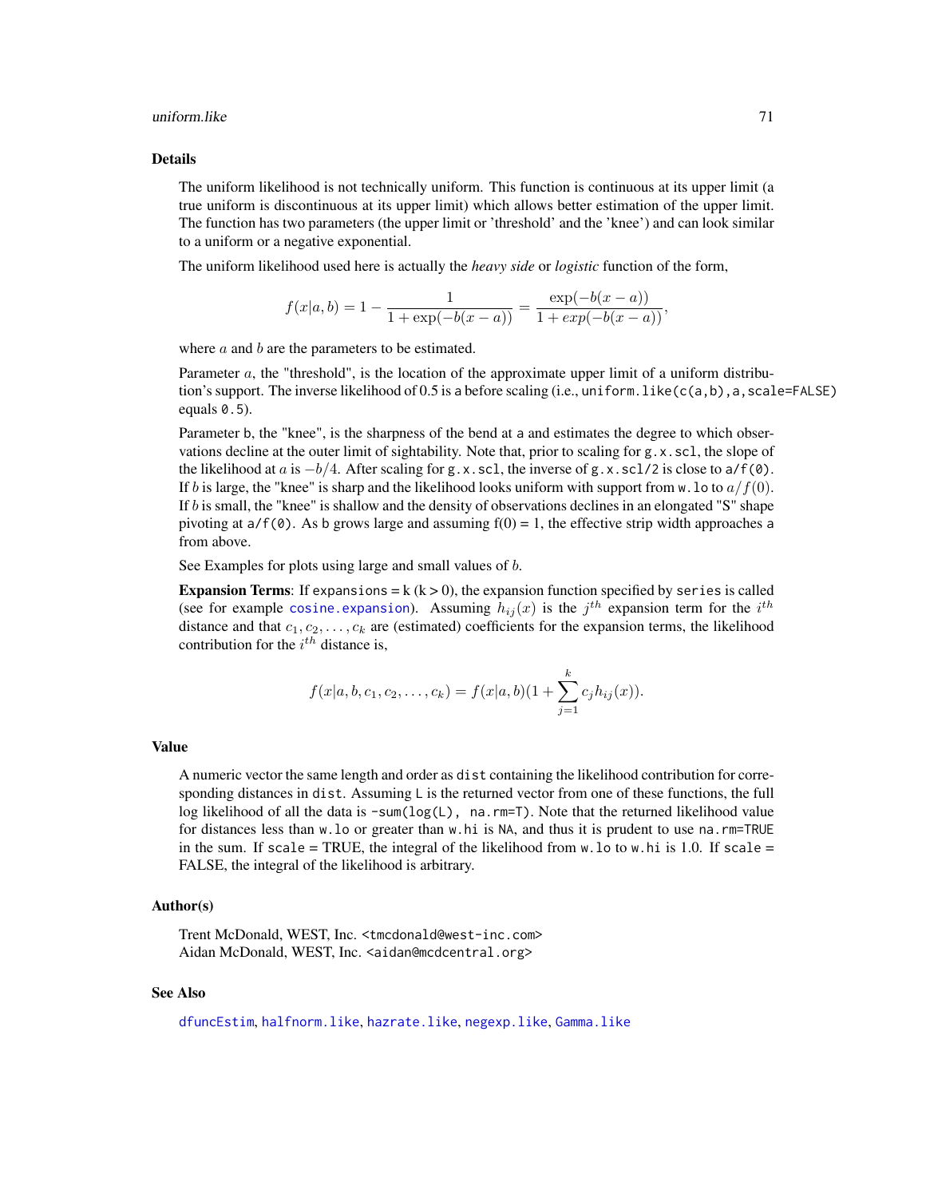## Details

The uniform likelihood is not technically uniform. This function is continuous at its upper limit (a true uniform is discontinuous at its upper limit) which allows better estimation of the upper limit. The function has two parameters (the upper limit or 'threshold' and the 'knee') and can look similar to a uniform or a negative exponential.

The uniform likelihood used here is actually the *heavy side* or *logistic* function of the form,

$$f(x|a,b) = 1 - \frac{1}{1 + \exp(-b(x-a))} = \frac{\exp(-b(x-a))}{1 + exp(-b(x-a))},$$

where $a$ and $b$ are the parameters to be estimated.

Parameter $a$, the "threshold", is the location of the approximate upper limit of a uniform distribution's support. The inverse likelihood of 0.5 is a before scaling (i.e., `uniform.like(c(a,b),a,scale=FALSE)` equals `0.5`).

Parameter b, the "knee", is the sharpness of the bend at a and estimates the degree to which observations decline at the outer limit of sightability. Note that, prior to scaling for `g.x.scl`, the slope of the likelihood at $a$ is $-b/4$. After scaling for `g.x.scl`, the inverse of `g.x.scl/2` is close to `a/f(0)`. If $b$ is large, the "knee" is sharp and the likelihood looks uniform with support from `w.lo` to $a/f(0)$. If $b$ is small, the "knee" is shallow and the density of observations declines in an elongated "S" shape pivoting at `a/f(0)`. As b grows large and assuming f(0) = 1, the effective strip width approaches a from above.

See Examples for plots using large and small values of $b$.

**Expansion Terms**: If `expansions` = k (k > 0), the expansion function specified by `series` is called (see for example `cosine.expansion`). Assuming $h_{ij}(x)$ is the $j^{th}$ expansion term for the $i^{th}$ distance and that $c_1, c_2, \ldots, c_k$ are (estimated) coefficients for the expansion terms, the likelihood contribution for the $i^{th}$ distance is,

$$f(x|a,b,c_1,c_2,\ldots,c_k) = f(x|a,b)(1 + \sum_{j=1}^{k} c_j h_{ij}(x)).$$

## Value

A numeric vector the same length and order as `dist` containing the likelihood contribution for corresponding distances in `dist`. Assuming `L` is the returned vector from one of these functions, the full log likelihood of all the data is `-sum(log(L), na.rm=T)`. Note that the returned likelihood value for distances less than `w.lo` or greater than `w.hi` is `NA`, and thus it is prudent to use `na.rm=TRUE` in the sum. If `scale` = TRUE, the integral of the likelihood from `w.lo` to `w.hi` is 1.0. If `scale` = FALSE, the integral of the likelihood is arbitrary.

## Author(s)

Trent McDonald, WEST, Inc. <tmcdonald@west-inc.com>
Aidan McDonald, WEST, Inc. <aidan@mcdcentral.org>

## See Also

`dfuncEstim`, `halfnorm.like`, `hazrate.like`, `negexp.like`, `Gamma.like`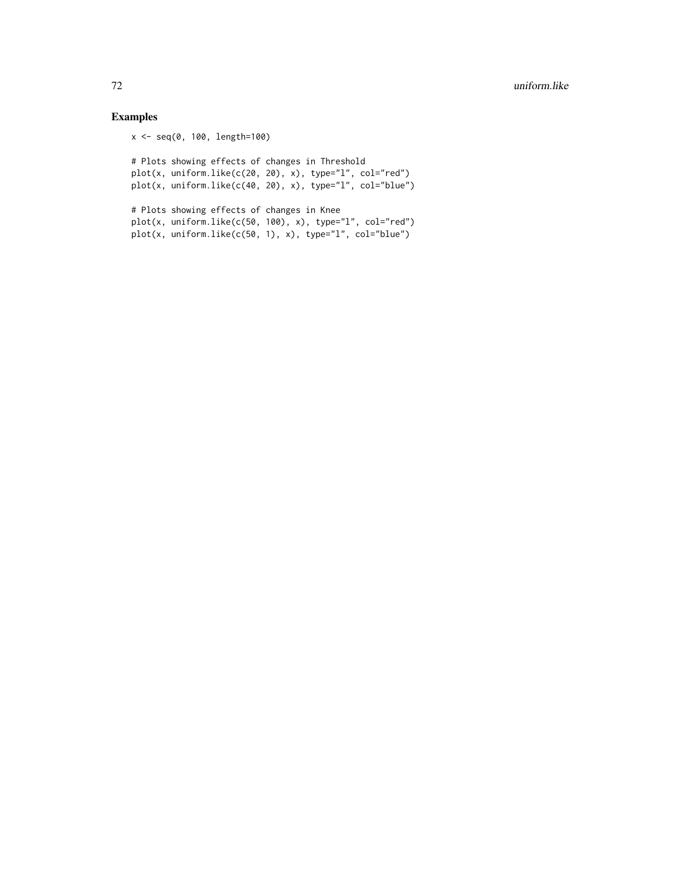## Examples

```
x <- seq(0, 100, length=100)

# Plots showing effects of changes in Threshold
plot(x, uniform.like(c(20, 20), x), type="l", col="red")
plot(x, uniform.like(c(40, 20), x), type="l", col="blue")

# Plots showing effects of changes in Knee
plot(x, uniform.like(c(50, 100), x), type="l", col="red")
plot(x, uniform.like(c(50, 1), x), type="l", col="blue")
```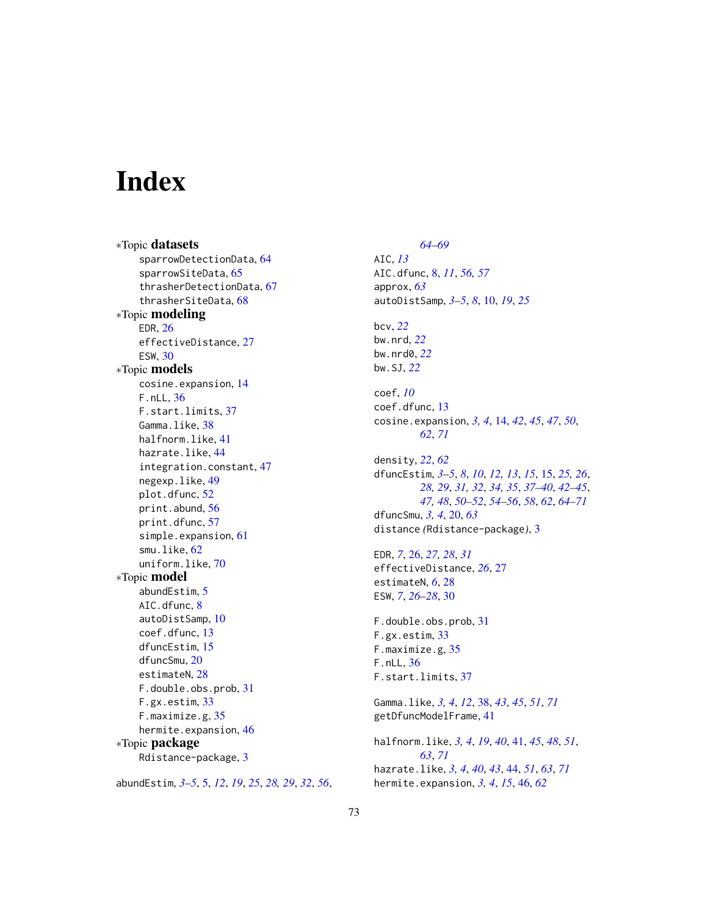# Index

∗Topic **datasets**
- sparrowDetectionData, 64
- sparrowSiteData, 65
- thrasherDetectionData, 67
- thrasherSiteData, 68

∗Topic **modeling**
- EDR, 26
- effectiveDistance, 27
- ESW, 30

∗Topic **models**
- cosine.expansion, 14
- F.nLL, 36
- F.start.limits, 37
- Gamma.like, 38
- halfnorm.like, 41
- hazrate.like, 44
- integration.constant, 47
- negexp.like, 49
- plot.dfunc, 52
- print.abund, 56
- print.dfunc, 57
- simple.expansion, 61
- smu.like, 62
- uniform.like, 70

∗Topic **model**
- abundEstim, 5
- AIC.dfunc, 8
- autoDistSamp, 10
- coef.dfunc, 13
- dfuncEstim, 15
- dfuncSmu, 20
- estimateN, 28
- F.double.obs.prob, 31
- F.gx.estim, 33
- F.maximize.g, 35
- hermite.expansion, 46

∗Topic **package**
- Rdistance-package, 3

abundEstim, *3–5*, 5, *12*, *19*, *25*, *28, 29*, *32*, *56*, *64–69*

AIC, *13*
AIC.dfunc, 8, *11*, *56, 57*
approx, *63*
autoDistSamp, *3–5*, *8*, 10, *19*, *25*

bcv, *22*
bw.nrd, *22*
bw.nrd0, *22*
bw.SJ, *22*

coef, *10*
coef.dfunc, 13
cosine.expansion, *3, 4*, 14, *42*, *45*, *47*, *50*, *62*, *71*

density, *22*, *62*
dfuncEstim, *3–5*, *8*, *10*, *12, 13*, *15*, 15, *25, 26*, *28, 29*, *31, 32*, *34, 35*, *37–40*, *42–45*, *47, 48*, *50–52*, *54–56*, *58*, *62*, *64–71*
dfuncSmu, *3, 4*, 20, *63*
distance *(*Rdistance-package*)*, 3

EDR, *7*, 26, *27, 28*, *31*
effectiveDistance, *26*, 27
estimateN, *6*, 28
ESW, *7*, *26–28*, 30

F.double.obs.prob, 31
F.gx.estim, 33
F.maximize.g, 35
F.nLL, 36
F.start.limits, 37

Gamma.like, *3, 4*, *12*, 38, *43*, *45*, *51*, *71*
getDfuncModelFrame, 41

halfnorm.like, *3, 4*, *19*, *40*, 41, *45*, *48*, *51*, *63*, *71*
hazrate.like, *3, 4*, *40*, *43*, 44, *51*, *63*, *71*
hermite.expansion, *3, 4*, *15*, 46, *62*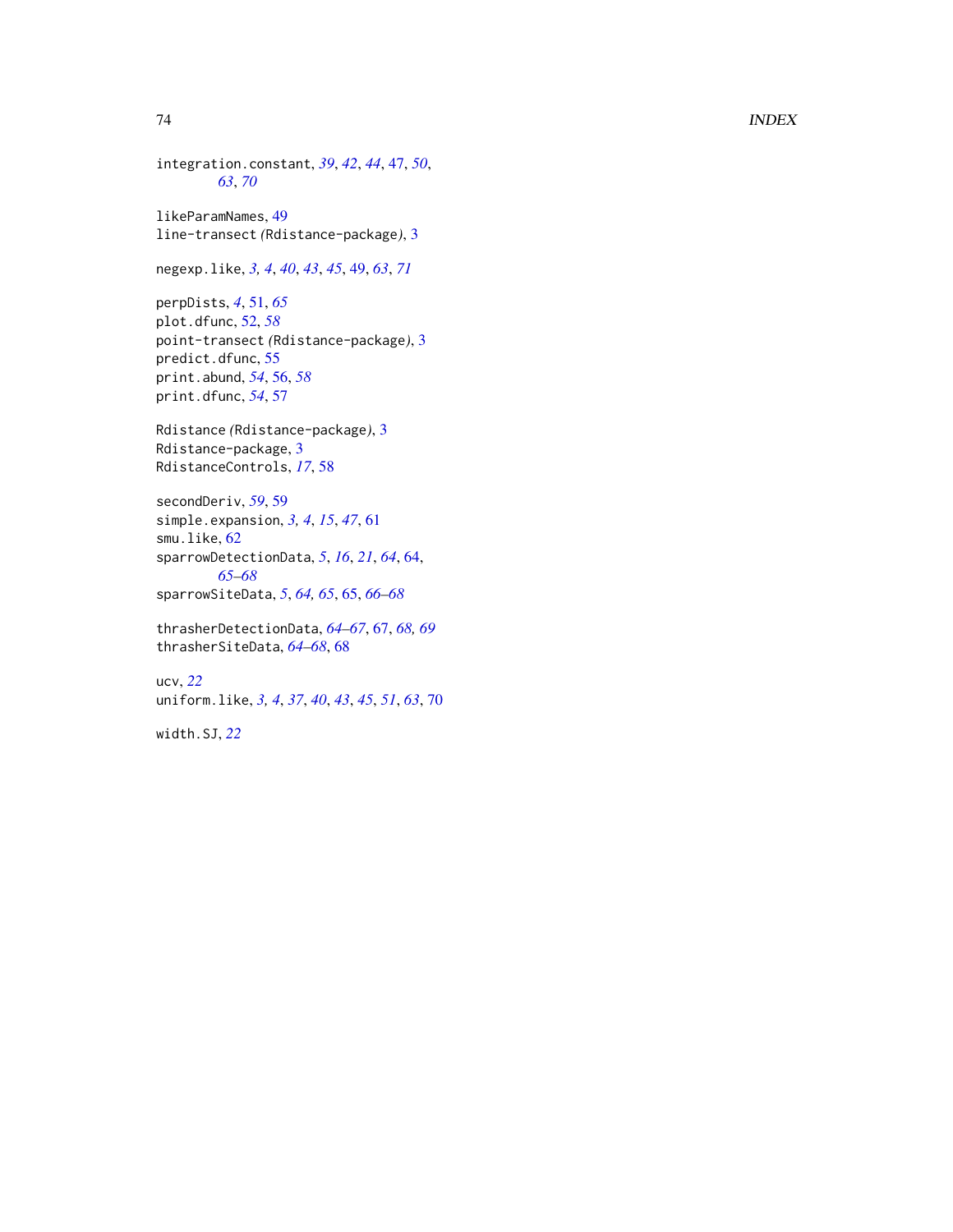integration.constant, *39*, *42*, *44*, 47, *50*, *63*, *70*

likeParamNames, 49
line-transect *(*Rdistance-package*)*, 3

negexp.like, *3, 4*, *40*, *43*, *45*, 49, *63*, *71*

perpDists, *4*, 51, *65*
plot.dfunc, 52, *58*
point-transect *(*Rdistance-package*)*, 3
predict.dfunc, 55
print.abund, *54*, 56, *58*
print.dfunc, *54*, 57

Rdistance *(*Rdistance-package*)*, 3
Rdistance-package, 3
RdistanceControls, *17*, 58

secondDeriv, *59*, 59
simple.expansion, *3, 4*, *15*, *47*, 61
smu.like, 62
sparrowDetectionData, *5*, *16*, *21*, *64*, 64, *65–68*
sparrowSiteData, *5*, *64, 65*, 65, *66–68*

thrasherDetectionData, *64–67*, 67, *68, 69*
thrasherSiteData, *64–68*, 68

ucv, *22*
uniform.like, *3, 4*, *37*, *40*, *43*, *45*, *51*, *63*, 70

width.SJ, *22*